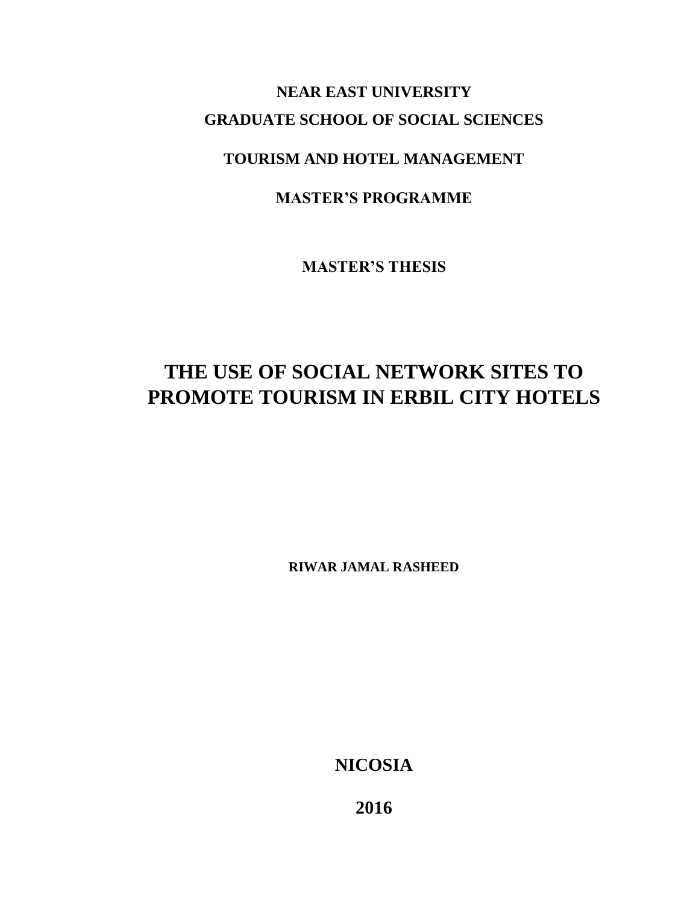**NEAR EAST UNIVERSITY**

**GRADUATE SCHOOL OF SOCIAL SCIENCES**

**TOURISM AND HOTEL MANAGEMENT**

**MASTER'S PROGRAMME**

**MASTER'S THESIS**

# THE USE OF SOCIAL NETWORK SITES TO PROMOTE TOURISM IN ERBIL CITY HOTELS

**RIWAR JAMAL RASHEED**

**NICOSIA**

**2016**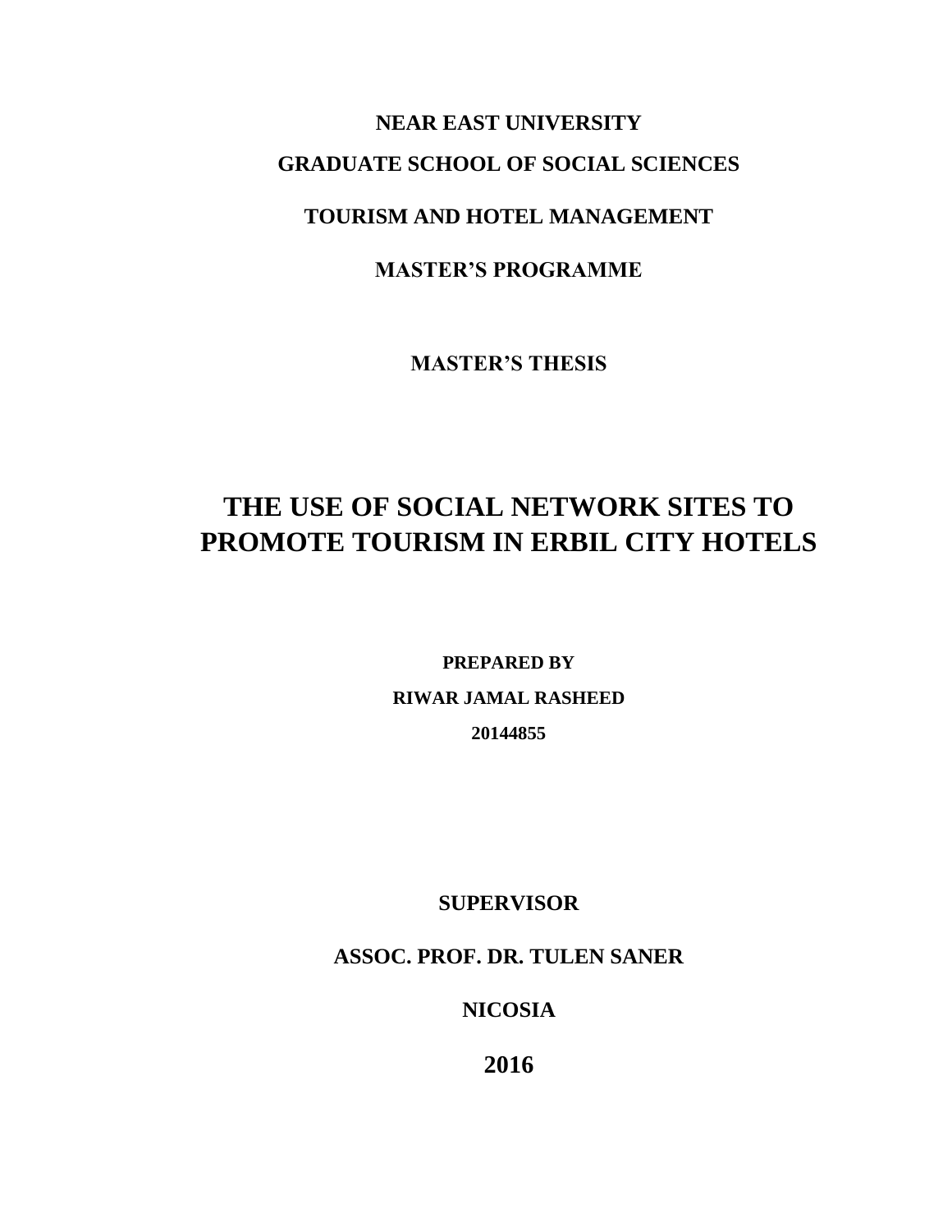**NEAR EAST UNIVERSITY**

**GRADUATE SCHOOL OF SOCIAL SCIENCES**

**TOURISM AND HOTEL MANAGEMENT**

**MASTER'S PROGRAMME**

**MASTER'S THESIS**

# THE USE OF SOCIAL NETWORK SITES TO PROMOTE TOURISM IN ERBIL CITY HOTELS

**PREPARED BY**

**RIWAR JAMAL RASHEED**

**20144855**

**SUPERVISOR**

**ASSOC. PROF. DR. TULEN SANER**

**NICOSIA**

**2016**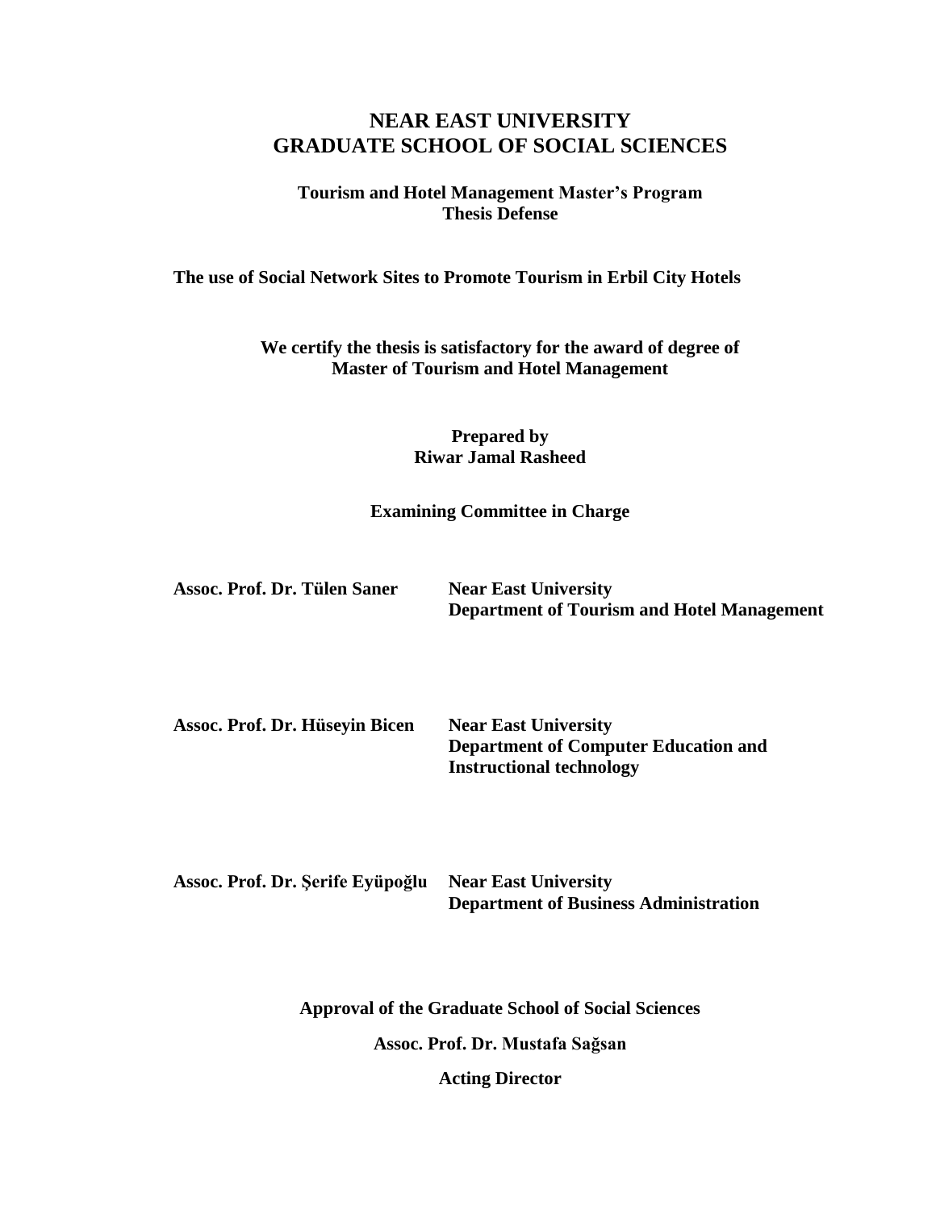# NEAR EAST UNIVERSITY
# GRADUATE SCHOOL OF SOCIAL SCIENCES

**Tourism and Hotel Management Master's Program**
**Thesis Defense**

**The use of Social Network Sites to Promote Tourism in Erbil City Hotels**

**We certify the thesis is satisfactory for the award of degree of**
**Master of Tourism and Hotel Management**

**Prepared by**
**Riwar Jamal Rasheed**

**Examining Committee in Charge**

**Assoc. Prof. Dr. Tülen Saner** — **Near East University**
**Department of Tourism and Hotel Management**

**Assoc. Prof. Dr. Hüseyin Bicen** — **Near East University**
**Department of Computer Education and Instructional technology**

**Assoc. Prof. Dr. Şerife Eyüpoğlu** — **Near East University**
**Department of Business Administration**

**Approval of the Graduate School of Social Sciences**

**Assoc. Prof. Dr. Mustafa Sağsan**

**Acting Director**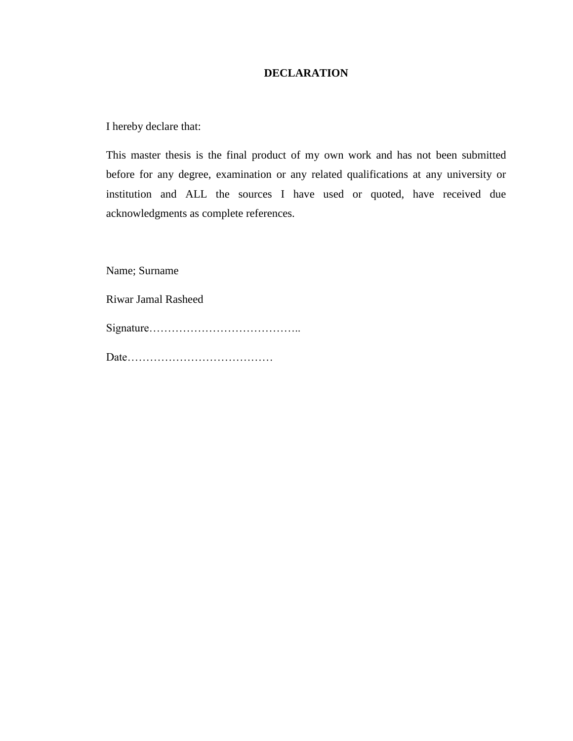# DECLARATION

I hereby declare that:

This master thesis is the final product of my own work and has not been submitted before for any degree, examination or any related qualifications at any university or institution and ALL the sources I have used or quoted, have received due acknowledgments as complete references.

Name; Surname

Riwar Jamal Rasheed

Signature…………………………………..

Date…………………………………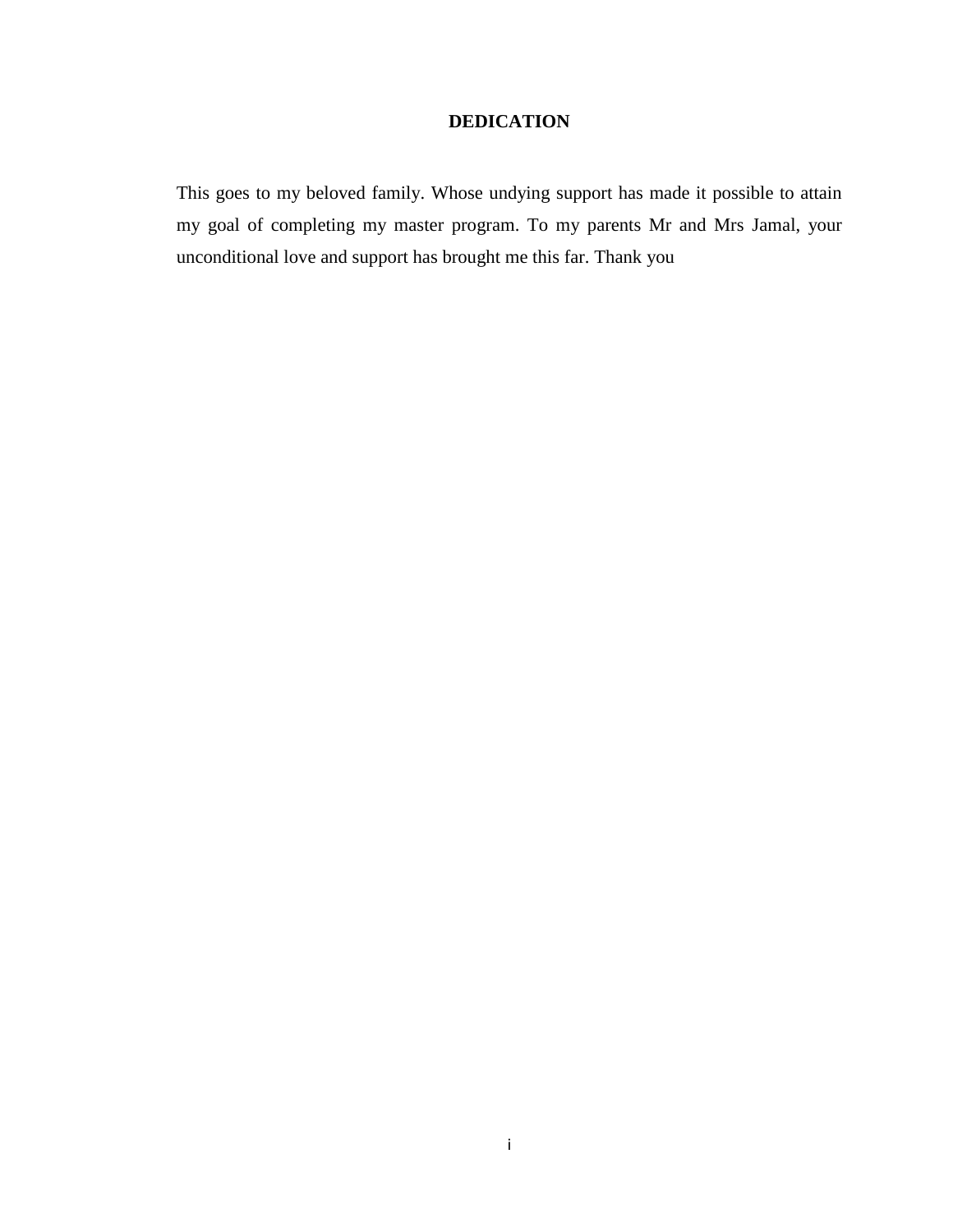# DEDICATION

This goes to my beloved family. Whose undying support has made it possible to attain my goal of completing my master program. To my parents Mr and Mrs Jamal, your unconditional love and support has brought me this far. Thank you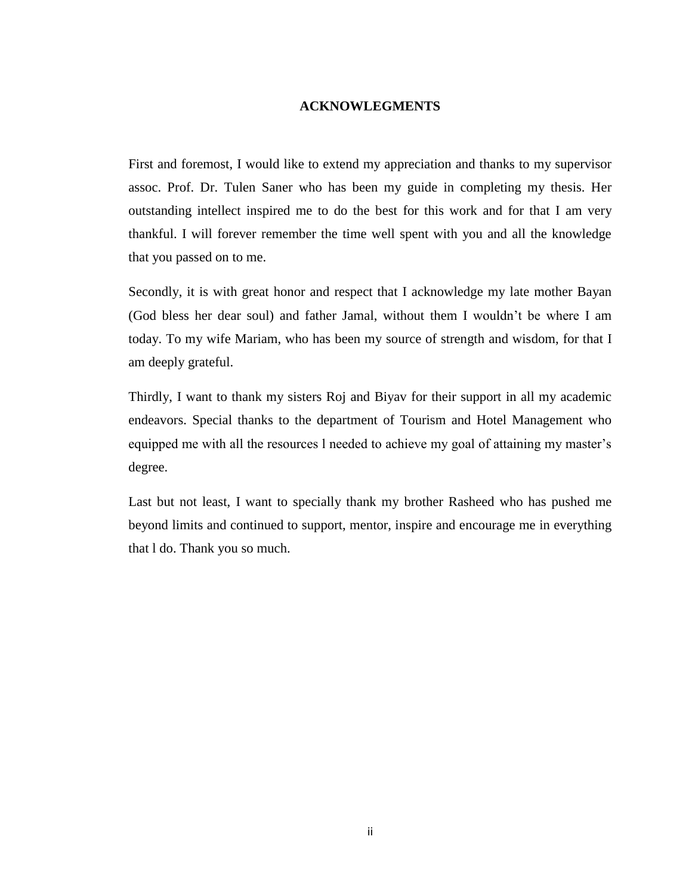# ACKNOWLEGMENTS

First and foremost, I would like to extend my appreciation and thanks to my supervisor assoc. Prof. Dr. Tulen Saner who has been my guide in completing my thesis. Her outstanding intellect inspired me to do the best for this work and for that I am very thankful. I will forever remember the time well spent with you and all the knowledge that you passed on to me.

Secondly, it is with great honor and respect that I acknowledge my late mother Bayan (God bless her dear soul) and father Jamal, without them I wouldn't be where I am today. To my wife Mariam, who has been my source of strength and wisdom, for that I am deeply grateful.

Thirdly, I want to thank my sisters Roj and Biyav for their support in all my academic endeavors. Special thanks to the department of Tourism and Hotel Management who equipped me with all the resources l needed to achieve my goal of attaining my master's degree.

Last but not least, I want to specially thank my brother Rasheed who has pushed me beyond limits and continued to support, mentor, inspire and encourage me in everything that l do. Thank you so much.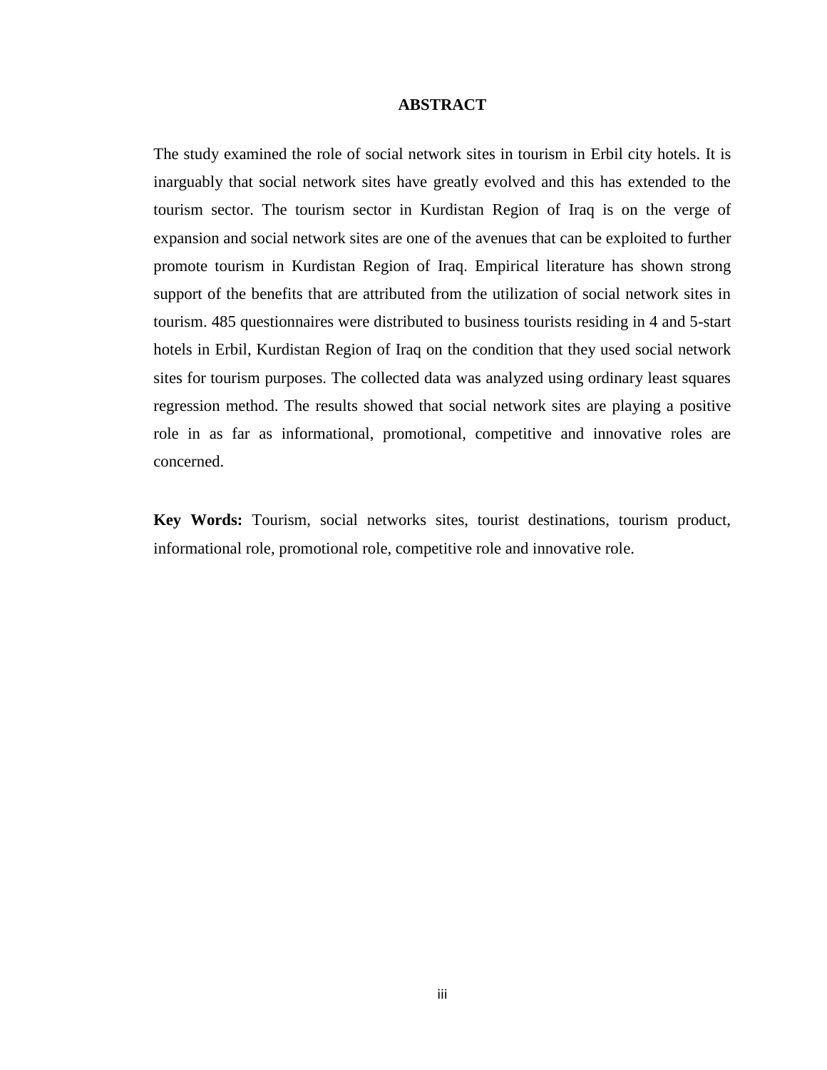# ABSTRACT

The study examined the role of social network sites in tourism in Erbil city hotels. It is inarguably that social network sites have greatly evolved and this has extended to the tourism sector. The tourism sector in Kurdistan Region of Iraq is on the verge of expansion and social network sites are one of the avenues that can be exploited to further promote tourism in Kurdistan Region of Iraq. Empirical literature has shown strong support of the benefits that are attributed from the utilization of social network sites in tourism. 485 questionnaires were distributed to business tourists residing in 4 and 5-start hotels in Erbil, Kurdistan Region of Iraq on the condition that they used social network sites for tourism purposes. The collected data was analyzed using ordinary least squares regression method. The results showed that social network sites are playing a positive role in as far as informational, promotional, competitive and innovative roles are concerned.

**Key Words:** Tourism, social networks sites, tourist destinations, tourism product, informational role, promotional role, competitive role and innovative role.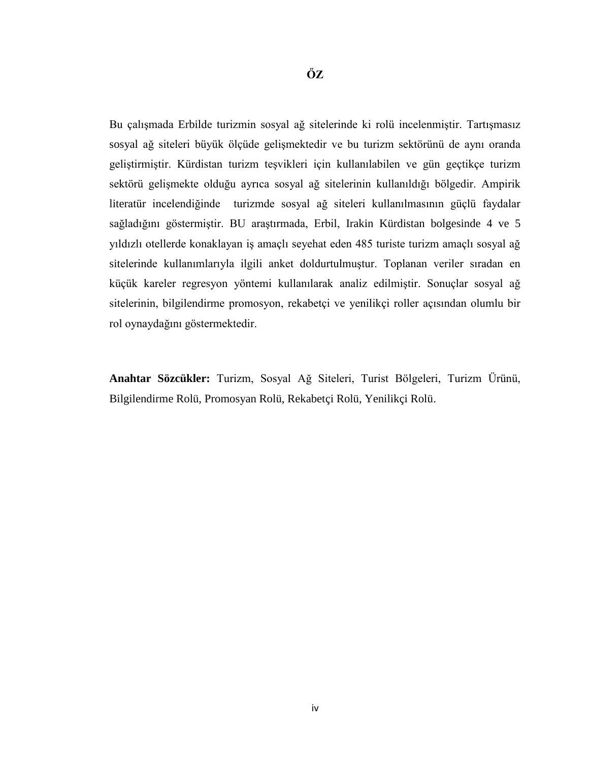# ŐZ

Bu çalışmada Erbilde turizmin sosyal ağ sitelerinde ki rolü incelenmiştir. Tartışmasız sosyal ağ siteleri büyük ölçüde gelişmektedir ve bu turizm sektörünü de aynı oranda geliştirmiştir. Kürdistan turizm teşvikleri için kullanılabilen ve gün geçtikçe turizm sektörü gelişmekte olduğu ayrıca sosyal ağ sitelerinin kullanıldığı bölgedir. Ampirik literatür incelendiğinde turizmde sosyal ağ siteleri kullanılmasının güçlü faydalar sağladığını göstermiştir. BU araştırmada, Erbil, Irakin Kürdistan bolgesinde 4 ve 5 yıldızlı otellerde konaklayan iş amaçlı seyehat eden 485 turiste turizm amaçlı sosyal ağ sitelerinde kullanımlarıyla ilgili anket doldurtulmuştur. Toplanan veriler sıradan en küçük kareler regresyon yöntemi kullanılarak analiz edilmiştir. Sonuçlar sosyal ağ sitelerinin, bilgilendirme promosyon, rekabetçi ve yenilikçi roller açısından olumlu bir rol oynaydağını göstermektedir.

**Anahtar Sözcükler:** Turizm, Sosyal Ağ Siteleri, Turist Bölgeleri, Turizm Ürünü, Bilgilendirme Rolü, Promosyan Rolü, Rekabetçi Rolü, Yenilikçi Rolü.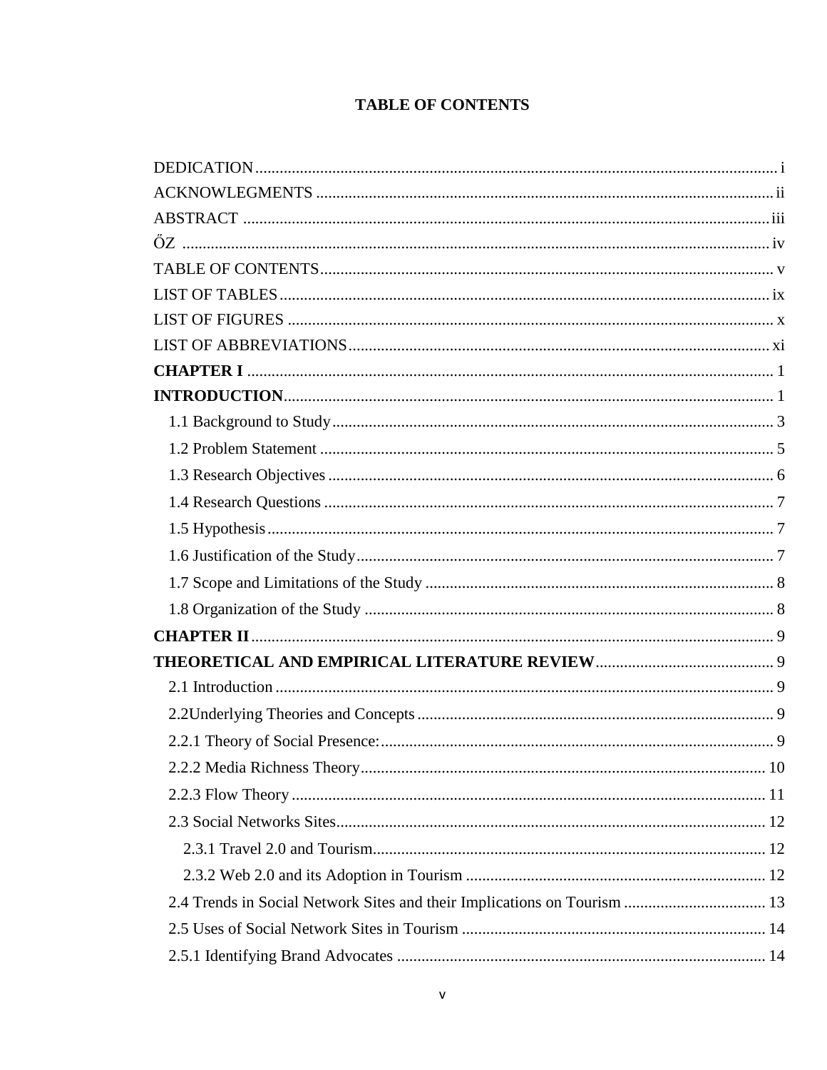**TABLE OF CONTENTS**

DEDICATION ..... i
ACKNOWLEGMENTS ..... ii
ABSTRACT ..... iii
ŐZ ..... iv
TABLE OF CONTENTS ..... v
LIST OF TABLES ..... ix
LIST OF FIGURES ..... x
LIST OF ABBREVIATIONS ..... xi
**CHAPTER I** ..... 1
**INTRODUCTION** ..... 1
  1.1 Background to Study ..... 3
  1.2 Problem Statement ..... 5
  1.3 Research Objectives ..... 6
  1.4 Research Questions ..... 7
  1.5 Hypothesis ..... 7
  1.6 Justification of the Study ..... 7
  1.7 Scope and Limitations of the Study ..... 8
  1.8 Organization of the Study ..... 8
**CHAPTER II** ..... 9
**THEORETICAL AND EMPIRICAL LITERATURE REVIEW** ..... 9
  2.1 Introduction ..... 9
  2.2Underlying Theories and Concepts ..... 9
  2.2.1 Theory of Social Presence: ..... 9
  2.2.2 Media Richness Theory ..... 10
  2.2.3 Flow Theory ..... 11
  2.3 Social Networks Sites ..... 12
    2.3.1 Travel 2.0 and Tourism ..... 12
    2.3.2 Web 2.0 and its Adoption in Tourism ..... 12
  2.4 Trends in Social Network Sites and their Implications on Tourism ..... 13
  2.5 Uses of Social Network Sites in Tourism ..... 14
  2.5.1 Identifying Brand Advocates ..... 14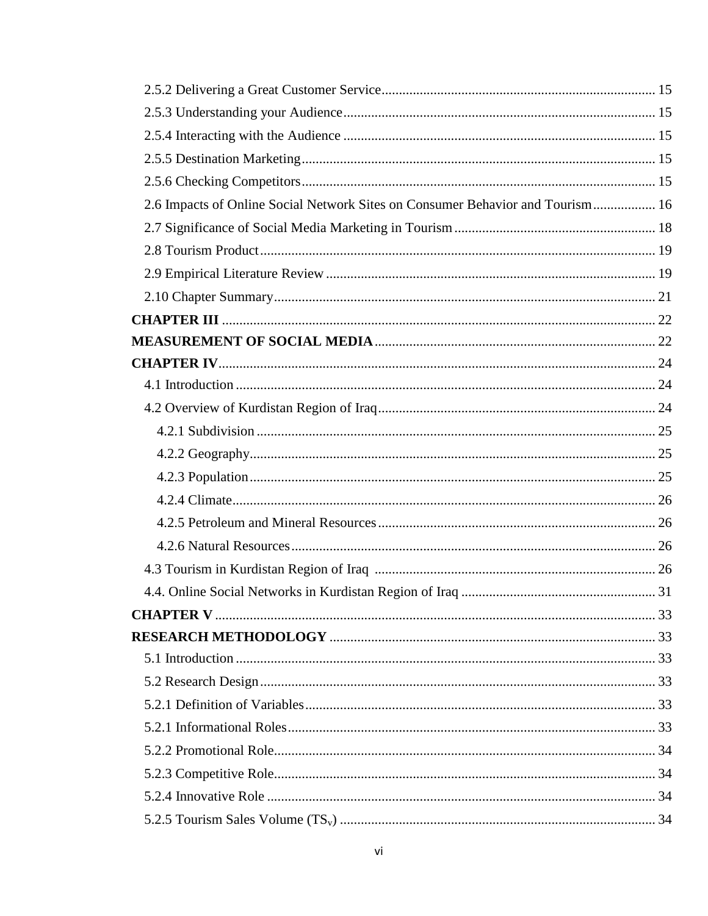2.5.2 Delivering a Great Customer Service .......... 15

2.5.3 Understanding your Audience .......... 15

2.5.4 Interacting with the Audience .......... 15

2.5.5 Destination Marketing .......... 15

2.5.6 Checking Competitors .......... 15

2.6 Impacts of Online Social Network Sites on Consumer Behavior and Tourism .......... 16

2.7 Significance of Social Media Marketing in Tourism .......... 18

2.8 Tourism Product .......... 19

2.9 Empirical Literature Review .......... 19

2.10 Chapter Summary .......... 21

**CHAPTER III** .......... 22

**MEASUREMENT OF SOCIAL MEDIA** .......... 22

**CHAPTER IV** .......... 24

4.1 Introduction .......... 24

4.2 Overview of Kurdistan Region of Iraq .......... 24

4.2.1 Subdivision .......... 25

4.2.2 Geography .......... 25

4.2.3 Population .......... 25

4.2.4 Climate .......... 26

4.2.5 Petroleum and Mineral Resources .......... 26

4.2.6 Natural Resources .......... 26

4.3 Tourism in Kurdistan Region of Iraq .......... 26

4.4. Online Social Networks in Kurdistan Region of Iraq .......... 31

**CHAPTER V** .......... 33

**RESEARCH METHODOLOGY** .......... 33

5.1 Introduction .......... 33

5.2 Research Design .......... 33

5.2.1 Definition of Variables .......... 33

5.2.1 Informational Roles .......... 33

5.2.2 Promotional Role .......... 34

5.2.3 Competitive Role .......... 34

5.2.4 Innovative Role .......... 34

5.2.5 Tourism Sales Volume ($TS_v$) .......... 34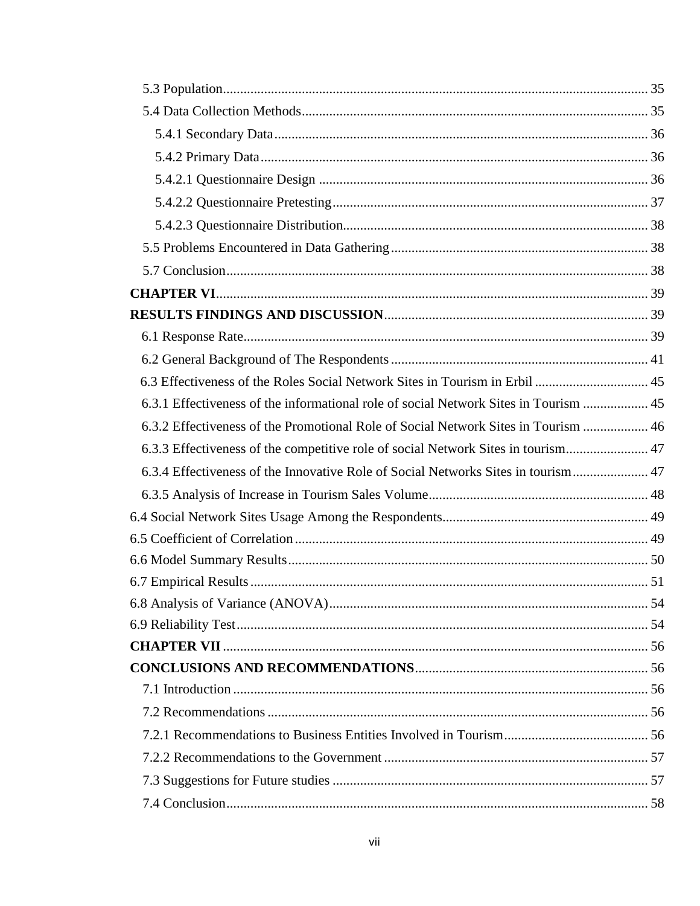5.3 Population ........................................................................................................ 35

5.4 Data Collection Methods ..................................................................................... 35

5.4.1 Secondary Data ............................................................................................. 36

5.4.2 Primary Data ................................................................................................. 36

5.4.2.1 Questionnaire Design ................................................................................ 36

5.4.2.2 Questionnaire Pretesting ............................................................................ 37

5.4.2.3 Questionnaire Distribution ......................................................................... 38

5.5 Problems Encountered in Data Gathering ........................................................... 38

5.7 Conclusion ........................................................................................................... 38

**CHAPTER VI** ........................................................................................................... 39

**RESULTS FINDINGS AND DISCUSSION** ............................................................ 39

6.1 Response Rate ..................................................................................................... 39

6.2 General Background of The Respondents ........................................................... 41

6.3 Effectiveness of the Roles Social Network Sites in Tourism in Erbil ................. 45

6.3.1 Effectiveness of the informational role of social Network Sites in Tourism ................... 45

6.3.2 Effectiveness of the Promotional Role of Social Network Sites in Tourism ................... 46

6.3.3 Effectiveness of the competitive role of social Network Sites in tourism ........................ 47

6.3.4 Effectiveness of the Innovative Role of Social Networks Sites in tourism ...................... 47

6.3.5 Analysis of Increase in Tourism Sales Volume ................................................ 48

6.4 Social Network Sites Usage Among the Respondents ............................................ 49

6.5 Coefficient of Correlation ....................................................................................... 49

6.6 Model Summary Results ......................................................................................... 50

6.7 Empirical Results .................................................................................................... 51

6.8 Analysis of Variance (ANOVA) ............................................................................. 54

6.9 Reliability Test ........................................................................................................ 54

**CHAPTER VII** .......................................................................................................... 56

**CONCLUSIONS AND RECOMMENDATIONS** .................................................... 56

7.1 Introduction ........................................................................................................... 56

7.2 Recommendations ................................................................................................. 56

7.2.1 Recommendations to Business Entities Involved in Tourism .......................... 56

7.2.2 Recommendations to the Government ............................................................. 57

7.3 Suggestions for Future studies ............................................................................ 57

7.4 Conclusion ........................................................................................................... 58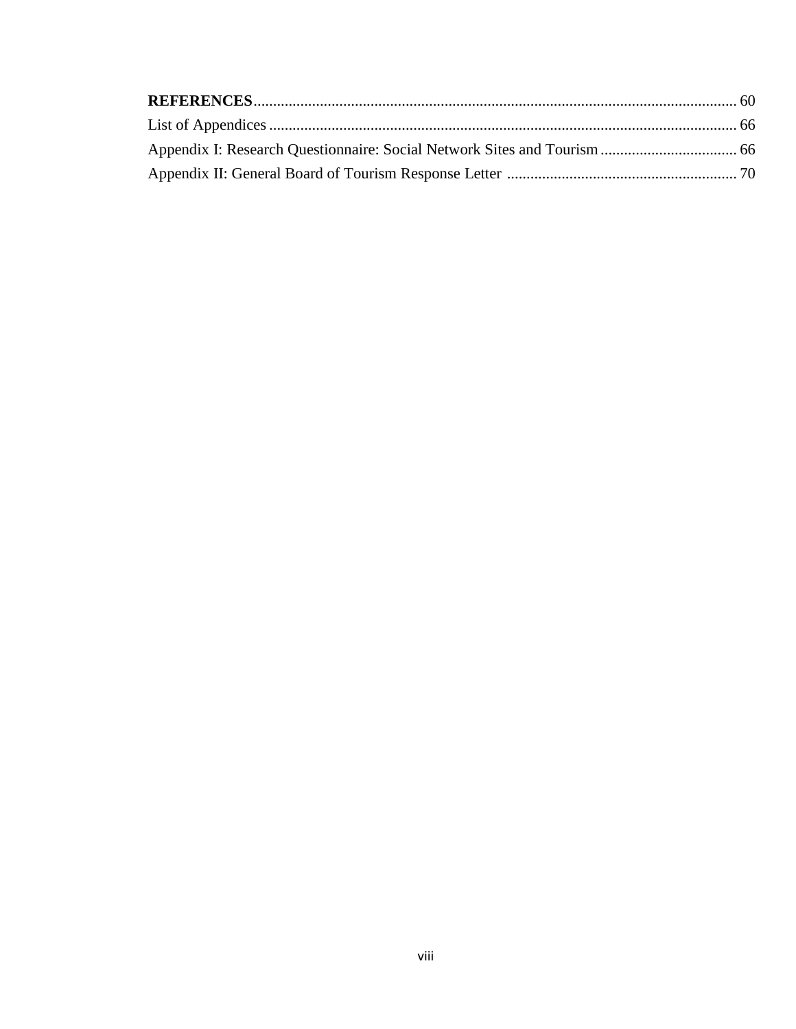**REFERENCES**........................................................................................................................ 60

List of Appendices ...................................................................................................................... 66

Appendix I: Research Questionnaire: Social Network Sites and Tourism .................................. 66

Appendix II: General Board of Tourism Response Letter .......................................................... 70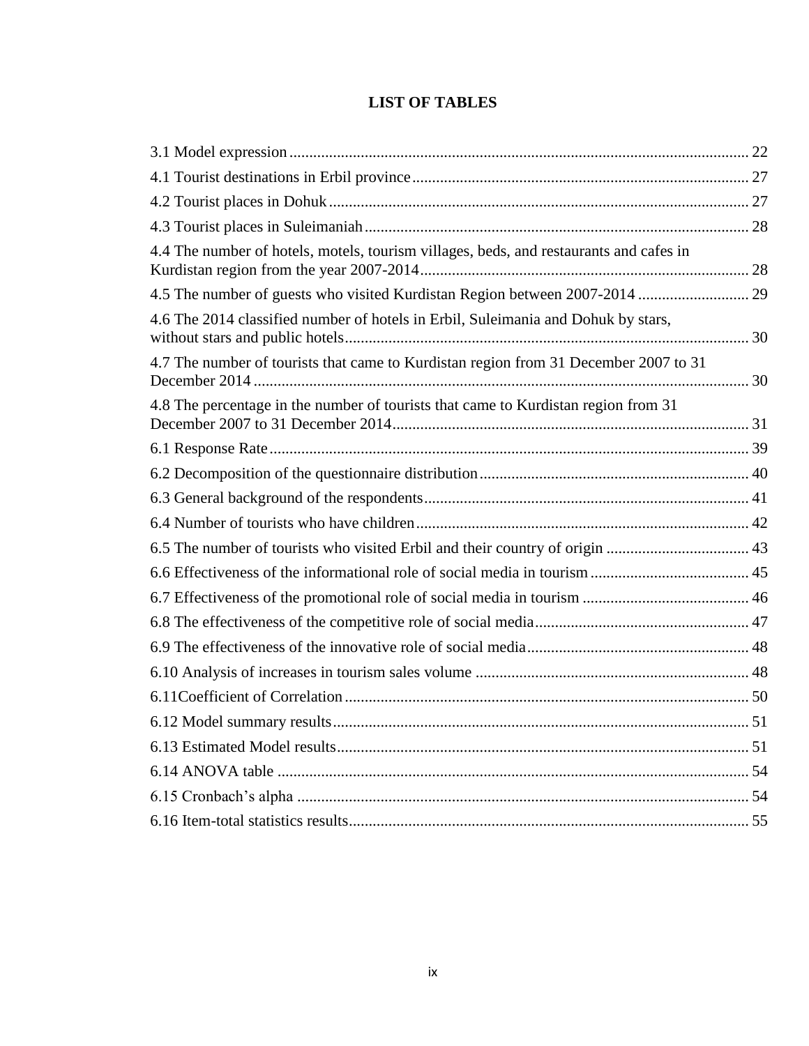# LIST OF TABLES

3.1 Model expression ........ 22
4.1 Tourist destinations in Erbil province ........ 27
4.2 Tourist places in Dohuk ........ 27
4.3 Tourist places in Suleimaniah ........ 28
4.4 The number of hotels, motels, tourism villages, beds, and restaurants and cafes in Kurdistan region from the year 2007-2014 ........ 28
4.5 The number of guests who visited Kurdistan Region between 2007-2014 ........ 29
4.6 The 2014 classified number of hotels in Erbil, Suleimania and Dohuk by stars, without stars and public hotels ........ 30
4.7 The number of tourists that came to Kurdistan region from 31 December 2007 to 31 December 2014 ........ 30
4.8 The percentage in the number of tourists that came to Kurdistan region from 31 December 2007 to 31 December 2014 ........ 31
6.1 Response Rate ........ 39
6.2 Decomposition of the questionnaire distribution ........ 40
6.3 General background of the respondents ........ 41
6.4 Number of tourists who have children ........ 42
6.5 The number of tourists who visited Erbil and their country of origin ........ 43
6.6 Effectiveness of the informational role of social media in tourism ........ 45
6.7 Effectiveness of the promotional role of social media in tourism ........ 46
6.8 The effectiveness of the competitive role of social media ........ 47
6.9 The effectiveness of the innovative role of social media ........ 48
6.10 Analysis of increases in tourism sales volume ........ 48
6.11Coefficient of Correlation ........ 50
6.12 Model summary results ........ 51
6.13 Estimated Model results ........ 51
6.14 ANOVA table ........ 54
6.15 Cronbach's alpha ........ 54
6.16 Item-total statistics results ........ 55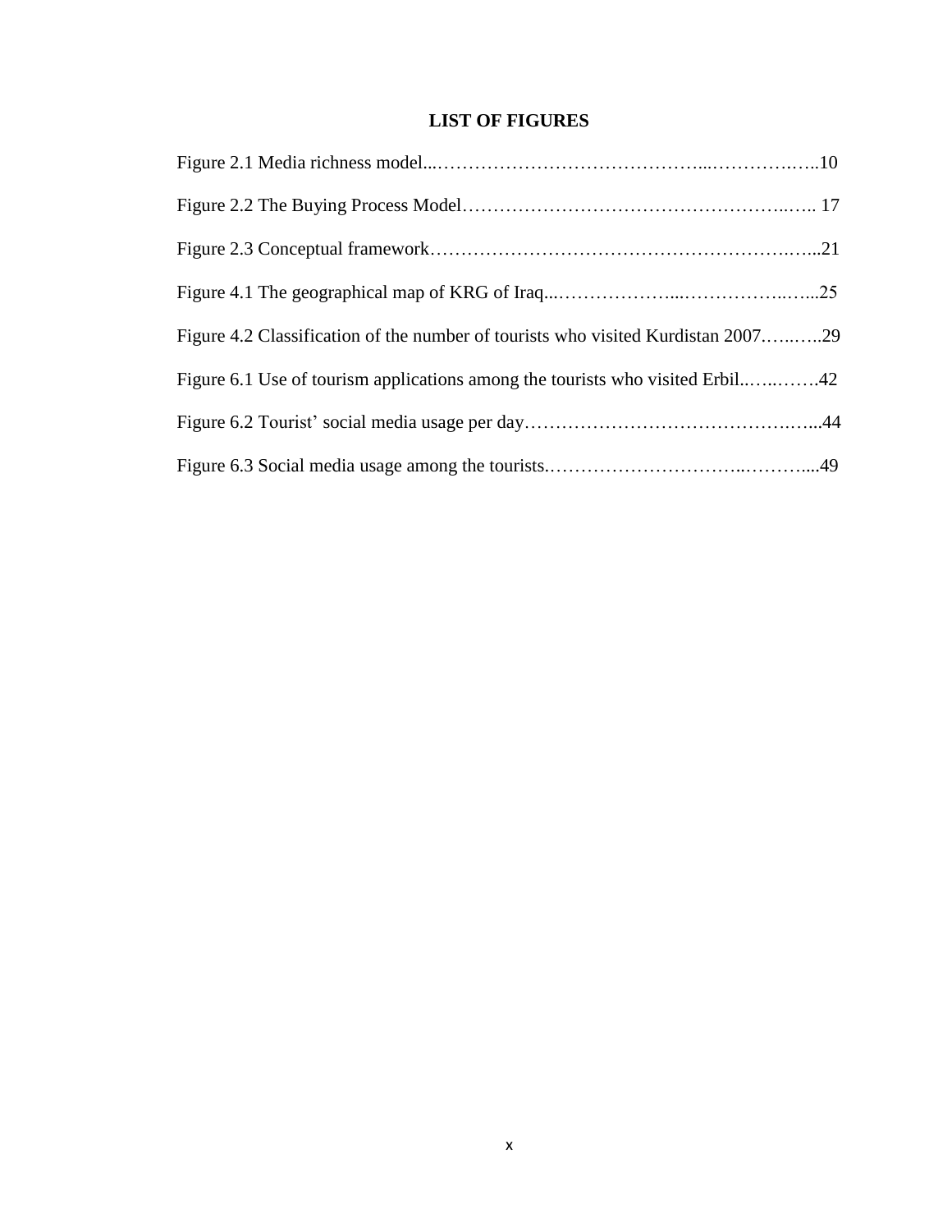# LIST OF FIGURES

Figure 2.1 Media richness model...……………………………………...…………….…..10

Figure 2.2 The Buying Process Model……………………………………………..….. 17

Figure 2.3 Conceptual framework…………………………………………………..…...21

Figure 4.1 The geographical map of KRG of Iraq...………………....……………..…...25

Figure 4.2 Classification of the number of tourists who visited Kurdistan 2007…...…..29

Figure 6.1 Use of tourism applications among the tourists who visited Erbil..…..…….42

Figure 6.2 Tourist' social media usage per day……………………………………….…...44

Figure 6.3 Social media usage among the tourists.………………………….………....49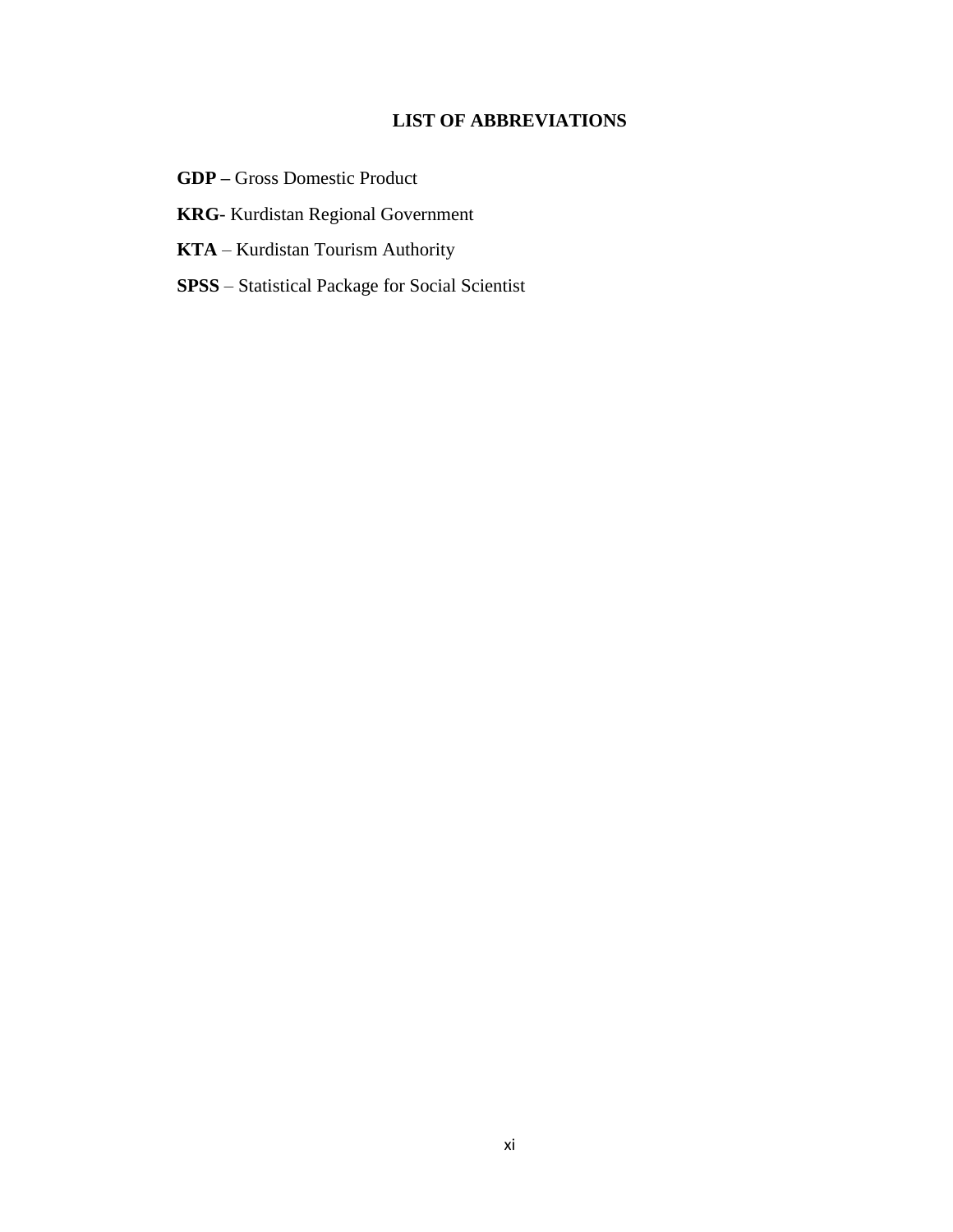## LIST OF ABBREVIATIONS

**GDP –** Gross Domestic Product

**KRG**- Kurdistan Regional Government

**KTA** – Kurdistan Tourism Authority

**SPSS** – Statistical Package for Social Scientist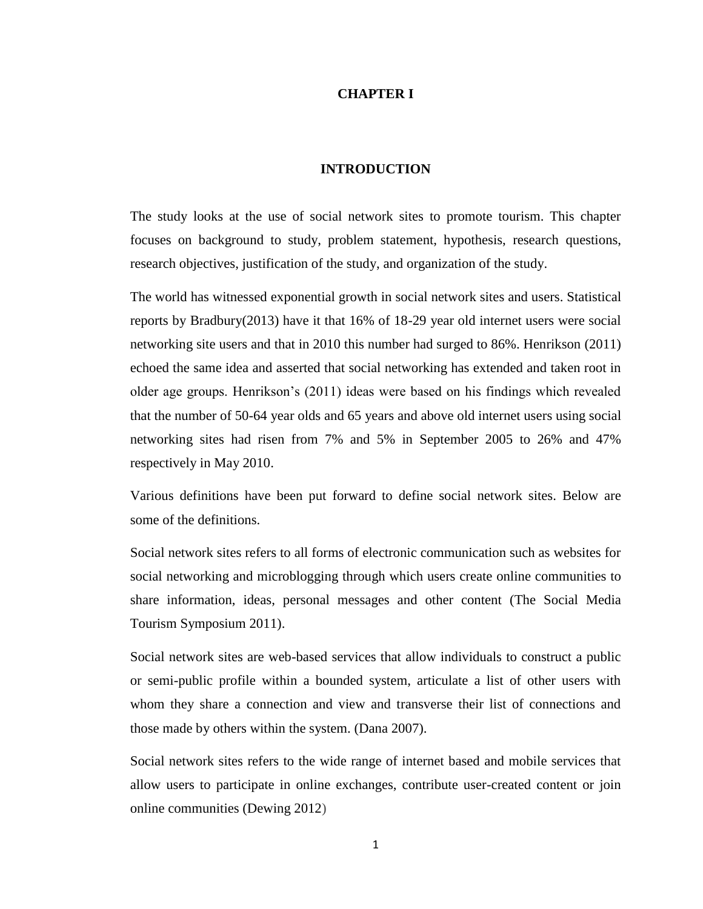# CHAPTER I

## INTRODUCTION

The study looks at the use of social network sites to promote tourism. This chapter focuses on background to study, problem statement, hypothesis, research questions, research objectives, justification of the study, and organization of the study.

The world has witnessed exponential growth in social network sites and users. Statistical reports by Bradbury(2013) have it that 16% of 18-29 year old internet users were social networking site users and that in 2010 this number had surged to 86%. Henrikson (2011) echoed the same idea and asserted that social networking has extended and taken root in older age groups. Henrikson's (2011) ideas were based on his findings which revealed that the number of 50-64 year olds and 65 years and above old internet users using social networking sites had risen from 7% and 5% in September 2005 to 26% and 47% respectively in May 2010.

Various definitions have been put forward to define social network sites. Below are some of the definitions.

Social network sites refers to all forms of electronic communication such as websites for social networking and microblogging through which users create online communities to share information, ideas, personal messages and other content (The Social Media Tourism Symposium 2011).

Social network sites are web-based services that allow individuals to construct a public or semi-public profile within a bounded system, articulate a list of other users with whom they share a connection and view and transverse their list of connections and those made by others within the system. (Dana 2007).

Social network sites refers to the wide range of internet based and mobile services that allow users to participate in online exchanges, contribute user-created content or join online communities (Dewing 2012)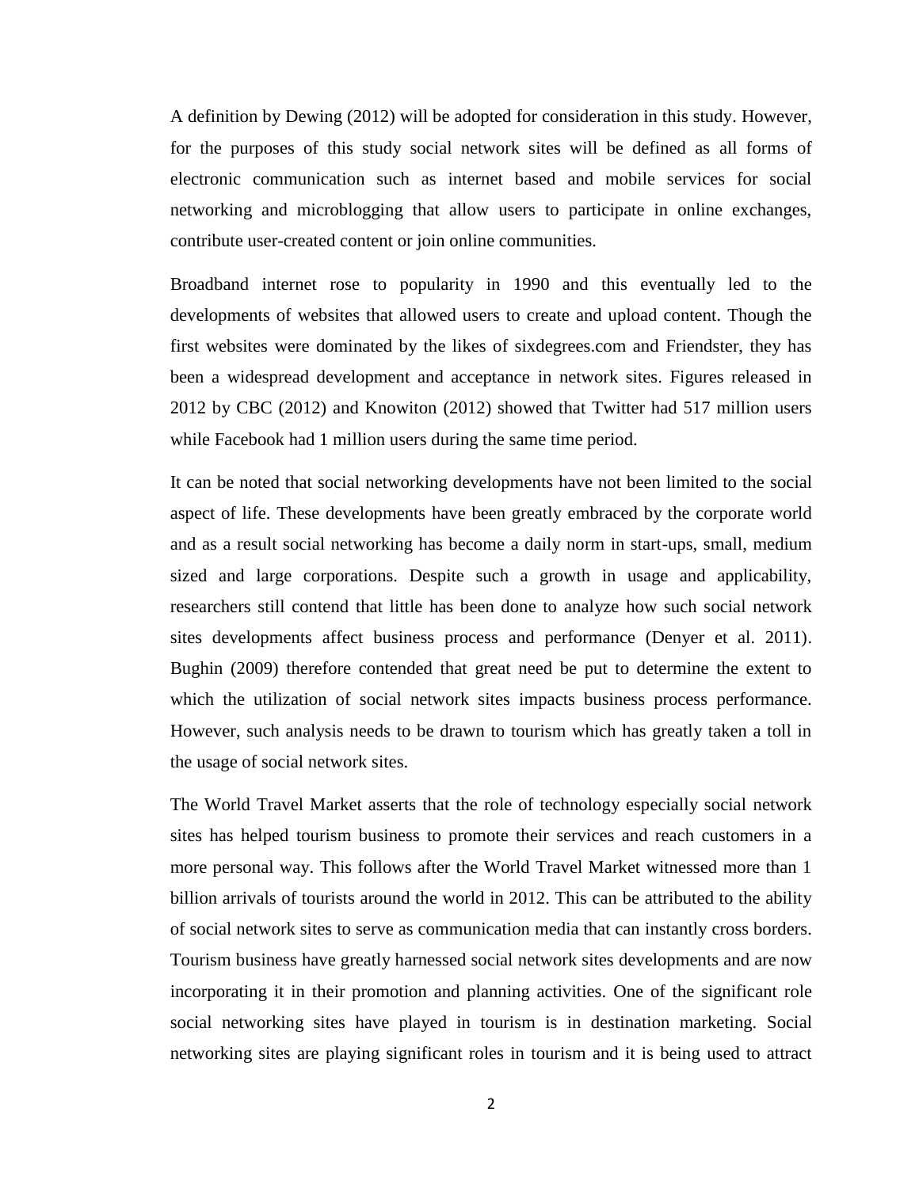A definition by Dewing (2012) will be adopted for consideration in this study. However, for the purposes of this study social network sites will be defined as all forms of electronic communication such as internet based and mobile services for social networking and microblogging that allow users to participate in online exchanges, contribute user-created content or join online communities.

Broadband internet rose to popularity in 1990 and this eventually led to the developments of websites that allowed users to create and upload content. Though the first websites were dominated by the likes of sixdegrees.com and Friendster, they has been a widespread development and acceptance in network sites. Figures released in 2012 by CBC (2012) and Knowiton (2012) showed that Twitter had 517 million users while Facebook had 1 million users during the same time period.

It can be noted that social networking developments have not been limited to the social aspect of life. These developments have been greatly embraced by the corporate world and as a result social networking has become a daily norm in start-ups, small, medium sized and large corporations. Despite such a growth in usage and applicability, researchers still contend that little has been done to analyze how such social network sites developments affect business process and performance (Denyer et al. 2011). Bughin (2009) therefore contended that great need be put to determine the extent to which the utilization of social network sites impacts business process performance. However, such analysis needs to be drawn to tourism which has greatly taken a toll in the usage of social network sites.

The World Travel Market asserts that the role of technology especially social network sites has helped tourism business to promote their services and reach customers in a more personal way. This follows after the World Travel Market witnessed more than 1 billion arrivals of tourists around the world in 2012. This can be attributed to the ability of social network sites to serve as communication media that can instantly cross borders. Tourism business have greatly harnessed social network sites developments and are now incorporating it in their promotion and planning activities. One of the significant role social networking sites have played in tourism is in destination marketing. Social networking sites are playing significant roles in tourism and it is being used to attract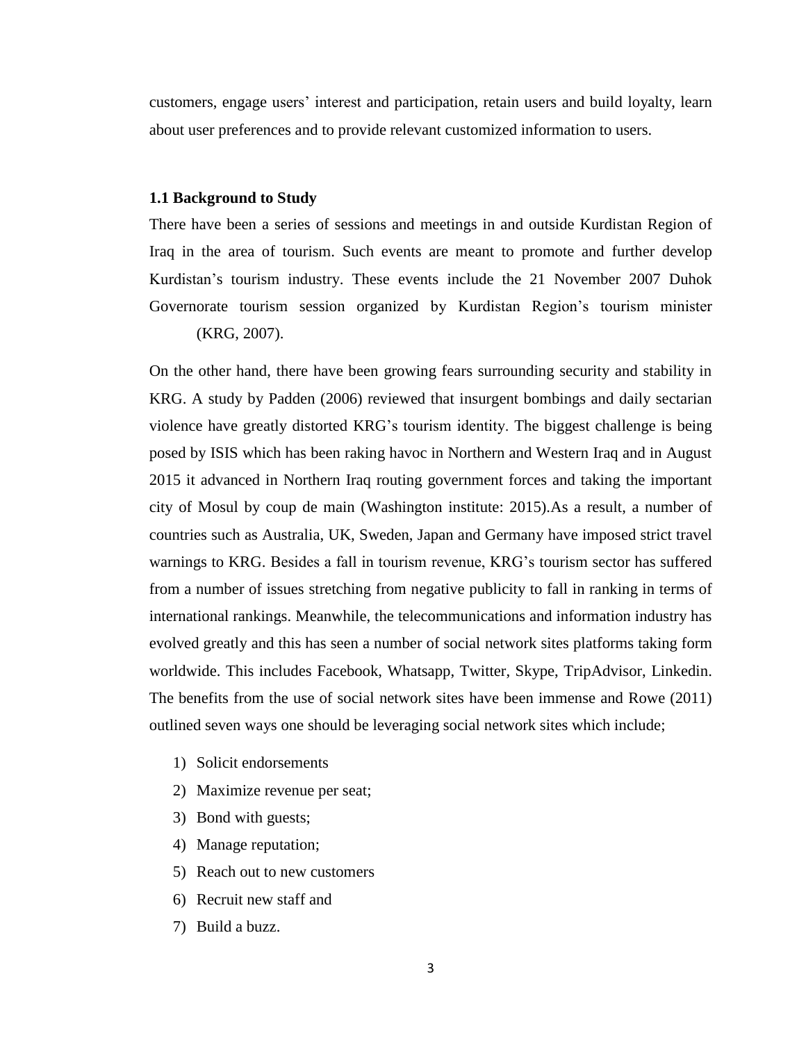customers, engage users' interest and participation, retain users and build loyalty, learn about user preferences and to provide relevant customized information to users.

### 1.1 Background to Study

There have been a series of sessions and meetings in and outside Kurdistan Region of Iraq in the area of tourism. Such events are meant to promote and further develop Kurdistan's tourism industry. These events include the 21 November 2007 Duhok Governorate tourism session organized by Kurdistan Region's tourism minister (KRG, 2007).

On the other hand, there have been growing fears surrounding security and stability in KRG. A study by Padden (2006) reviewed that insurgent bombings and daily sectarian violence have greatly distorted KRG's tourism identity. The biggest challenge is being posed by ISIS which has been raking havoc in Northern and Western Iraq and in August 2015 it advanced in Northern Iraq routing government forces and taking the important city of Mosul by coup de main (Washington institute: 2015).As a result, a number of countries such as Australia, UK, Sweden, Japan and Germany have imposed strict travel warnings to KRG. Besides a fall in tourism revenue, KRG's tourism sector has suffered from a number of issues stretching from negative publicity to fall in ranking in terms of international rankings. Meanwhile, the telecommunications and information industry has evolved greatly and this has seen a number of social network sites platforms taking form worldwide. This includes Facebook, Whatsapp, Twitter, Skype, TripAdvisor, Linkedin. The benefits from the use of social network sites have been immense and Rowe (2011) outlined seven ways one should be leveraging social network sites which include;

1) Solicit endorsements
2) Maximize revenue per seat;
3) Bond with guests;
4) Manage reputation;
5) Reach out to new customers
6) Recruit new staff and
7) Build a buzz.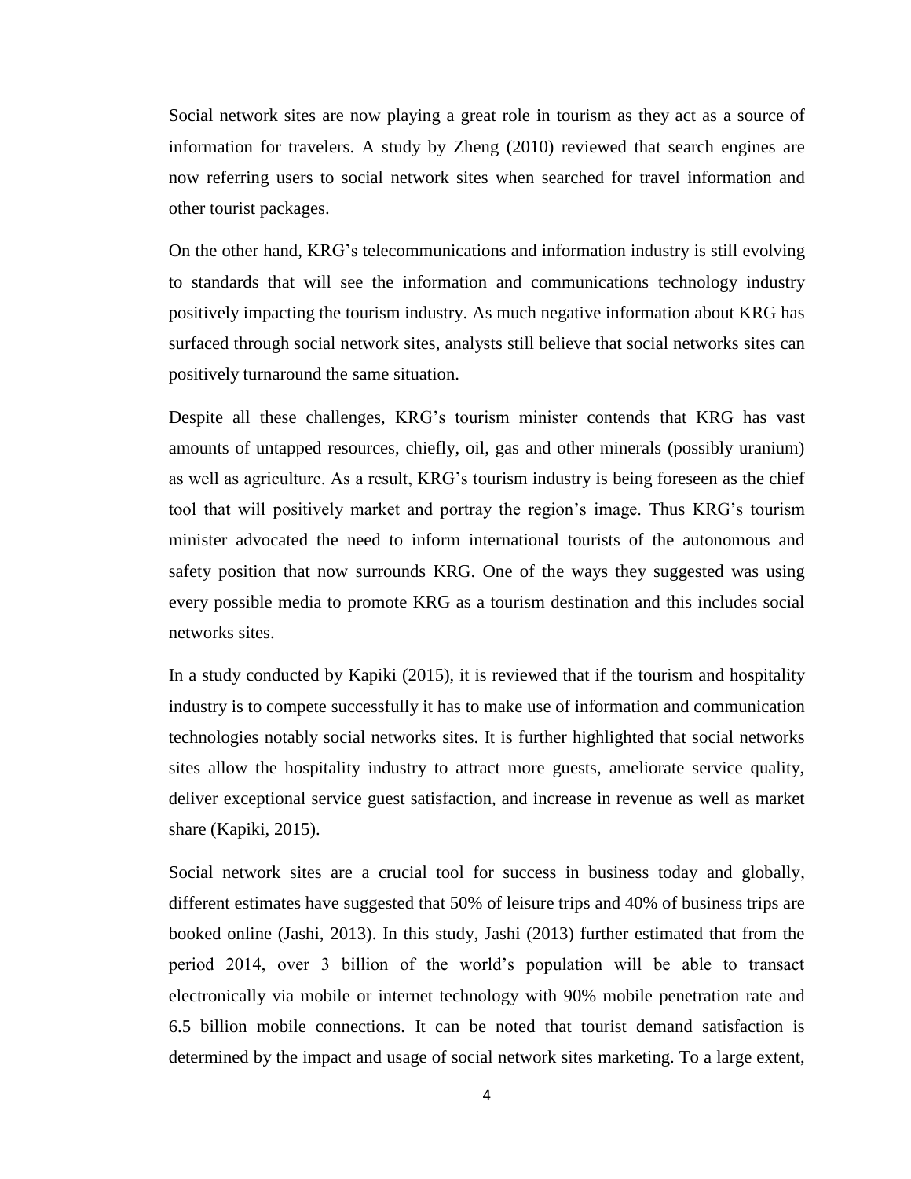Social network sites are now playing a great role in tourism as they act as a source of information for travelers. A study by Zheng (2010) reviewed that search engines are now referring users to social network sites when searched for travel information and other tourist packages.

On the other hand, KRG's telecommunications and information industry is still evolving to standards that will see the information and communications technology industry positively impacting the tourism industry. As much negative information about KRG has surfaced through social network sites, analysts still believe that social networks sites can positively turnaround the same situation.

Despite all these challenges, KRG's tourism minister contends that KRG has vast amounts of untapped resources, chiefly, oil, gas and other minerals (possibly uranium) as well as agriculture. As a result, KRG's tourism industry is being foreseen as the chief tool that will positively market and portray the region's image. Thus KRG's tourism minister advocated the need to inform international tourists of the autonomous and safety position that now surrounds KRG. One of the ways they suggested was using every possible media to promote KRG as a tourism destination and this includes social networks sites.

In a study conducted by Kapiki (2015), it is reviewed that if the tourism and hospitality industry is to compete successfully it has to make use of information and communication technologies notably social networks sites. It is further highlighted that social networks sites allow the hospitality industry to attract more guests, ameliorate service quality, deliver exceptional service guest satisfaction, and increase in revenue as well as market share (Kapiki, 2015).

Social network sites are a crucial tool for success in business today and globally, different estimates have suggested that 50% of leisure trips and 40% of business trips are booked online (Jashi, 2013). In this study, Jashi (2013) further estimated that from the period 2014, over 3 billion of the world's population will be able to transact electronically via mobile or internet technology with 90% mobile penetration rate and 6.5 billion mobile connections. It can be noted that tourist demand satisfaction is determined by the impact and usage of social network sites marketing. To a large extent,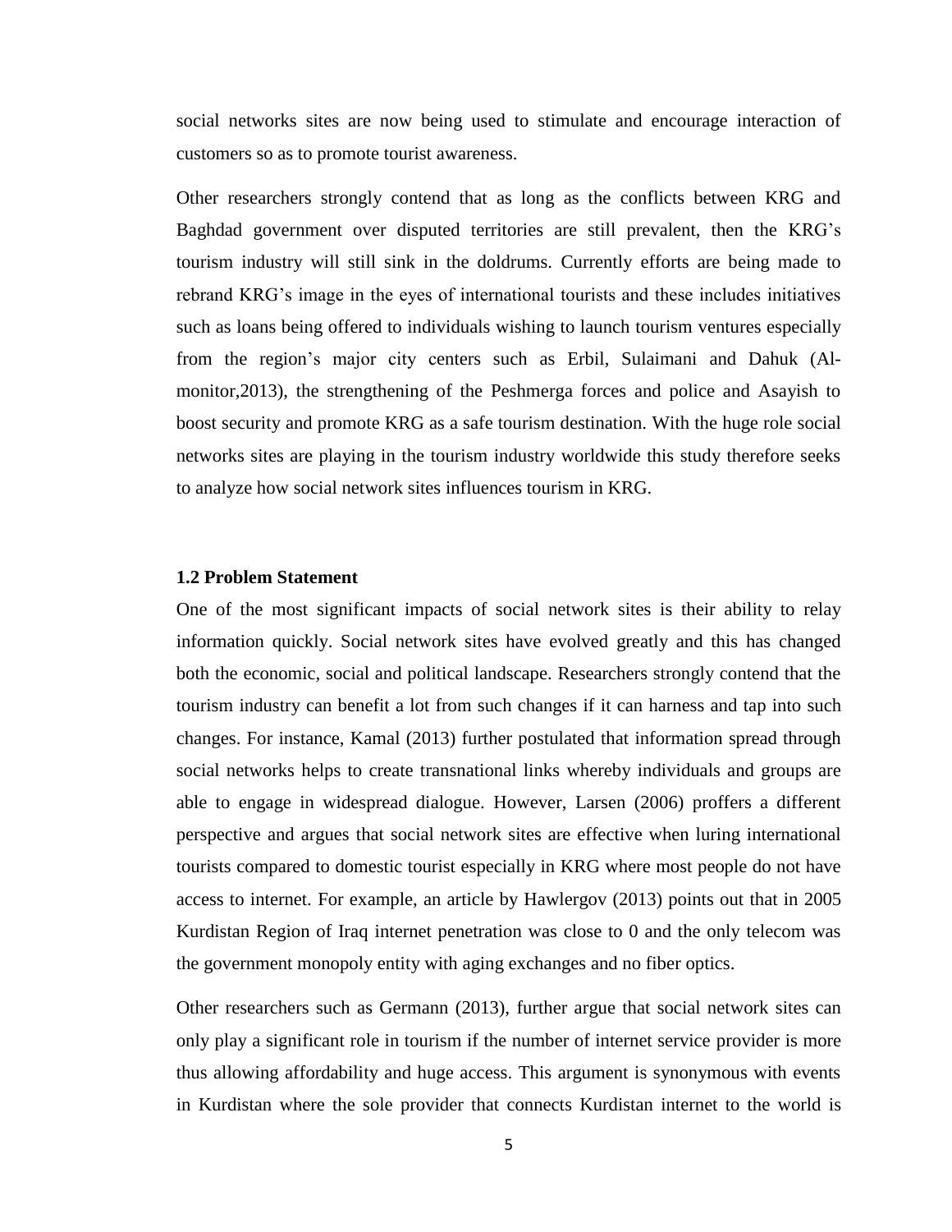social networks sites are now being used to stimulate and encourage interaction of customers so as to promote tourist awareness.

Other researchers strongly contend that as long as the conflicts between KRG and Baghdad government over disputed territories are still prevalent, then the KRG's tourism industry will still sink in the doldrums. Currently efforts are being made to rebrand KRG's image in the eyes of international tourists and these includes initiatives such as loans being offered to individuals wishing to launch tourism ventures especially from the region's major city centers such as Erbil, Sulaimani and Dahuk (Al-monitor,2013), the strengthening of the Peshmerga forces and police and Asayish to boost security and promote KRG as a safe tourism destination. With the huge role social networks sites are playing in the tourism industry worldwide this study therefore seeks to analyze how social network sites influences tourism in KRG.

### 1.2 Problem Statement

One of the most significant impacts of social network sites is their ability to relay information quickly. Social network sites have evolved greatly and this has changed both the economic, social and political landscape. Researchers strongly contend that the tourism industry can benefit a lot from such changes if it can harness and tap into such changes. For instance, Kamal (2013) further postulated that information spread through social networks helps to create transnational links whereby individuals and groups are able to engage in widespread dialogue. However, Larsen (2006) proffers a different perspective and argues that social network sites are effective when luring international tourists compared to domestic tourist especially in KRG where most people do not have access to internet. For example, an article by Hawlergov (2013) points out that in 2005 Kurdistan Region of Iraq internet penetration was close to 0 and the only telecom was the government monopoly entity with aging exchanges and no fiber optics.

Other researchers such as Germann (2013), further argue that social network sites can only play a significant role in tourism if the number of internet service provider is more thus allowing affordability and huge access. This argument is synonymous with events in Kurdistan where the sole provider that connects Kurdistan internet to the world is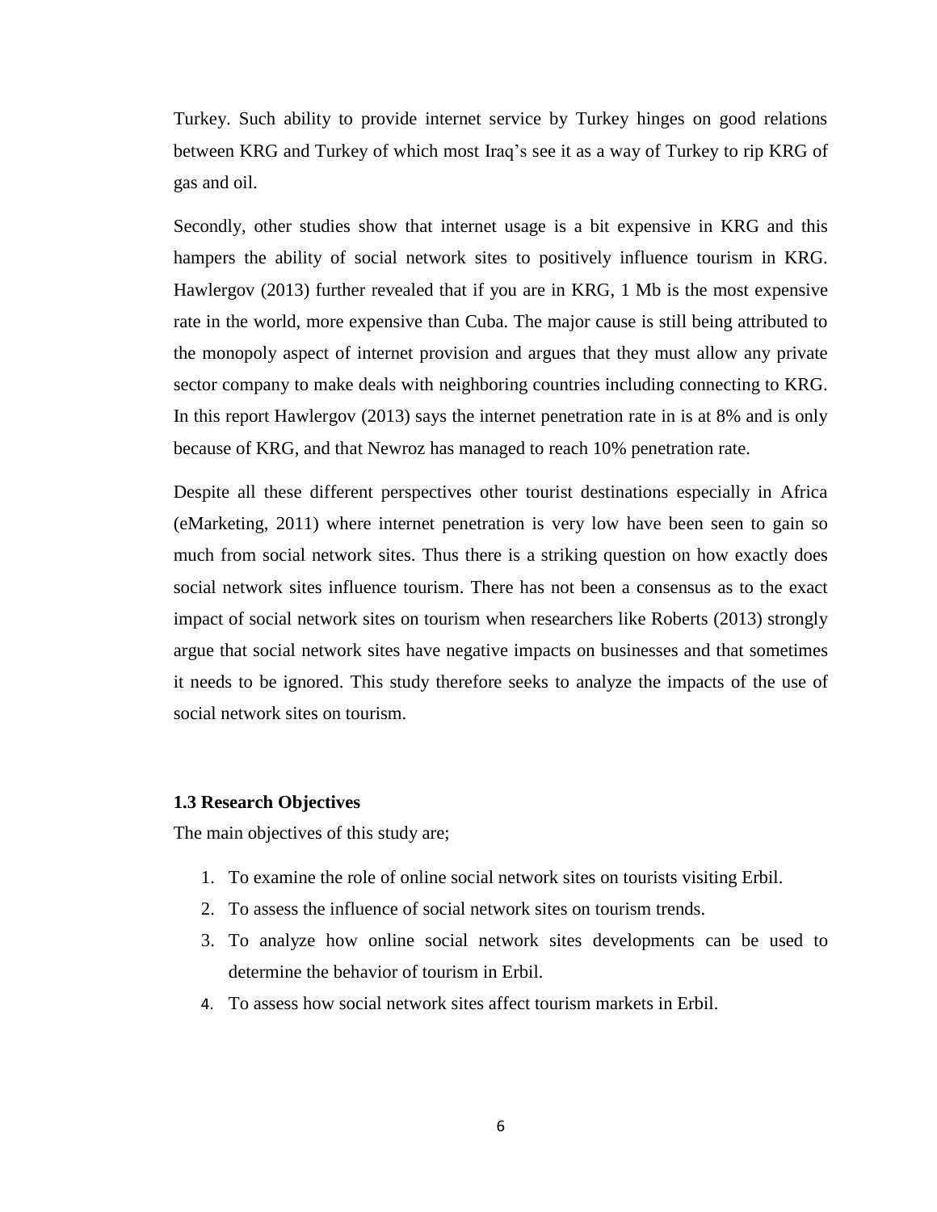Turkey. Such ability to provide internet service by Turkey hinges on good relations between KRG and Turkey of which most Iraq's see it as a way of Turkey to rip KRG of gas and oil.

Secondly, other studies show that internet usage is a bit expensive in KRG and this hampers the ability of social network sites to positively influence tourism in KRG. Hawlergov (2013) further revealed that if you are in KRG, 1 Mb is the most expensive rate in the world, more expensive than Cuba. The major cause is still being attributed to the monopoly aspect of internet provision and argues that they must allow any private sector company to make deals with neighboring countries including connecting to KRG. In this report Hawlergov (2013) says the internet penetration rate in is at 8% and is only because of KRG, and that Newroz has managed to reach 10% penetration rate.

Despite all these different perspectives other tourist destinations especially in Africa (eMarketing, 2011) where internet penetration is very low have been seen to gain so much from social network sites. Thus there is a striking question on how exactly does social network sites influence tourism. There has not been a consensus as to the exact impact of social network sites on tourism when researchers like Roberts (2013) strongly argue that social network sites have negative impacts on businesses and that sometimes it needs to be ignored. This study therefore seeks to analyze the impacts of the use of social network sites on tourism.

### 1.3 Research Objectives

The main objectives of this study are;

1. To examine the role of online social network sites on tourists visiting Erbil.
2. To assess the influence of social network sites on tourism trends.
3. To analyze how online social network sites developments can be used to determine the behavior of tourism in Erbil.
4. To assess how social network sites affect tourism markets in Erbil.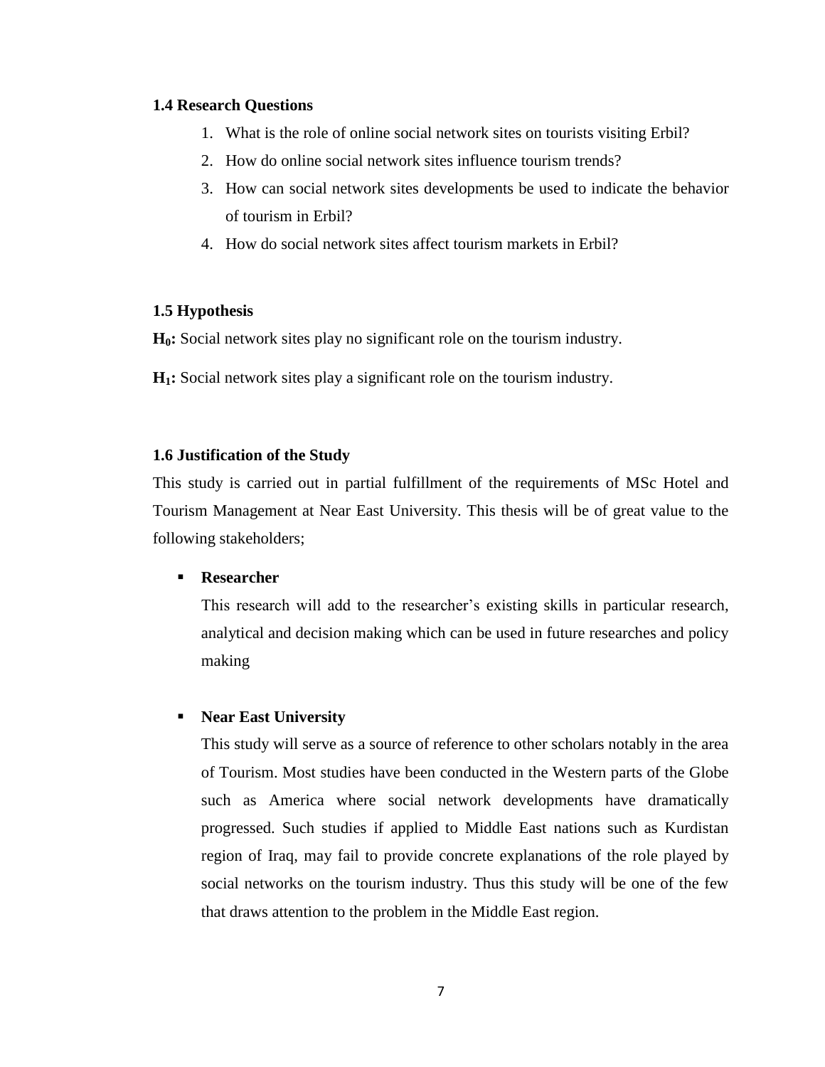### 1.4 Research Questions

1. What is the role of online social network sites on tourists visiting Erbil?
2. How do online social network sites influence tourism trends?
3. How can social network sites developments be used to indicate the behavior of tourism in Erbil?
4. How do social network sites affect tourism markets in Erbil?

### 1.5 Hypothesis

**$H_0$:** Social network sites play no significant role on the tourism industry.

**$H_1$:** Social network sites play a significant role on the tourism industry.

### 1.6 Justification of the Study

This study is carried out in partial fulfillment of the requirements of MSc Hotel and Tourism Management at Near East University. This thesis will be of great value to the following stakeholders;

- **Researcher**

  This research will add to the researcher's existing skills in particular research, analytical and decision making which can be used in future researches and policy making

- **Near East University**

  This study will serve as a source of reference to other scholars notably in the area of Tourism. Most studies have been conducted in the Western parts of the Globe such as America where social network developments have dramatically progressed. Such studies if applied to Middle East nations such as Kurdistan region of Iraq, may fail to provide concrete explanations of the role played by social networks on the tourism industry. Thus this study will be one of the few that draws attention to the problem in the Middle East region.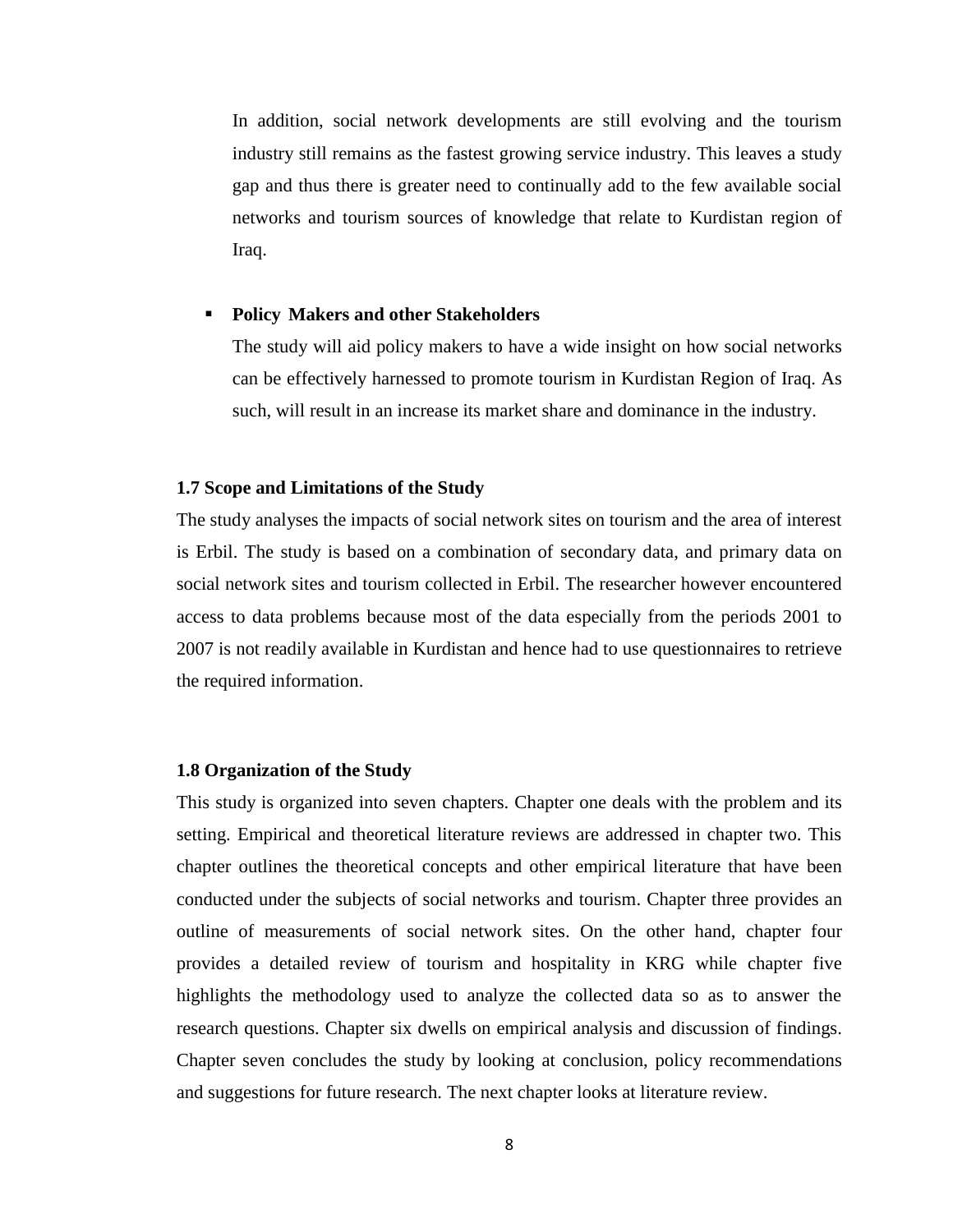In addition, social network developments are still evolving and the tourism industry still remains as the fastest growing service industry. This leaves a study gap and thus there is greater need to continually add to the few available social networks and tourism sources of knowledge that relate to Kurdistan region of Iraq.

- **Policy Makers and other Stakeholders**

  The study will aid policy makers to have a wide insight on how social networks can be effectively harnessed to promote tourism in Kurdistan Region of Iraq. As such, will result in an increase its market share and dominance in the industry.

### 1.7 Scope and Limitations of the Study

The study analyses the impacts of social network sites on tourism and the area of interest is Erbil. The study is based on a combination of secondary data, and primary data on social network sites and tourism collected in Erbil. The researcher however encountered access to data problems because most of the data especially from the periods 2001 to 2007 is not readily available in Kurdistan and hence had to use questionnaires to retrieve the required information.

### 1.8 Organization of the Study

This study is organized into seven chapters. Chapter one deals with the problem and its setting. Empirical and theoretical literature reviews are addressed in chapter two. This chapter outlines the theoretical concepts and other empirical literature that have been conducted under the subjects of social networks and tourism. Chapter three provides an outline of measurements of social network sites. On the other hand, chapter four provides a detailed review of tourism and hospitality in KRG while chapter five highlights the methodology used to analyze the collected data so as to answer the research questions. Chapter six dwells on empirical analysis and discussion of findings. Chapter seven concludes the study by looking at conclusion, policy recommendations and suggestions for future research. The next chapter looks at literature review.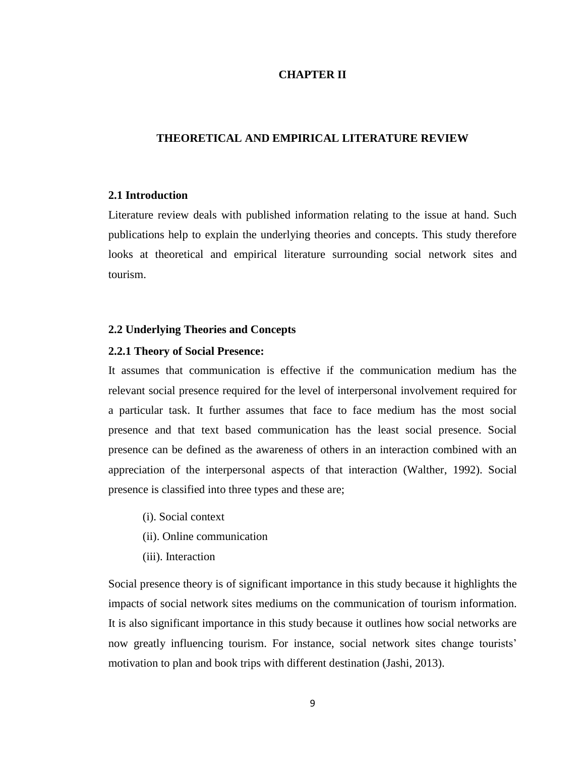# CHAPTER II

# THEORETICAL AND EMPIRICAL LITERATURE REVIEW

## 2.1 Introduction

Literature review deals with published information relating to the issue at hand. Such publications help to explain the underlying theories and concepts. This study therefore looks at theoretical and empirical literature surrounding social network sites and tourism.

## 2.2 Underlying Theories and Concepts

### 2.2.1 Theory of Social Presence:

It assumes that communication is effective if the communication medium has the relevant social presence required for the level of interpersonal involvement required for a particular task. It further assumes that face to face medium has the most social presence and that text based communication has the least social presence. Social presence can be defined as the awareness of others in an interaction combined with an appreciation of the interpersonal aspects of that interaction (Walther, 1992). Social presence is classified into three types and these are;

(i). Social context
(ii). Online communication
(iii). Interaction

Social presence theory is of significant importance in this study because it highlights the impacts of social network sites mediums on the communication of tourism information. It is also significant importance in this study because it outlines how social networks are now greatly influencing tourism. For instance, social network sites change tourists' motivation to plan and book trips with different destination (Jashi, 2013).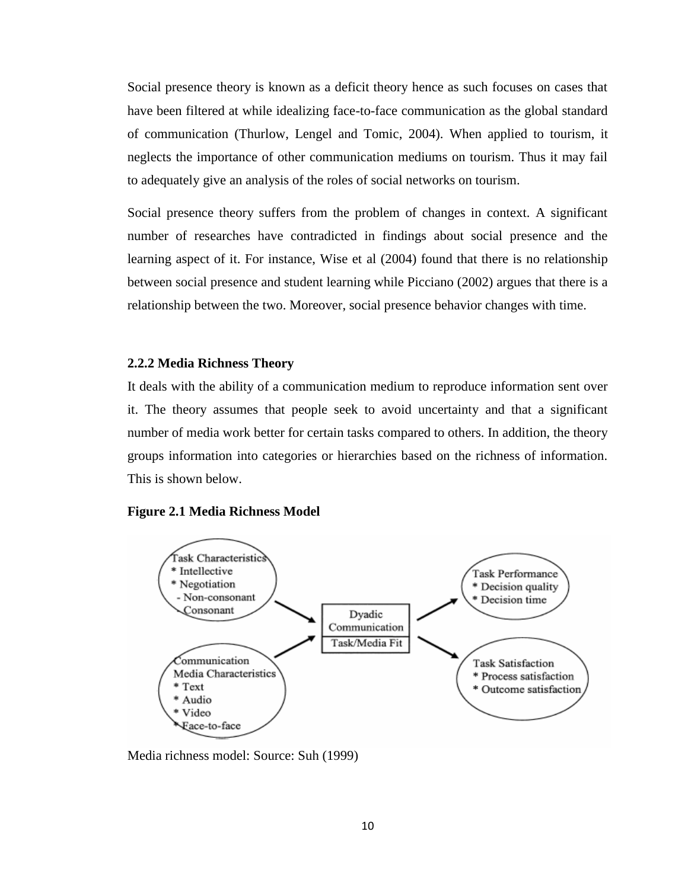Social presence theory is known as a deficit theory hence as such focuses on cases that have been filtered at while idealizing face-to-face communication as the global standard of communication (Thurlow, Lengel and Tomic, 2004). When applied to tourism, it neglects the importance of other communication mediums on tourism. Thus it may fail to adequately give an analysis of the roles of social networks on tourism.

Social presence theory suffers from the problem of changes in context. A significant number of researches have contradicted in findings about social presence and the learning aspect of it. For instance, Wise et al (2004) found that there is no relationship between social presence and student learning while Picciano (2002) argues that there is a relationship between the two. Moreover, social presence behavior changes with time.

### 2.2.2 Media Richness Theory

It deals with the ability of a communication medium to reproduce information sent over it. The theory assumes that people seek to avoid uncertainty and that a significant number of media work better for certain tasks compared to others. In addition, the theory groups information into categories or hierarchies based on the richness of information. This is shown below.

**Figure 2.1 Media Richness Model**

Media richness model: Source: Suh (1999)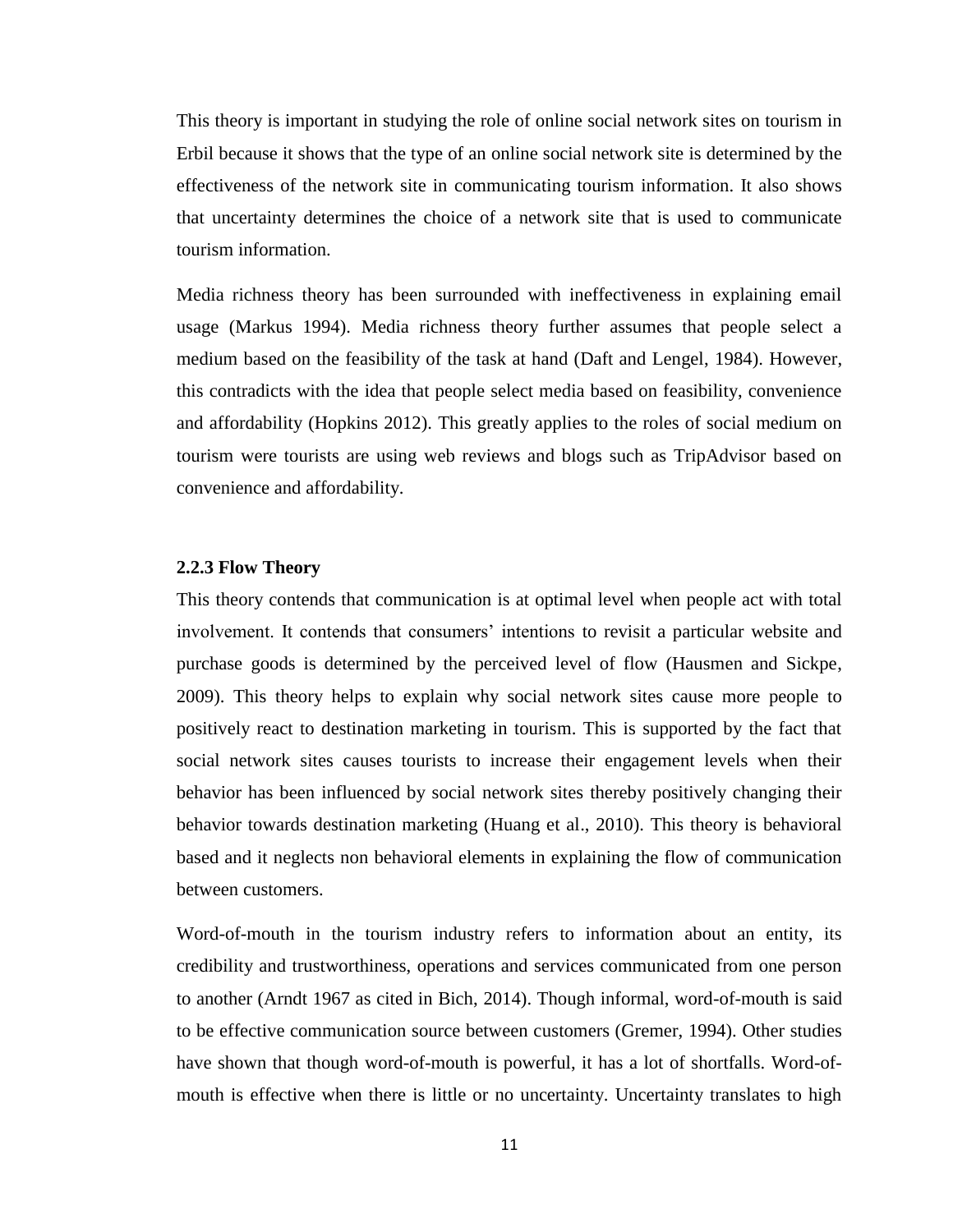This theory is important in studying the role of online social network sites on tourism in Erbil because it shows that the type of an online social network site is determined by the effectiveness of the network site in communicating tourism information. It also shows that uncertainty determines the choice of a network site that is used to communicate tourism information.

Media richness theory has been surrounded with ineffectiveness in explaining email usage (Markus 1994). Media richness theory further assumes that people select a medium based on the feasibility of the task at hand (Daft and Lengel, 1984). However, this contradicts with the idea that people select media based on feasibility, convenience and affordability (Hopkins 2012). This greatly applies to the roles of social medium on tourism were tourists are using web reviews and blogs such as TripAdvisor based on convenience and affordability.

### 2.2.3 Flow Theory

This theory contends that communication is at optimal level when people act with total involvement. It contends that consumers' intentions to revisit a particular website and purchase goods is determined by the perceived level of flow (Hausmen and Sickpe, 2009). This theory helps to explain why social network sites cause more people to positively react to destination marketing in tourism. This is supported by the fact that social network sites causes tourists to increase their engagement levels when their behavior has been influenced by social network sites thereby positively changing their behavior towards destination marketing (Huang et al., 2010). This theory is behavioral based and it neglects non behavioral elements in explaining the flow of communication between customers.

Word-of-mouth in the tourism industry refers to information about an entity, its credibility and trustworthiness, operations and services communicated from one person to another (Arndt 1967 as cited in Bich, 2014). Though informal, word-of-mouth is said to be effective communication source between customers (Gremer, 1994). Other studies have shown that though word-of-mouth is powerful, it has a lot of shortfalls. Word-of-mouth is effective when there is little or no uncertainty. Uncertainty translates to high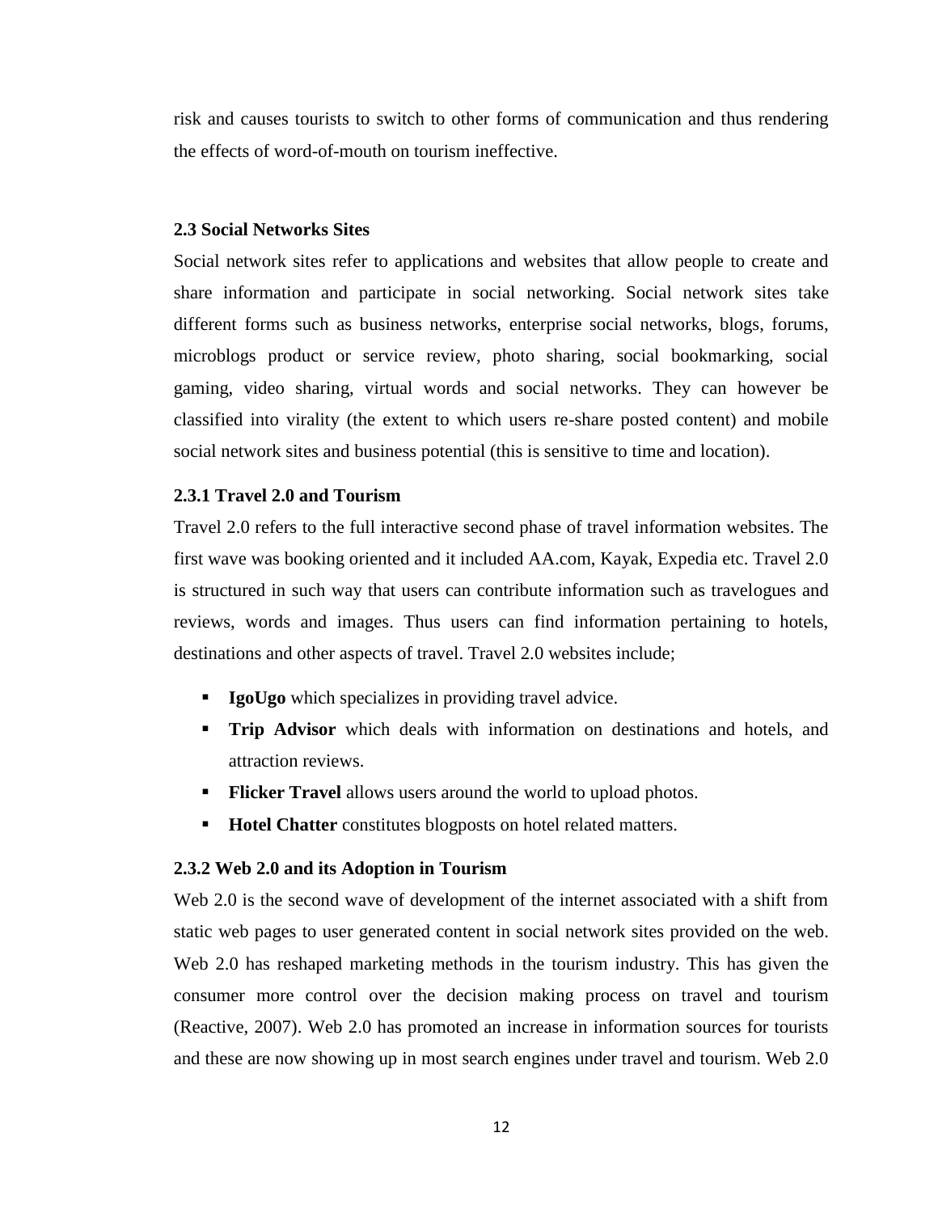risk and causes tourists to switch to other forms of communication and thus rendering the effects of word-of-mouth on tourism ineffective.

### 2.3 Social Networks Sites

Social network sites refer to applications and websites that allow people to create and share information and participate in social networking. Social network sites take different forms such as business networks, enterprise social networks, blogs, forums, microblogs product or service review, photo sharing, social bookmarking, social gaming, video sharing, virtual words and social networks. They can however be classified into virality (the extent to which users re-share posted content) and mobile social network sites and business potential (this is sensitive to time and location).

#### 2.3.1 Travel 2.0 and Tourism

Travel 2.0 refers to the full interactive second phase of travel information websites. The first wave was booking oriented and it included AA.com, Kayak, Expedia etc. Travel 2.0 is structured in such way that users can contribute information such as travelogues and reviews, words and images. Thus users can find information pertaining to hotels, destinations and other aspects of travel. Travel 2.0 websites include;

- **IgoUgo** which specializes in providing travel advice.
- **Trip Advisor** which deals with information on destinations and hotels, and attraction reviews.
- **Flicker Travel** allows users around the world to upload photos.
- **Hotel Chatter** constitutes blogposts on hotel related matters.

#### 2.3.2 Web 2.0 and its Adoption in Tourism

Web 2.0 is the second wave of development of the internet associated with a shift from static web pages to user generated content in social network sites provided on the web. Web 2.0 has reshaped marketing methods in the tourism industry. This has given the consumer more control over the decision making process on travel and tourism (Reactive, 2007). Web 2.0 has promoted an increase in information sources for tourists and these are now showing up in most search engines under travel and tourism. Web 2.0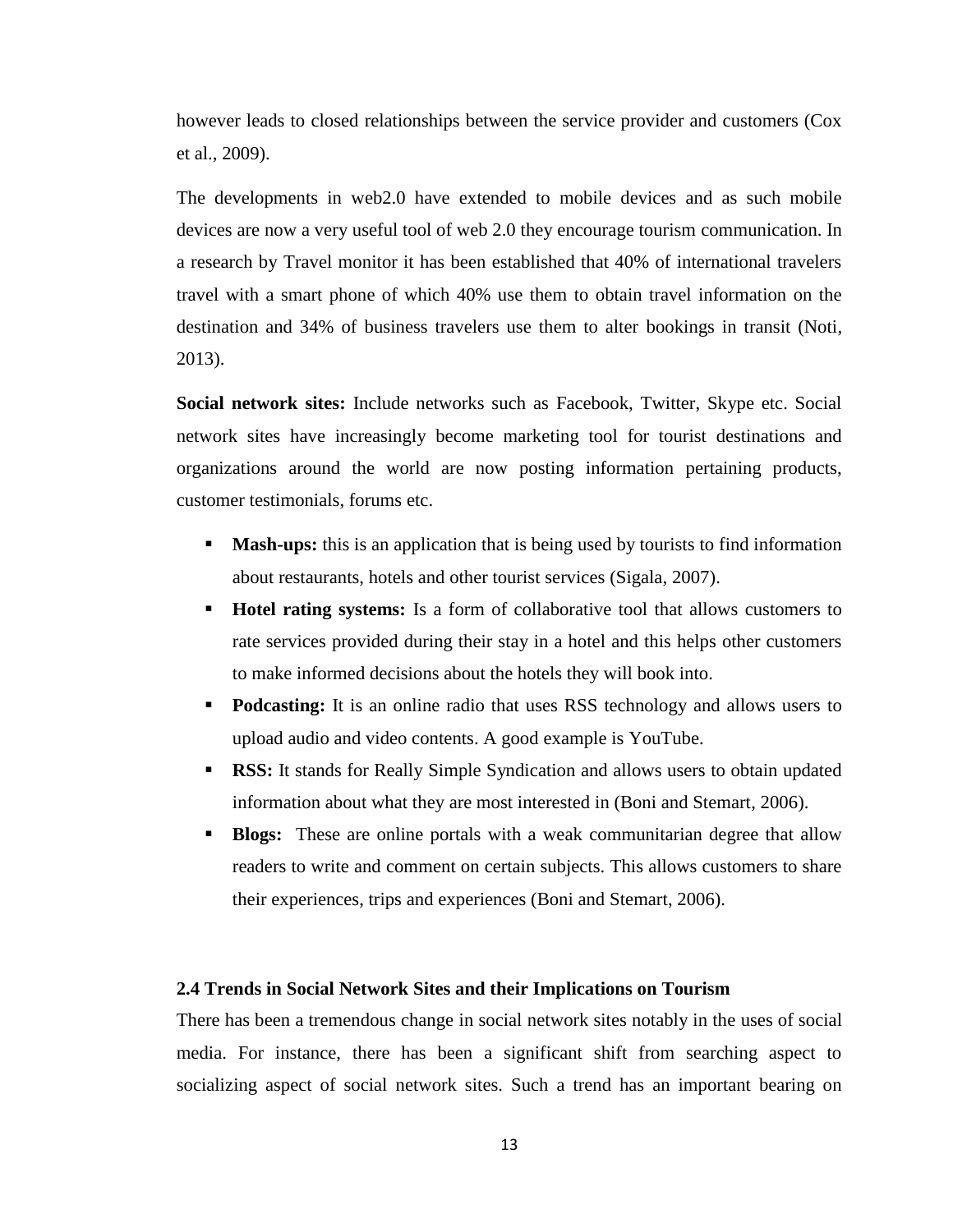however leads to closed relationships between the service provider and customers (Cox et al., 2009).

The developments in web2.0 have extended to mobile devices and as such mobile devices are now a very useful tool of web 2.0 they encourage tourism communication. In a research by Travel monitor it has been established that 40% of international travelers travel with a smart phone of which 40% use them to obtain travel information on the destination and 34% of business travelers use them to alter bookings in transit (Noti, 2013).

**Social network sites:** Include networks such as Facebook, Twitter, Skype etc. Social network sites have increasingly become marketing tool for tourist destinations and organizations around the world are now posting information pertaining products, customer testimonials, forums etc.

- **Mash-ups:** this is an application that is being used by tourists to find information about restaurants, hotels and other tourist services (Sigala, 2007).
- **Hotel rating systems:** Is a form of collaborative tool that allows customers to rate services provided during their stay in a hotel and this helps other customers to make informed decisions about the hotels they will book into.
- **Podcasting:** It is an online radio that uses RSS technology and allows users to upload audio and video contents. A good example is YouTube.
- **RSS:** It stands for Really Simple Syndication and allows users to obtain updated information about what they are most interested in (Boni and Stemart, 2006).
- **Blogs:** These are online portals with a weak communitarian degree that allow readers to write and comment on certain subjects. This allows customers to share their experiences, trips and experiences (Boni and Stemart, 2006).

### 2.4 Trends in Social Network Sites and their Implications on Tourism

There has been a tremendous change in social network sites notably in the uses of social media. For instance, there has been a significant shift from searching aspect to socializing aspect of social network sites. Such a trend has an important bearing on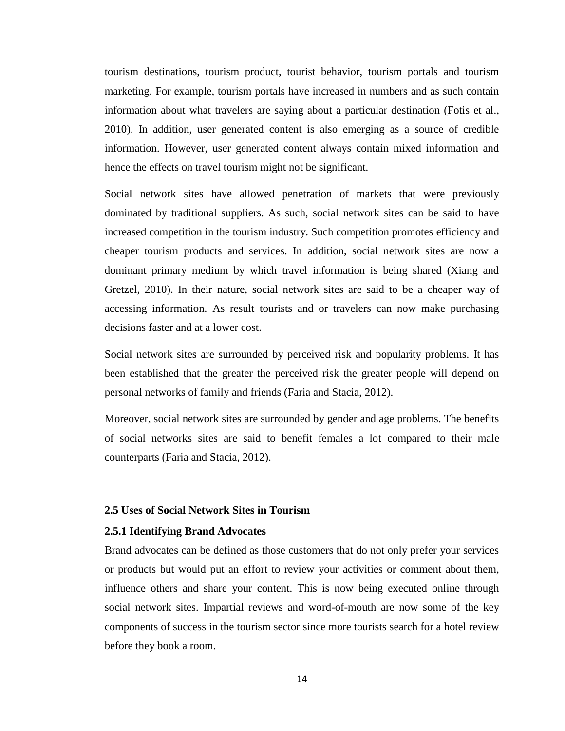tourism destinations, tourism product, tourist behavior, tourism portals and tourism marketing. For example, tourism portals have increased in numbers and as such contain information about what travelers are saying about a particular destination (Fotis et al., 2010). In addition, user generated content is also emerging as a source of credible information. However, user generated content always contain mixed information and hence the effects on travel tourism might not be significant.

Social network sites have allowed penetration of markets that were previously dominated by traditional suppliers. As such, social network sites can be said to have increased competition in the tourism industry. Such competition promotes efficiency and cheaper tourism products and services. In addition, social network sites are now a dominant primary medium by which travel information is being shared (Xiang and Gretzel, 2010). In their nature, social network sites are said to be a cheaper way of accessing information. As result tourists and or travelers can now make purchasing decisions faster and at a lower cost.

Social network sites are surrounded by perceived risk and popularity problems. It has been established that the greater the perceived risk the greater people will depend on personal networks of family and friends (Faria and Stacia, 2012).

Moreover, social network sites are surrounded by gender and age problems. The benefits of social networks sites are said to benefit females a lot compared to their male counterparts (Faria and Stacia, 2012).

### 2.5 Uses of Social Network Sites in Tourism

#### 2.5.1 Identifying Brand Advocates

Brand advocates can be defined as those customers that do not only prefer your services or products but would put an effort to review your activities or comment about them, influence others and share your content. This is now being executed online through social network sites. Impartial reviews and word-of-mouth are now some of the key components of success in the tourism sector since more tourists search for a hotel review before they book a room.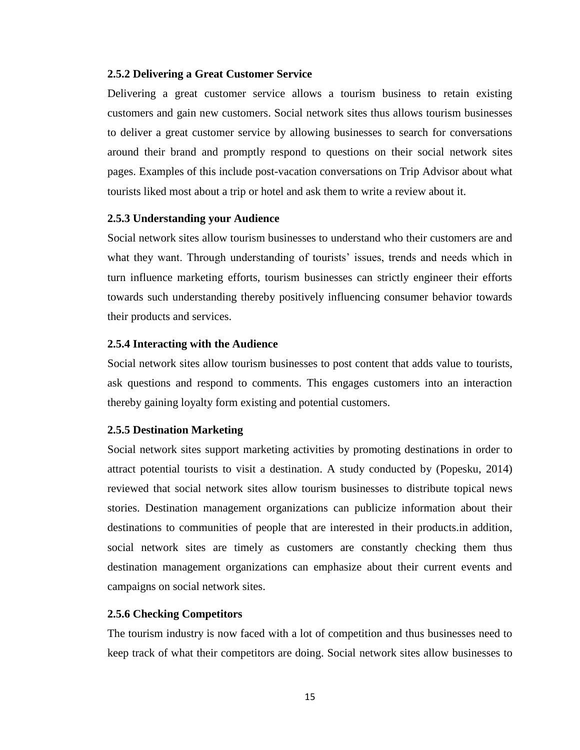### 2.5.2 Delivering a Great Customer Service

Delivering a great customer service allows a tourism business to retain existing customers and gain new customers. Social network sites thus allows tourism businesses to deliver a great customer service by allowing businesses to search for conversations around their brand and promptly respond to questions on their social network sites pages. Examples of this include post-vacation conversations on Trip Advisor about what tourists liked most about a trip or hotel and ask them to write a review about it.

### 2.5.3 Understanding your Audience

Social network sites allow tourism businesses to understand who their customers are and what they want. Through understanding of tourists' issues, trends and needs which in turn influence marketing efforts, tourism businesses can strictly engineer their efforts towards such understanding thereby positively influencing consumer behavior towards their products and services.

### 2.5.4 Interacting with the Audience

Social network sites allow tourism businesses to post content that adds value to tourists, ask questions and respond to comments. This engages customers into an interaction thereby gaining loyalty form existing and potential customers.

### 2.5.5 Destination Marketing

Social network sites support marketing activities by promoting destinations in order to attract potential tourists to visit a destination. A study conducted by (Popesku, 2014) reviewed that social network sites allow tourism businesses to distribute topical news stories. Destination management organizations can publicize information about their destinations to communities of people that are interested in their products.in addition, social network sites are timely as customers are constantly checking them thus destination management organizations can emphasize about their current events and campaigns on social network sites.

### 2.5.6 Checking Competitors

The tourism industry is now faced with a lot of competition and thus businesses need to keep track of what their competitors are doing. Social network sites allow businesses to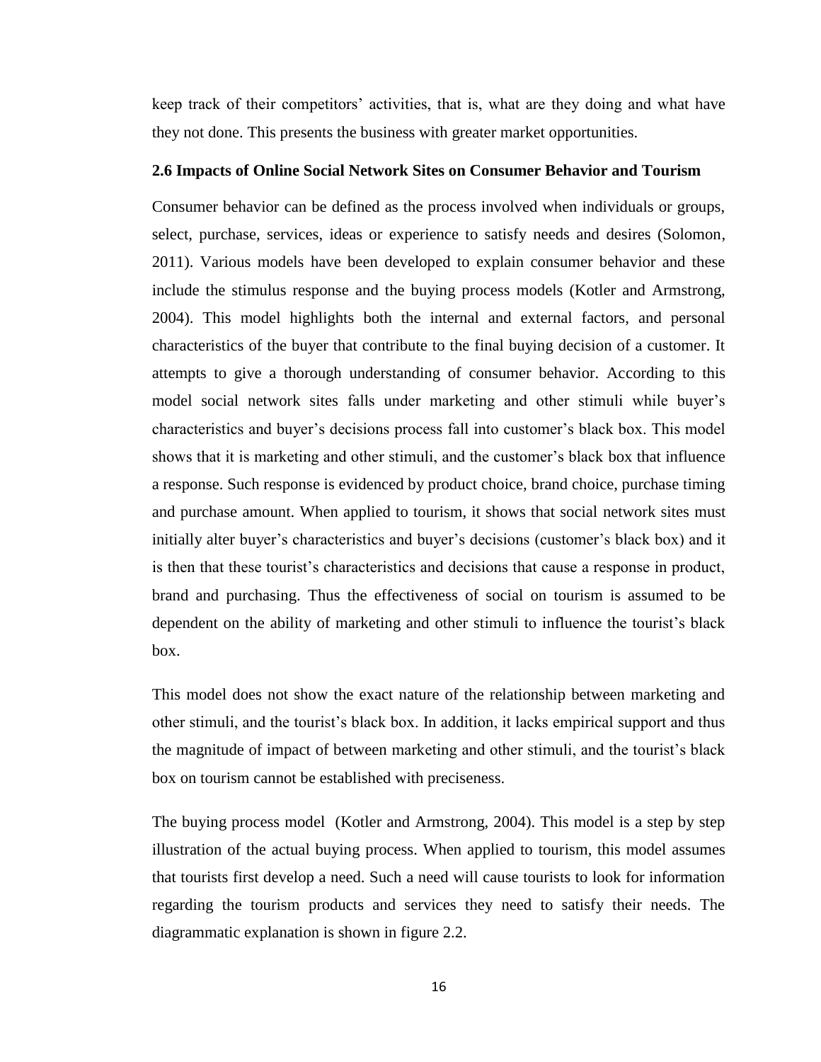keep track of their competitors' activities, that is, what are they doing and what have they not done. This presents the business with greater market opportunities.

### 2.6 Impacts of Online Social Network Sites on Consumer Behavior and Tourism

Consumer behavior can be defined as the process involved when individuals or groups, select, purchase, services, ideas or experience to satisfy needs and desires (Solomon, 2011). Various models have been developed to explain consumer behavior and these include the stimulus response and the buying process models (Kotler and Armstrong, 2004). This model highlights both the internal and external factors, and personal characteristics of the buyer that contribute to the final buying decision of a customer. It attempts to give a thorough understanding of consumer behavior. According to this model social network sites falls under marketing and other stimuli while buyer's characteristics and buyer's decisions process fall into customer's black box. This model shows that it is marketing and other stimuli, and the customer's black box that influence a response. Such response is evidenced by product choice, brand choice, purchase timing and purchase amount. When applied to tourism, it shows that social network sites must initially alter buyer's characteristics and buyer's decisions (customer's black box) and it is then that these tourist's characteristics and decisions that cause a response in product, brand and purchasing. Thus the effectiveness of social on tourism is assumed to be dependent on the ability of marketing and other stimuli to influence the tourist's black box.

This model does not show the exact nature of the relationship between marketing and other stimuli, and the tourist's black box. In addition, it lacks empirical support and thus the magnitude of impact of between marketing and other stimuli, and the tourist's black box on tourism cannot be established with preciseness.

The buying process model (Kotler and Armstrong, 2004). This model is a step by step illustration of the actual buying process. When applied to tourism, this model assumes that tourists first develop a need. Such a need will cause tourists to look for information regarding the tourism products and services they need to satisfy their needs. The diagrammatic explanation is shown in figure 2.2.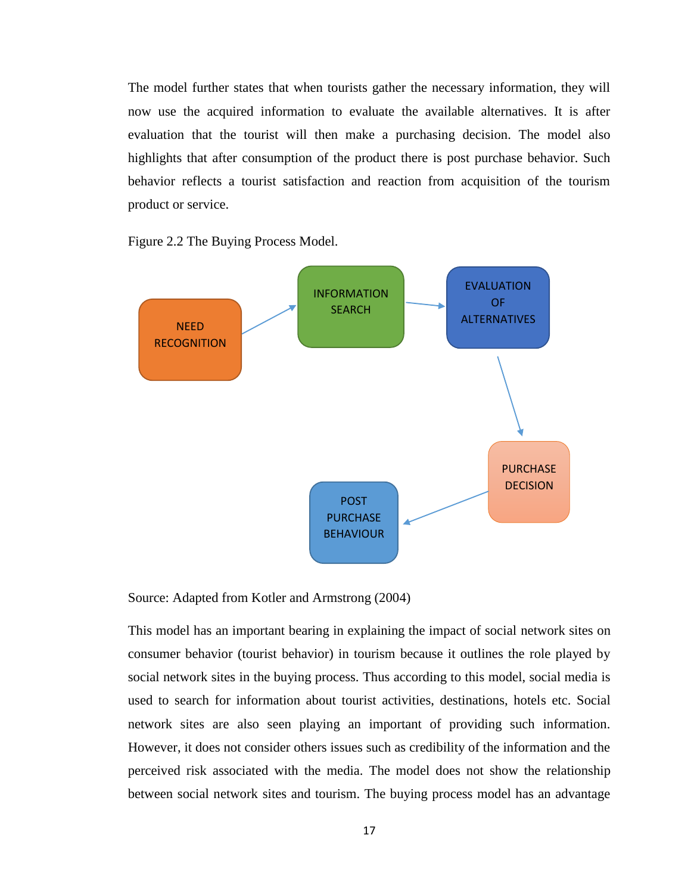The model further states that when tourists gather the necessary information, they will now use the acquired information to evaluate the available alternatives. It is after evaluation that the tourist will then make a purchasing decision. The model also highlights that after consumption of the product there is post purchase behavior. Such behavior reflects a tourist satisfaction and reaction from acquisition of the tourism product or service.

Figure 2.2 The Buying Process Model.

NEED RECOGNITION → INFORMATION SEARCH → EVALUATION OF ALTERNATIVES → PURCHASE DECISION → POST PURCHASE BEHAVIOUR

Source: Adapted from Kotler and Armstrong (2004)

This model has an important bearing in explaining the impact of social network sites on consumer behavior (tourist behavior) in tourism because it outlines the role played by social network sites in the buying process. Thus according to this model, social media is used to search for information about tourist activities, destinations, hotels etc. Social network sites are also seen playing an important of providing such information. However, it does not consider others issues such as credibility of the information and the perceived risk associated with the media. The model does not show the relationship between social network sites and tourism. The buying process model has an advantage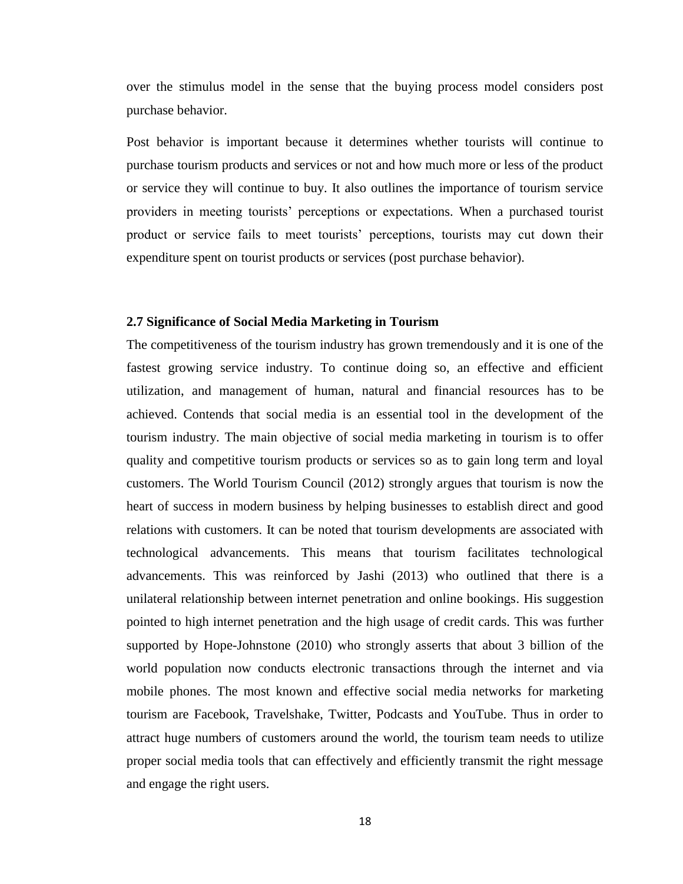over the stimulus model in the sense that the buying process model considers post purchase behavior.

Post behavior is important because it determines whether tourists will continue to purchase tourism products and services or not and how much more or less of the product or service they will continue to buy. It also outlines the importance of tourism service providers in meeting tourists' perceptions or expectations. When a purchased tourist product or service fails to meet tourists' perceptions, tourists may cut down their expenditure spent on tourist products or services (post purchase behavior).

## 2.7 Significance of Social Media Marketing in Tourism

The competitiveness of the tourism industry has grown tremendously and it is one of the fastest growing service industry. To continue doing so, an effective and efficient utilization, and management of human, natural and financial resources has to be achieved. Contends that social media is an essential tool in the development of the tourism industry. The main objective of social media marketing in tourism is to offer quality and competitive tourism products or services so as to gain long term and loyal customers. The World Tourism Council (2012) strongly argues that tourism is now the heart of success in modern business by helping businesses to establish direct and good relations with customers. It can be noted that tourism developments are associated with technological advancements. This means that tourism facilitates technological advancements. This was reinforced by Jashi (2013) who outlined that there is a unilateral relationship between internet penetration and online bookings. His suggestion pointed to high internet penetration and the high usage of credit cards. This was further supported by Hope-Johnstone (2010) who strongly asserts that about 3 billion of the world population now conducts electronic transactions through the internet and via mobile phones. The most known and effective social media networks for marketing tourism are Facebook, Travelshake, Twitter, Podcasts and YouTube. Thus in order to attract huge numbers of customers around the world, the tourism team needs to utilize proper social media tools that can effectively and efficiently transmit the right message and engage the right users.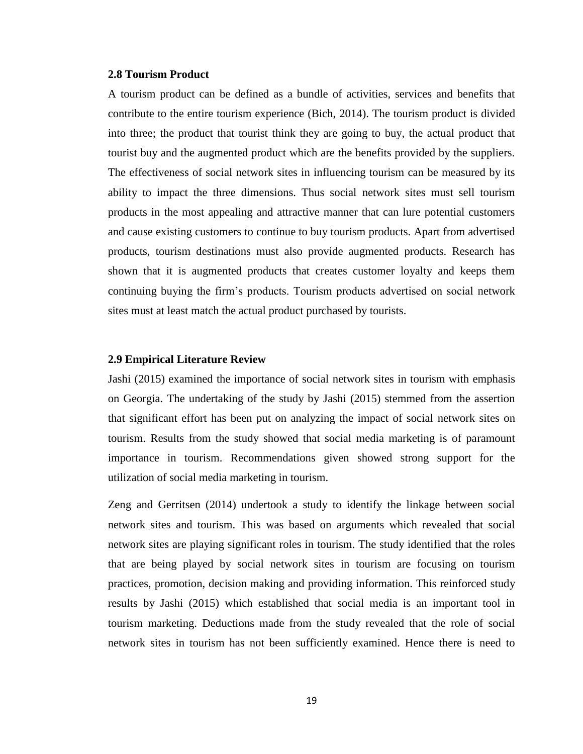### 2.8 Tourism Product

A tourism product can be defined as a bundle of activities, services and benefits that contribute to the entire tourism experience (Bich, 2014). The tourism product is divided into three; the product that tourist think they are going to buy, the actual product that tourist buy and the augmented product which are the benefits provided by the suppliers. The effectiveness of social network sites in influencing tourism can be measured by its ability to impact the three dimensions. Thus social network sites must sell tourism products in the most appealing and attractive manner that can lure potential customers and cause existing customers to continue to buy tourism products. Apart from advertised products, tourism destinations must also provide augmented products. Research has shown that it is augmented products that creates customer loyalty and keeps them continuing buying the firm's products. Tourism products advertised on social network sites must at least match the actual product purchased by tourists.

### 2.9 Empirical Literature Review

Jashi (2015) examined the importance of social network sites in tourism with emphasis on Georgia. The undertaking of the study by Jashi (2015) stemmed from the assertion that significant effort has been put on analyzing the impact of social network sites on tourism. Results from the study showed that social media marketing is of paramount importance in tourism. Recommendations given showed strong support for the utilization of social media marketing in tourism.

Zeng and Gerritsen (2014) undertook a study to identify the linkage between social network sites and tourism. This was based on arguments which revealed that social network sites are playing significant roles in tourism. The study identified that the roles that are being played by social network sites in tourism are focusing on tourism practices, promotion, decision making and providing information. This reinforced study results by Jashi (2015) which established that social media is an important tool in tourism marketing. Deductions made from the study revealed that the role of social network sites in tourism has not been sufficiently examined. Hence there is need to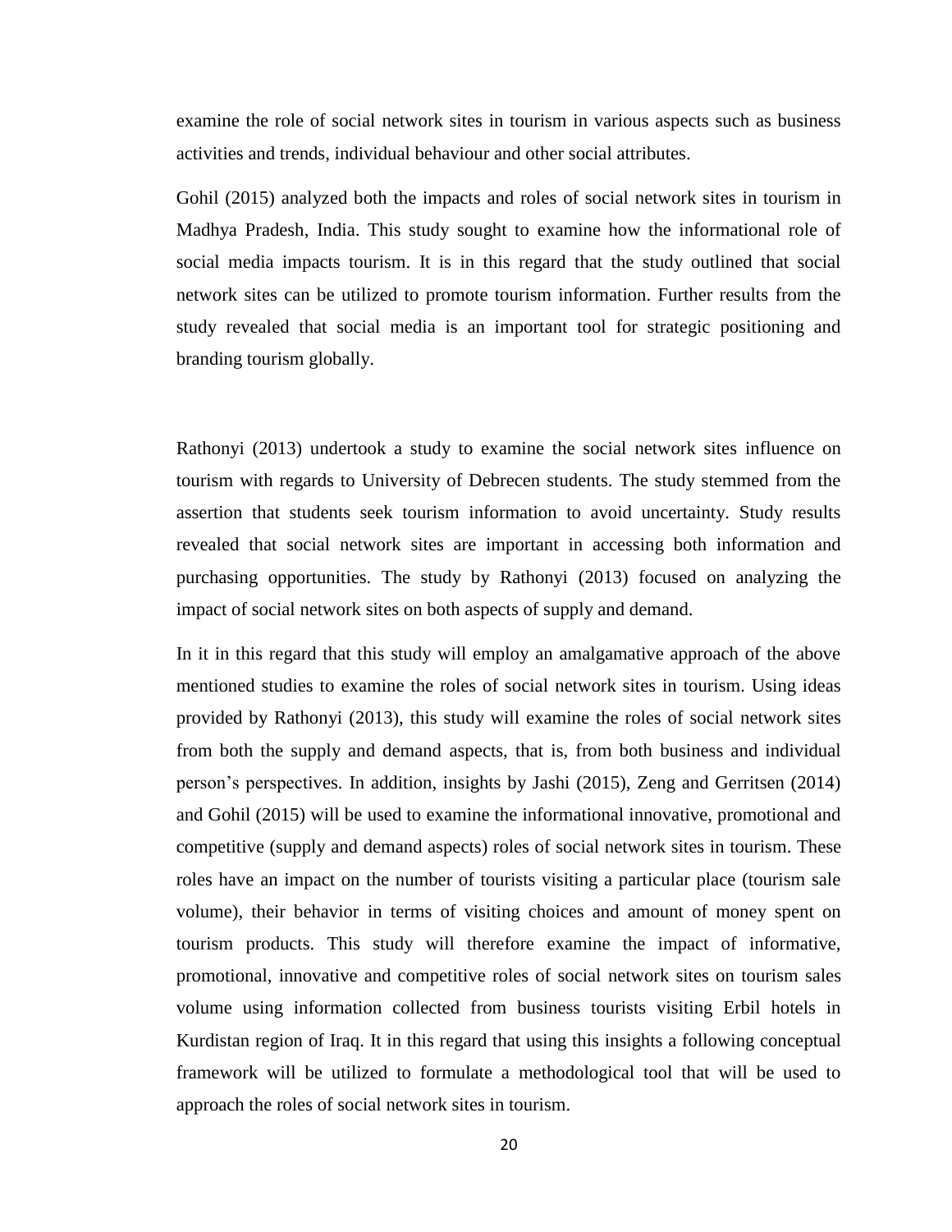examine the role of social network sites in tourism in various aspects such as business activities and trends, individual behaviour and other social attributes.

Gohil (2015) analyzed both the impacts and roles of social network sites in tourism in Madhya Pradesh, India. This study sought to examine how the informational role of social media impacts tourism. It is in this regard that the study outlined that social network sites can be utilized to promote tourism information. Further results from the study revealed that social media is an important tool for strategic positioning and branding tourism globally.

Rathonyi (2013) undertook a study to examine the social network sites influence on tourism with regards to University of Debrecen students. The study stemmed from the assertion that students seek tourism information to avoid uncertainty. Study results revealed that social network sites are important in accessing both information and purchasing opportunities. The study by Rathonyi (2013) focused on analyzing the impact of social network sites on both aspects of supply and demand.

In it in this regard that this study will employ an amalgamative approach of the above mentioned studies to examine the roles of social network sites in tourism. Using ideas provided by Rathonyi (2013), this study will examine the roles of social network sites from both the supply and demand aspects, that is, from both business and individual person's perspectives. In addition, insights by Jashi (2015), Zeng and Gerritsen (2014) and Gohil (2015) will be used to examine the informational innovative, promotional and competitive (supply and demand aspects) roles of social network sites in tourism. These roles have an impact on the number of tourists visiting a particular place (tourism sale volume), their behavior in terms of visiting choices and amount of money spent on tourism products. This study will therefore examine the impact of informative, promotional, innovative and competitive roles of social network sites on tourism sales volume using information collected from business tourists visiting Erbil hotels in Kurdistan region of Iraq. It in this regard that using this insights a following conceptual framework will be utilized to formulate a methodological tool that will be used to approach the roles of social network sites in tourism.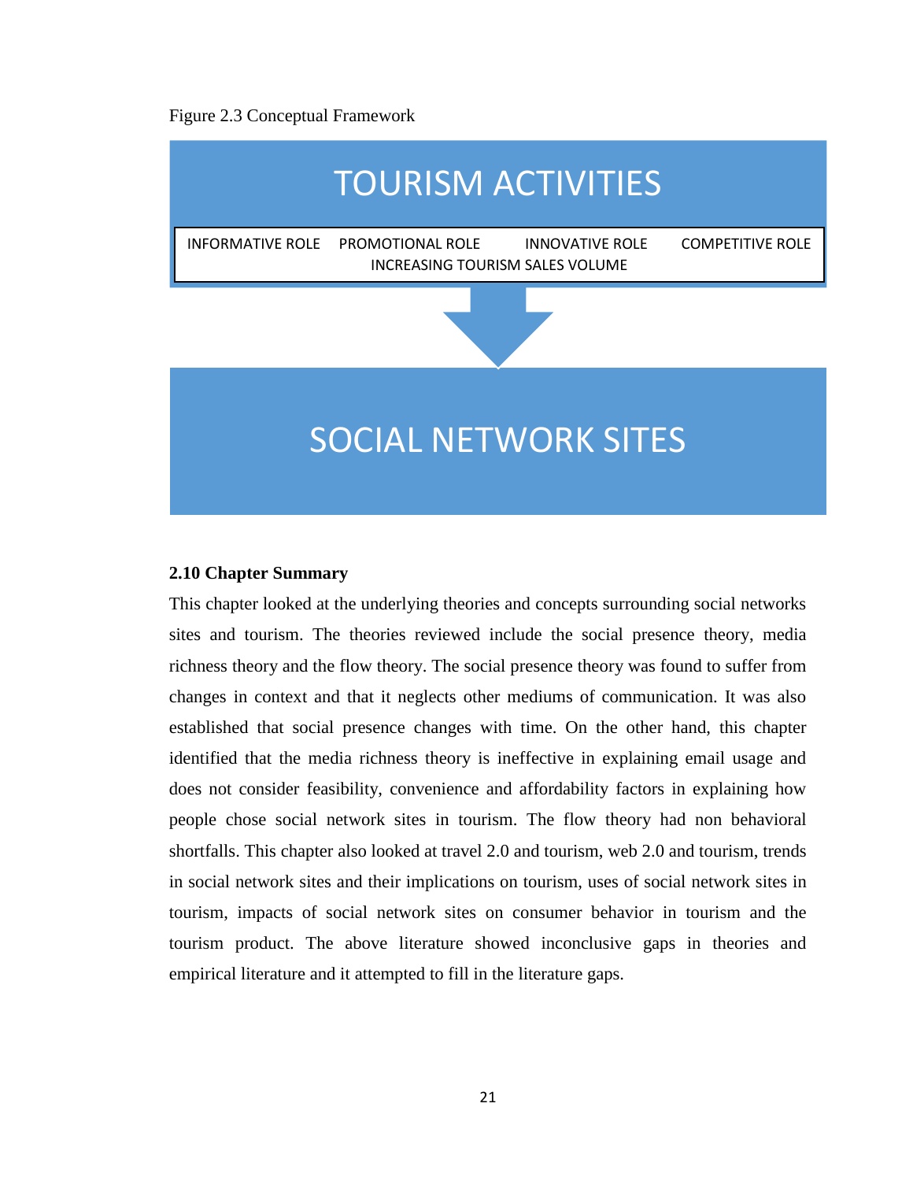Figure 2.3 Conceptual Framework

TOURISM ACTIVITIES

INFORMATIVE ROLE PROMOTIONAL ROLE INNOVATIVE ROLE COMPETITIVE ROLE
INCREASING TOURISM SALES VOLUME

SOCIAL NETWORK SITES

**2.10 Chapter Summary**

This chapter looked at the underlying theories and concepts surrounding social networks sites and tourism. The theories reviewed include the social presence theory, media richness theory and the flow theory. The social presence theory was found to suffer from changes in context and that it neglects other mediums of communication. It was also established that social presence changes with time. On the other hand, this chapter identified that the media richness theory is ineffective in explaining email usage and does not consider feasibility, convenience and affordability factors in explaining how people chose social network sites in tourism. The flow theory had non behavioral shortfalls. This chapter also looked at travel 2.0 and tourism, web 2.0 and tourism, trends in social network sites and their implications on tourism, uses of social network sites in tourism, impacts of social network sites on consumer behavior in tourism and the tourism product. The above literature showed inconclusive gaps in theories and empirical literature and it attempted to fill in the literature gaps.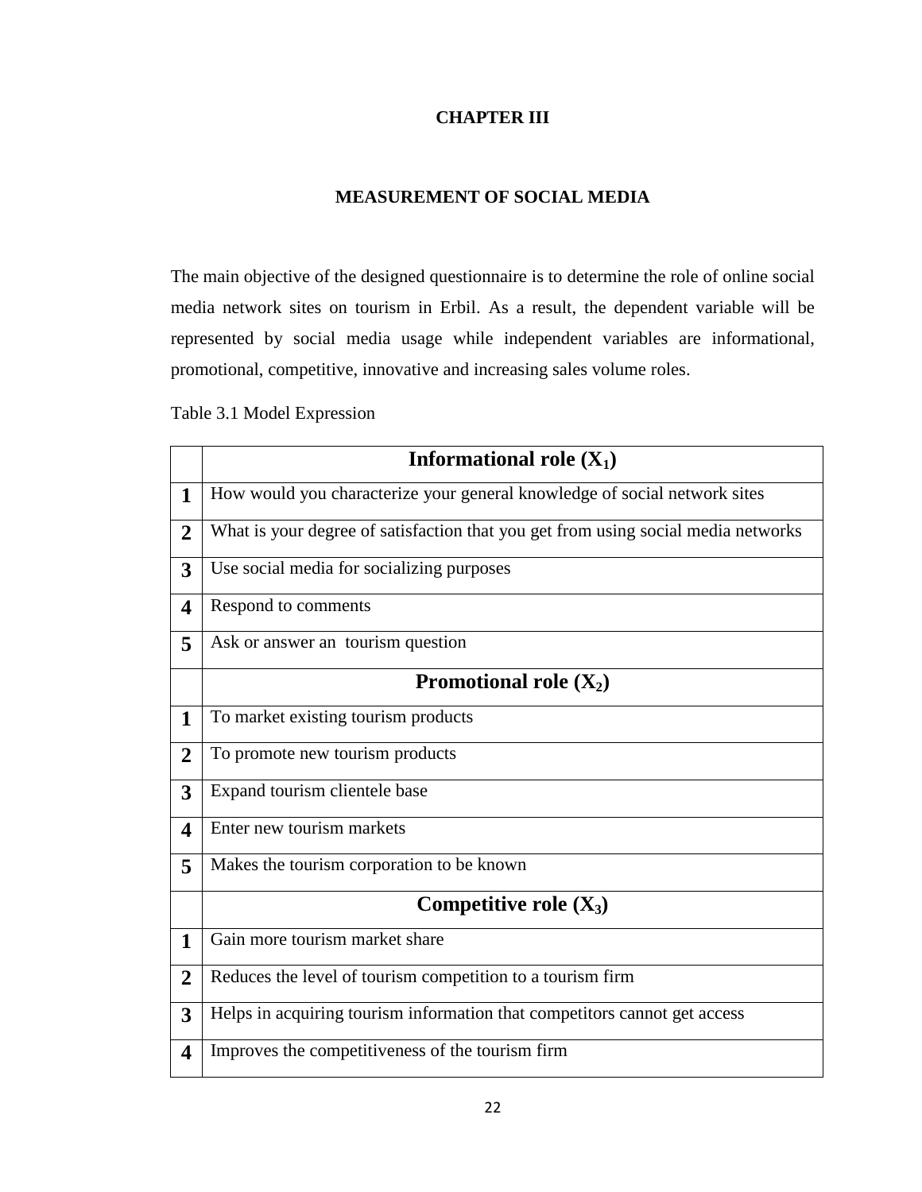# CHAPTER III

## MEASUREMENT OF SOCIAL MEDIA

The main objective of the designed questionnaire is to determine the role of online social media network sites on tourism in Erbil. As a result, the dependent variable will be represented by social media usage while independent variables are informational, promotional, competitive, innovative and increasing sales volume roles.

Table 3.1 Model Expression

| | **Informational role ($X_1$)** |
|---|---|
| **1** | How would you characterize your general knowledge of social network sites |
| **2** | What is your degree of satisfaction that you get from using social media networks |
| **3** | Use social media for socializing purposes |
| **4** | Respond to comments |
| **5** | Ask or answer an  tourism question |
| | **Promotional role ($X_2$)** |
| **1** | To market existing tourism products |
| **2** | To promote new tourism products |
| **3** | Expand tourism clientele base |
| **4** | Enter new tourism markets |
| **5** | Makes the tourism corporation to be known |
| | **Competitive role ($X_3$)** |
| **1** | Gain more tourism market share |
| **2** | Reduces the level of tourism competition to a tourism firm |
| **3** | Helps in acquiring tourism information that competitors cannot get access |
| **4** | Improves the competitiveness of the tourism firm |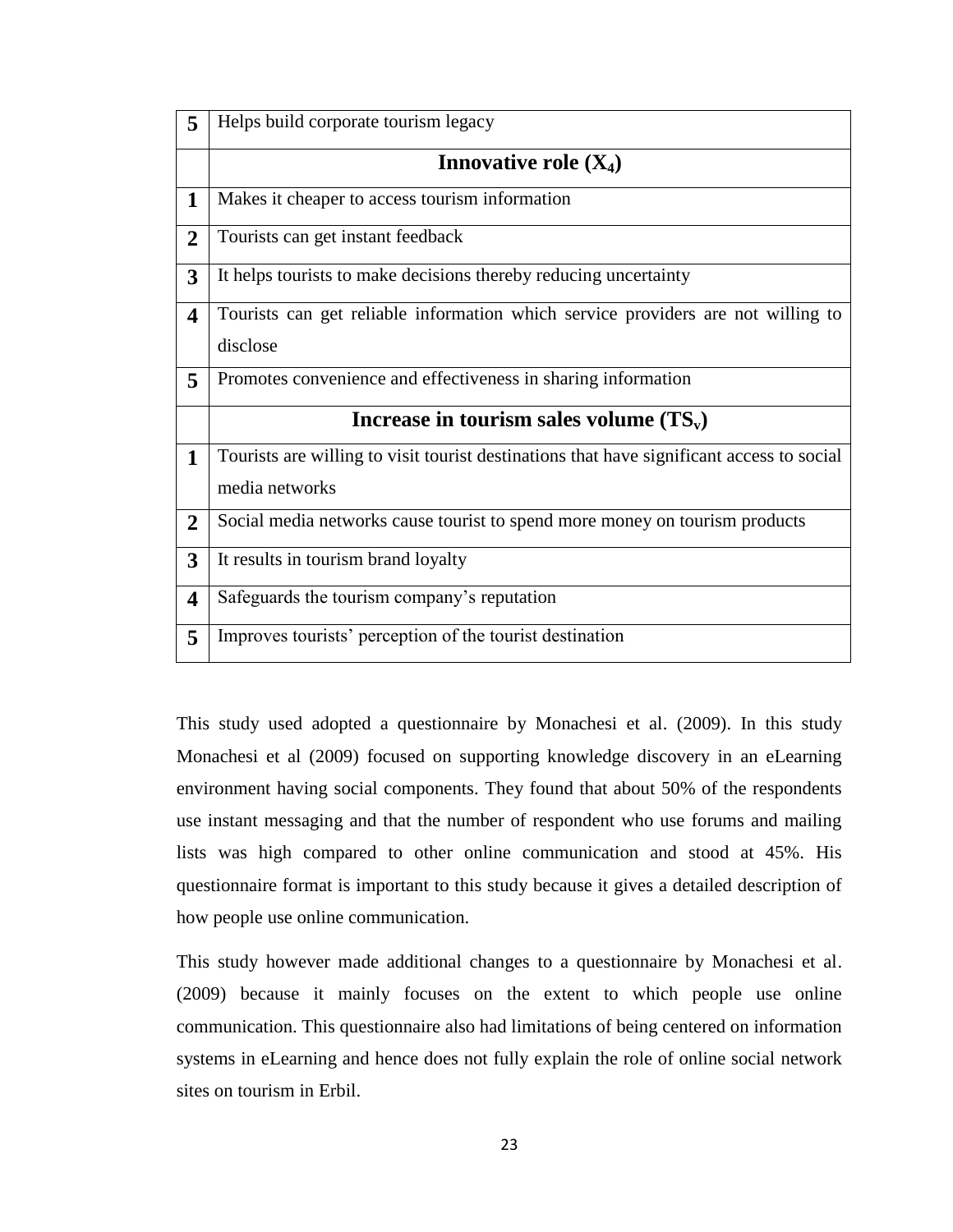| | |
|---|---|
| **5** | Helps build corporate tourism legacy |
| | **Innovative role ($X_4$)** |
| **1** | Makes it cheaper to access tourism information |
| **2** | Tourists can get instant feedback |
| **3** | It helps tourists to make decisions thereby reducing uncertainty |
| **4** | Tourists can get reliable information which service providers are not willing to disclose |
| **5** | Promotes convenience and effectiveness in sharing information |
| | **Increase in tourism sales volume ($TS_v$)** |
| **1** | Tourists are willing to visit tourist destinations that have significant access to social media networks |
| **2** | Social media networks cause tourist to spend more money on tourism products |
| **3** | It results in tourism brand loyalty |
| **4** | Safeguards the tourism company's reputation |
| **5** | Improves tourists' perception of the tourist destination |

This study used adopted a questionnaire by Monachesi et al. (2009). In this study Monachesi et al (2009) focused on supporting knowledge discovery in an eLearning environment having social components. They found that about 50% of the respondents use instant messaging and that the number of respondent who use forums and mailing lists was high compared to other online communication and stood at 45%. His questionnaire format is important to this study because it gives a detailed description of how people use online communication.

This study however made additional changes to a questionnaire by Monachesi et al. (2009) because it mainly focuses on the extent to which people use online communication. This questionnaire also had limitations of being centered on information systems in eLearning and hence does not fully explain the role of online social network sites on tourism in Erbil.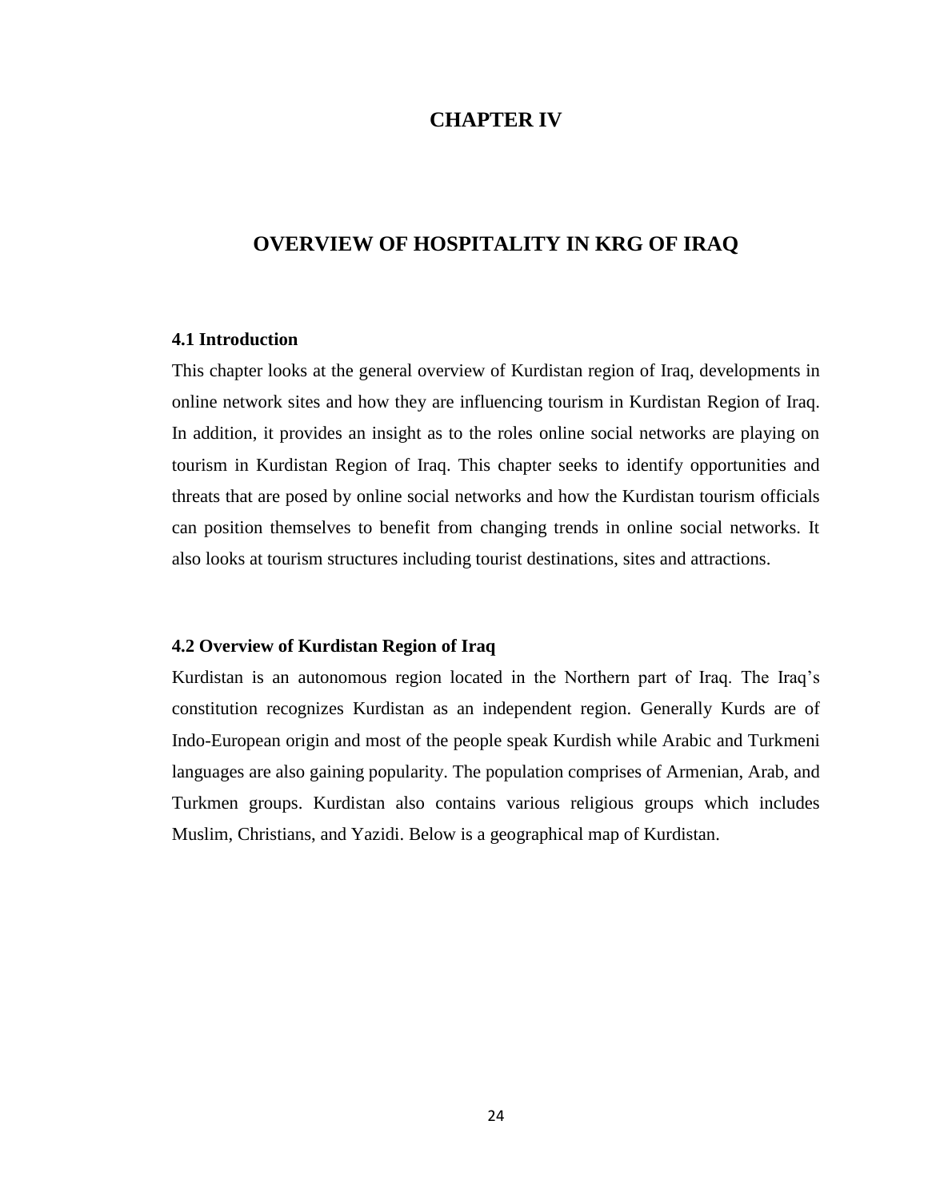# CHAPTER IV

# OVERVIEW OF HOSPITALITY IN KRG OF IRAQ

## 4.1 Introduction

This chapter looks at the general overview of Kurdistan region of Iraq, developments in online network sites and how they are influencing tourism in Kurdistan Region of Iraq. In addition, it provides an insight as to the roles online social networks are playing on tourism in Kurdistan Region of Iraq. This chapter seeks to identify opportunities and threats that are posed by online social networks and how the Kurdistan tourism officials can position themselves to benefit from changing trends in online social networks. It also looks at tourism structures including tourist destinations, sites and attractions.

## 4.2 Overview of Kurdistan Region of Iraq

Kurdistan is an autonomous region located in the Northern part of Iraq. The Iraq's constitution recognizes Kurdistan as an independent region. Generally Kurds are of Indo-European origin and most of the people speak Kurdish while Arabic and Turkmeni languages are also gaining popularity. The population comprises of Armenian, Arab, and Turkmen groups. Kurdistan also contains various religious groups which includes Muslim, Christians, and Yazidi. Below is a geographical map of Kurdistan.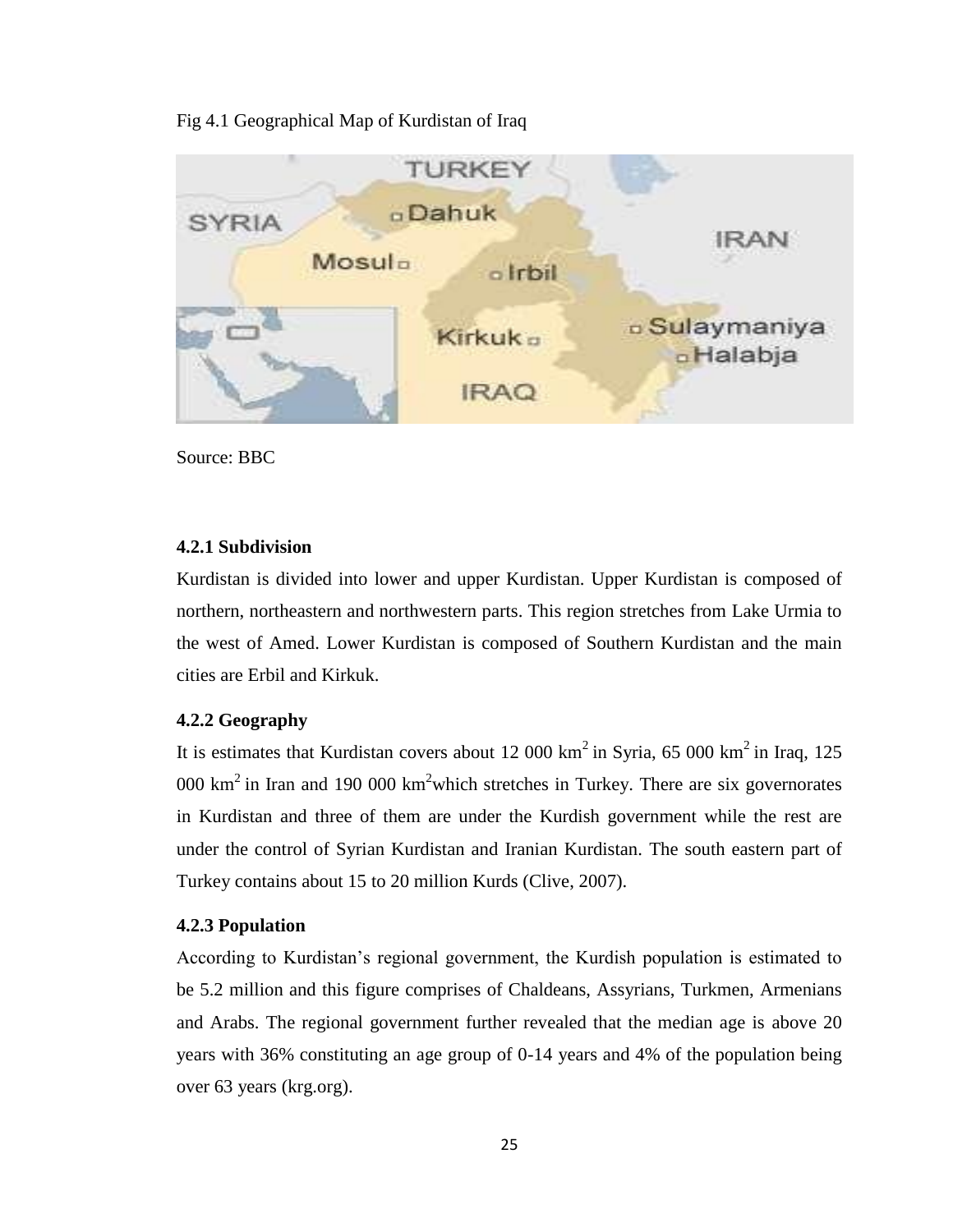Fig 4.1 Geographical Map of Kurdistan of Iraq

Source: BBC

### 4.2.1 Subdivision

Kurdistan is divided into lower and upper Kurdistan. Upper Kurdistan is composed of northern, northeastern and northwestern parts. This region stretches from Lake Urmia to the west of Amed. Lower Kurdistan is composed of Southern Kurdistan and the main cities are Erbil and Kirkuk.

### 4.2.2 Geography

It is estimates that Kurdistan covers about 12 000 $km^2$ in Syria, 65 000 $km^2$ in Iraq, 125 000 $km^2$ in Iran and 190 000 $km^2$which stretches in Turkey. There are six governorates in Kurdistan and three of them are under the Kurdish government while the rest are under the control of Syrian Kurdistan and Iranian Kurdistan. The south eastern part of Turkey contains about 15 to 20 million Kurds (Clive, 2007).

### 4.2.3 Population

According to Kurdistan's regional government, the Kurdish population is estimated to be 5.2 million and this figure comprises of Chaldeans, Assyrians, Turkmen, Armenians and Arabs. The regional government further revealed that the median age is above 20 years with 36% constituting an age group of 0-14 years and 4% of the population being over 63 years (krg.org).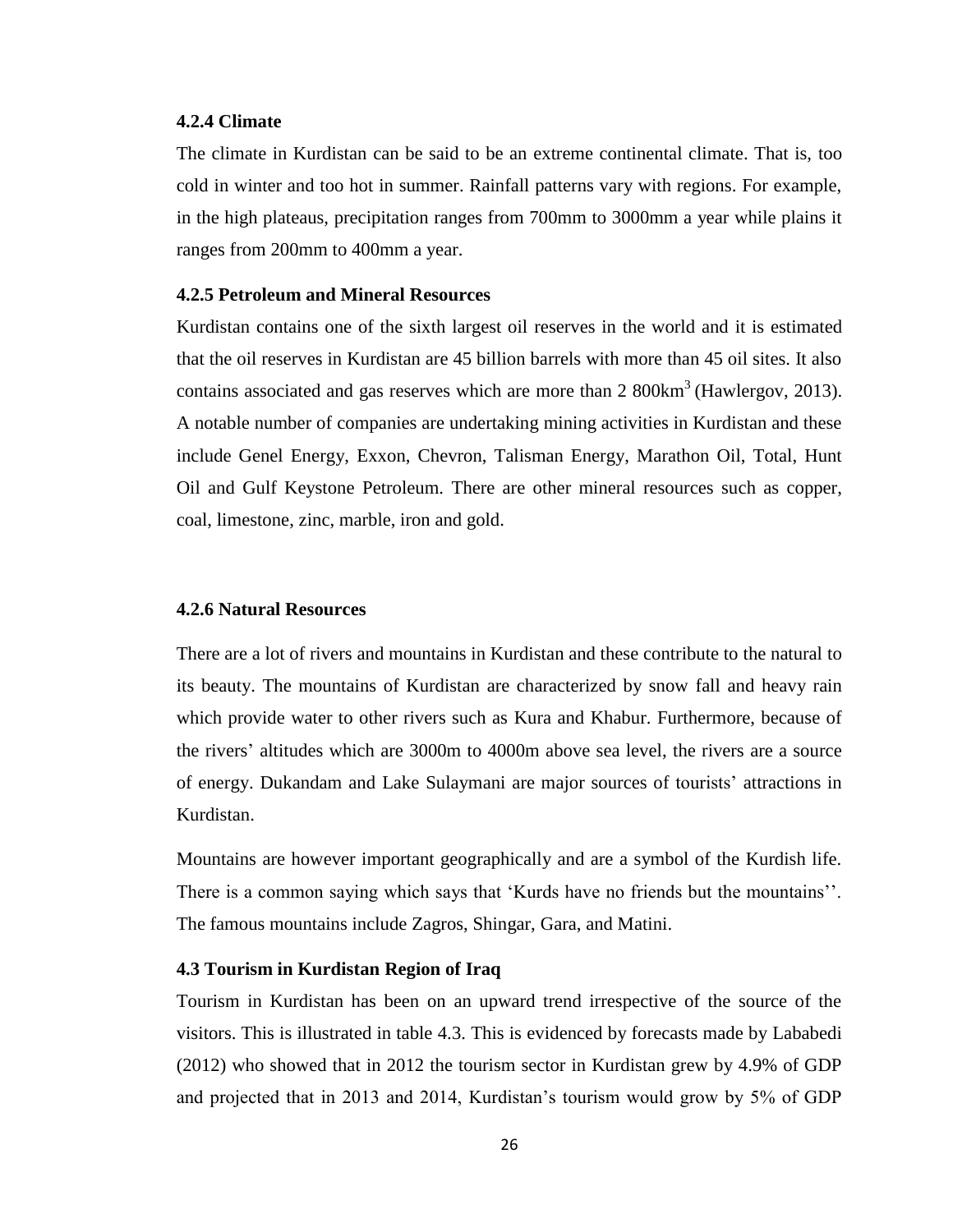### 4.2.4 Climate

The climate in Kurdistan can be said to be an extreme continental climate. That is, too cold in winter and too hot in summer. Rainfall patterns vary with regions. For example, in the high plateaus, precipitation ranges from 700mm to 3000mm a year while plains it ranges from 200mm to 400mm a year.

### 4.2.5 Petroleum and Mineral Resources

Kurdistan contains one of the sixth largest oil reserves in the world and it is estimated that the oil reserves in Kurdistan are 45 billion barrels with more than 45 oil sites. It also contains associated and gas reserves which are more than 2 800$km^3$ (Hawlergov, 2013). A notable number of companies are undertaking mining activities in Kurdistan and these include Genel Energy, Exxon, Chevron, Talisman Energy, Marathon Oil, Total, Hunt Oil and Gulf Keystone Petroleum. There are other mineral resources such as copper, coal, limestone, zinc, marble, iron and gold.

### 4.2.6 Natural Resources

There are a lot of rivers and mountains in Kurdistan and these contribute to the natural to its beauty. The mountains of Kurdistan are characterized by snow fall and heavy rain which provide water to other rivers such as Kura and Khabur. Furthermore, because of the rivers' altitudes which are 3000m to 4000m above sea level, the rivers are a source of energy. Dukandam and Lake Sulaymani are major sources of tourists' attractions in Kurdistan.

Mountains are however important geographically and are a symbol of the Kurdish life. There is a common saying which says that 'Kurds have no friends but the mountains''. The famous mountains include Zagros, Shingar, Gara, and Matini.

## 4.3 Tourism in Kurdistan Region of Iraq

Tourism in Kurdistan has been on an upward trend irrespective of the source of the visitors. This is illustrated in table 4.3. This is evidenced by forecasts made by Lababedi (2012) who showed that in 2012 the tourism sector in Kurdistan grew by 4.9% of GDP and projected that in 2013 and 2014, Kurdistan's tourism would grow by 5% of GDP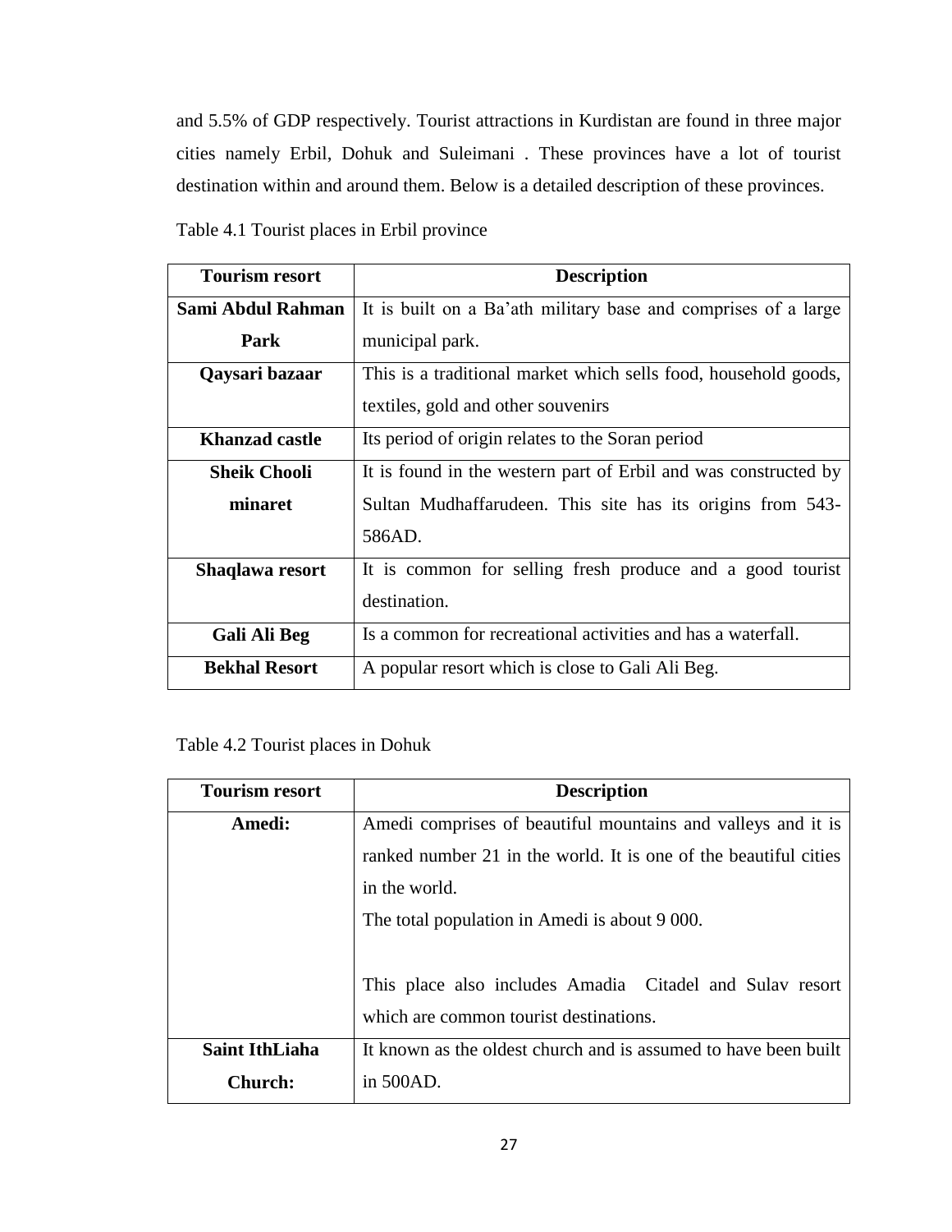and 5.5% of GDP respectively. Tourist attractions in Kurdistan are found in three major cities namely Erbil, Dohuk and Suleimani . These provinces have a lot of tourist destination within and around them. Below is a detailed description of these provinces.

Table 4.1 Tourist places in Erbil province

| Tourism resort | Description |
|---|---|
| **Sami Abdul Rahman Park** | It is built on a Ba'ath military base and comprises of a large municipal park. |
| **Qaysari bazaar** | This is a traditional market which sells food, household goods, textiles, gold and other souvenirs |
| **Khanzad castle** | Its period of origin relates to the Soran period |
| **Sheik Chooli minaret** | It is found in the western part of Erbil and was constructed by Sultan Mudhaffarudeen. This site has its origins from 543-586AD. |
| **Shaqlawa resort** | It is common for selling fresh produce and a good tourist destination. |
| **Gali Ali Beg** | Is a common for recreational activities and has a waterfall. |
| **Bekhal Resort** | A popular resort which is close to Gali Ali Beg. |

Table 4.2 Tourist places in Dohuk

| Tourism resort | Description |
|---|---|
| **Amedi:** | Amedi comprises of beautiful mountains and valleys and it is ranked number 21 in the world. It is one of the beautiful cities in the world.<br>The total population in Amedi is about 9 000.<br><br>This place also includes Amadia Citadel and Sulav resort which are common tourist destinations. |
| **Saint IthLiaha Church:** | It known as the oldest church and is assumed to have been built in 500AD. |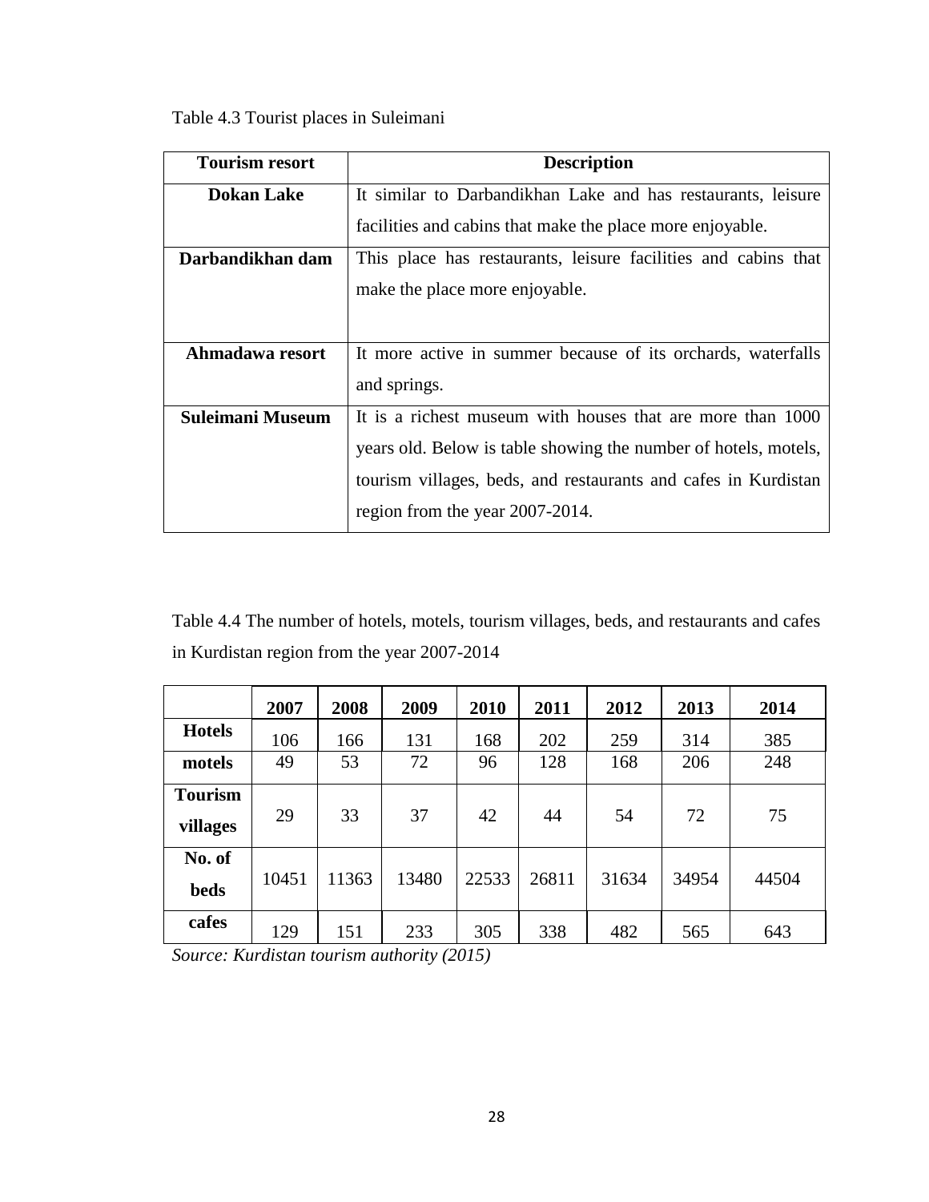Table 4.3 Tourist places in Suleimani

| Tourism resort | Description |
|---|---|
| **Dokan Lake** | It similar to Darbandikhan Lake and has restaurants, leisure facilities and cabins that make the place more enjoyable. |
| **Darbandikhan dam** | This place has restaurants, leisure facilities and cabins that make the place more enjoyable. |
| **Ahmadawa resort** | It more active in summer because of its orchards, waterfalls and springs. |
| **Suleimani Museum** | It is a richest museum with houses that are more than 1000 years old. Below is table showing the number of hotels, motels, tourism villages, beds, and restaurants and cafes in Kurdistan region from the year 2007-2014. |

Table 4.4 The number of hotels, motels, tourism villages, beds, and restaurants and cafes in Kurdistan region from the year 2007-2014

| | **2007** | **2008** | **2009** | **2010** | **2011** | **2012** | **2013** | **2014** |
|---|---|---|---|---|---|---|---|---|
| **Hotels** | 106 | 166 | 131 | 168 | 202 | 259 | 314 | 385 |
| **motels** | 49 | 53 | 72 | 96 | 128 | 168 | 206 | 248 |
| **Tourism villages** | 29 | 33 | 37 | 42 | 44 | 54 | 72 | 75 |
| **No. of beds** | 10451 | 11363 | 13480 | 22533 | 26811 | 31634 | 34954 | 44504 |
| **cafes** | 129 | 151 | 233 | 305 | 338 | 482 | 565 | 643 |

*Source: Kurdistan tourism authority (2015)*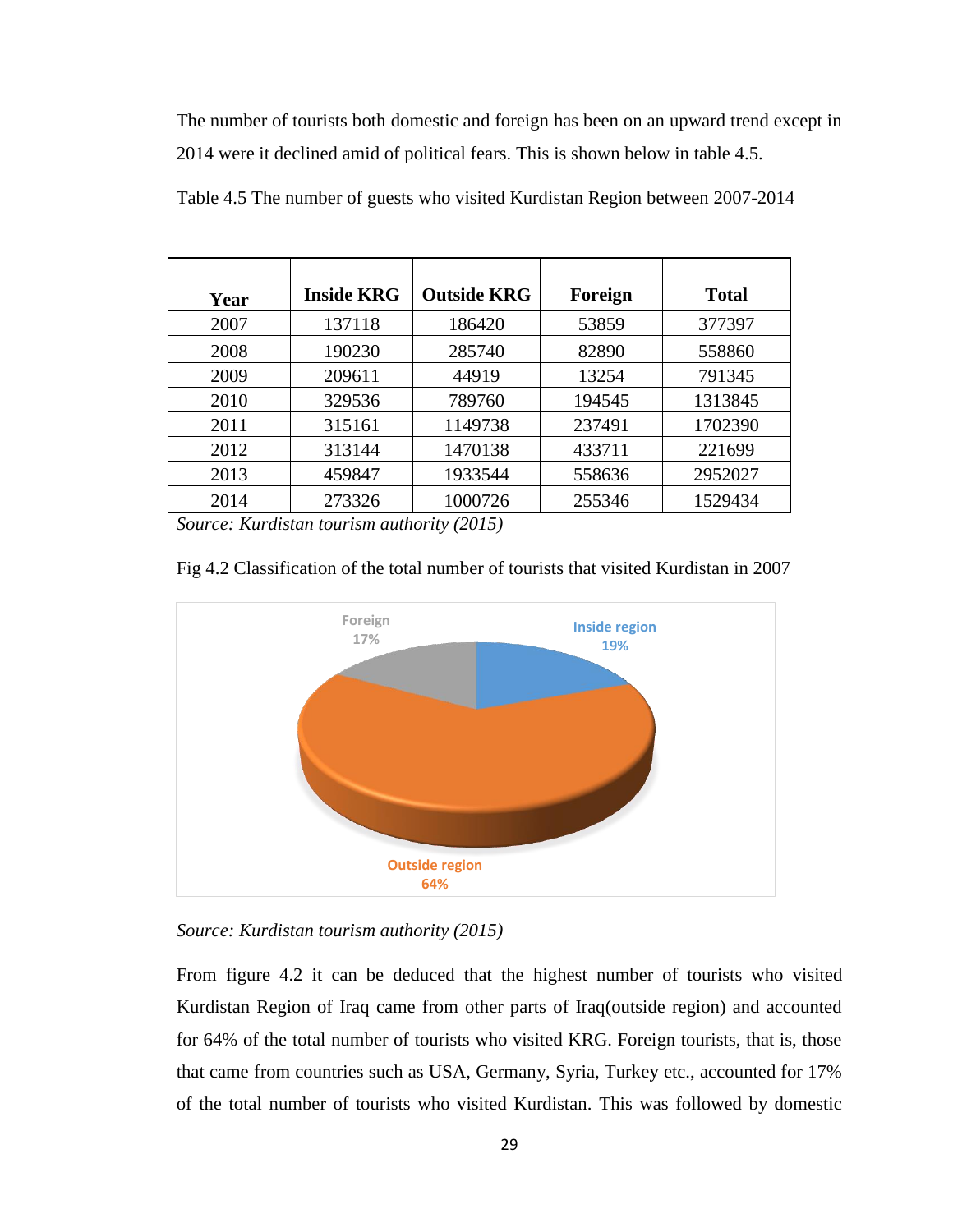The number of tourists both domestic and foreign has been on an upward trend except in 2014 were it declined amid of political fears. This is shown below in table 4.5.

Table 4.5 The number of guests who visited Kurdistan Region between 2007-2014

| Year | Inside KRG | Outside KRG | Foreign | Total |
|---|---|---|---|---|
| 2007 | 137118 | 186420 | 53859 | 377397 |
| 2008 | 190230 | 285740 | 82890 | 558860 |
| 2009 | 209611 | 44919 | 13254 | 791345 |
| 2010 | 329536 | 789760 | 194545 | 1313845 |
| 2011 | 315161 | 1149738 | 237491 | 1702390 |
| 2012 | 313144 | 1470138 | 433711 | 221699 |
| 2013 | 459847 | 1933544 | 558636 | 2952027 |
| 2014 | 273326 | 1000726 | 255346 | 1529434 |

*Source: Kurdistan tourism authority (2015)*

Fig 4.2 Classification of the total number of tourists that visited Kurdistan in 2007

Foreign 17%
Inside region 19%
Outside region 64%

*Source: Kurdistan tourism authority (2015)*

From figure 4.2 it can be deduced that the highest number of tourists who visited Kurdistan Region of Iraq came from other parts of Iraq(outside region) and accounted for 64% of the total number of tourists who visited KRG. Foreign tourists, that is, those that came from countries such as USA, Germany, Syria, Turkey etc., accounted for 17% of the total number of tourists who visited Kurdistan. This was followed by domestic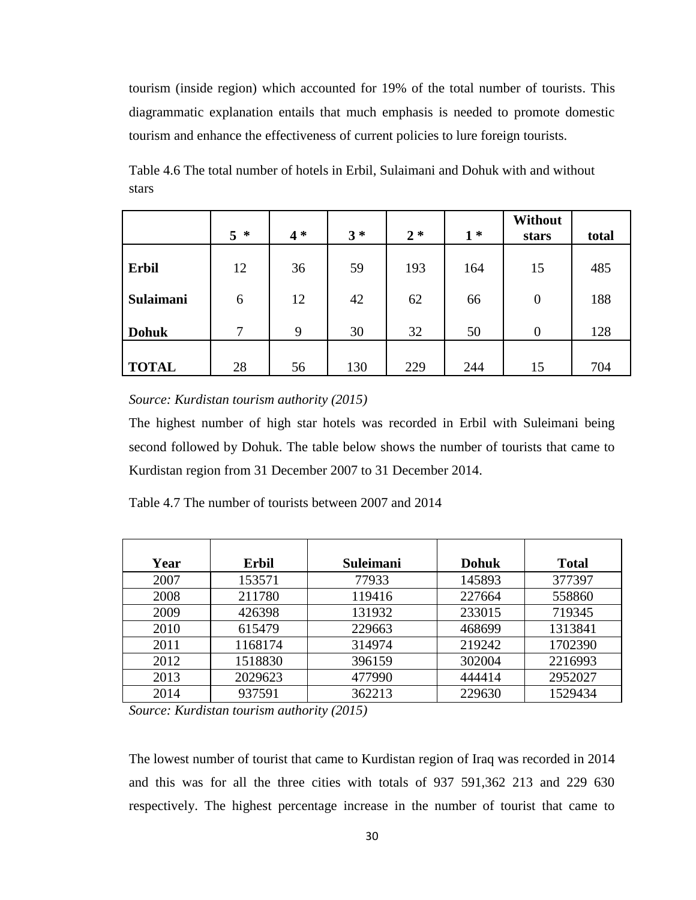tourism (inside region) which accounted for 19% of the total number of tourists. This diagrammatic explanation entails that much emphasis is needed to promote domestic tourism and enhance the effectiveness of current policies to lure foreign tourists.

Table 4.6 The total number of hotels in Erbil, Sulaimani and Dohuk with and without stars

| | **5 \*** | **4 \*** | **3 \*** | **2 \*** | **1 \*** | **Without stars** | **total** |
|---|---|---|---|---|---|---|---|
| **Erbil** | 12 | 36 | 59 | 193 | 164 | 15 | 485 |
| **Sulaimani** | 6 | 12 | 42 | 62 | 66 | 0 | 188 |
| **Dohuk** | 7 | 9 | 30 | 32 | 50 | 0 | 128 |
| **TOTAL** | 28 | 56 | 130 | 229 | 244 | 15 | 704 |

*Source: Kurdistan tourism authority (2015)*

The highest number of high star hotels was recorded in Erbil with Suleimani being second followed by Dohuk. The table below shows the number of tourists that came to Kurdistan region from 31 December 2007 to 31 December 2014.

Table 4.7 The number of tourists between 2007 and 2014

| **Year** | **Erbil** | **Suleimani** | **Dohuk** | **Total** |
|---|---|---|---|---|
| 2007 | 153571 | 77933 | 145893 | 377397 |
| 2008 | 211780 | 119416 | 227664 | 558860 |
| 2009 | 426398 | 131932 | 233015 | 719345 |
| 2010 | 615479 | 229663 | 468699 | 1313841 |
| 2011 | 1168174 | 314974 | 219242 | 1702390 |
| 2012 | 1518830 | 396159 | 302004 | 2216993 |
| 2013 | 2029623 | 477990 | 444414 | 2952027 |
| 2014 | 937591 | 362213 | 229630 | 1529434 |

*Source: Kurdistan tourism authority (2015)*

The lowest number of tourist that came to Kurdistan region of Iraq was recorded in 2014 and this was for all the three cities with totals of 937 591,362 213 and 229 630 respectively. The highest percentage increase in the number of tourist that came to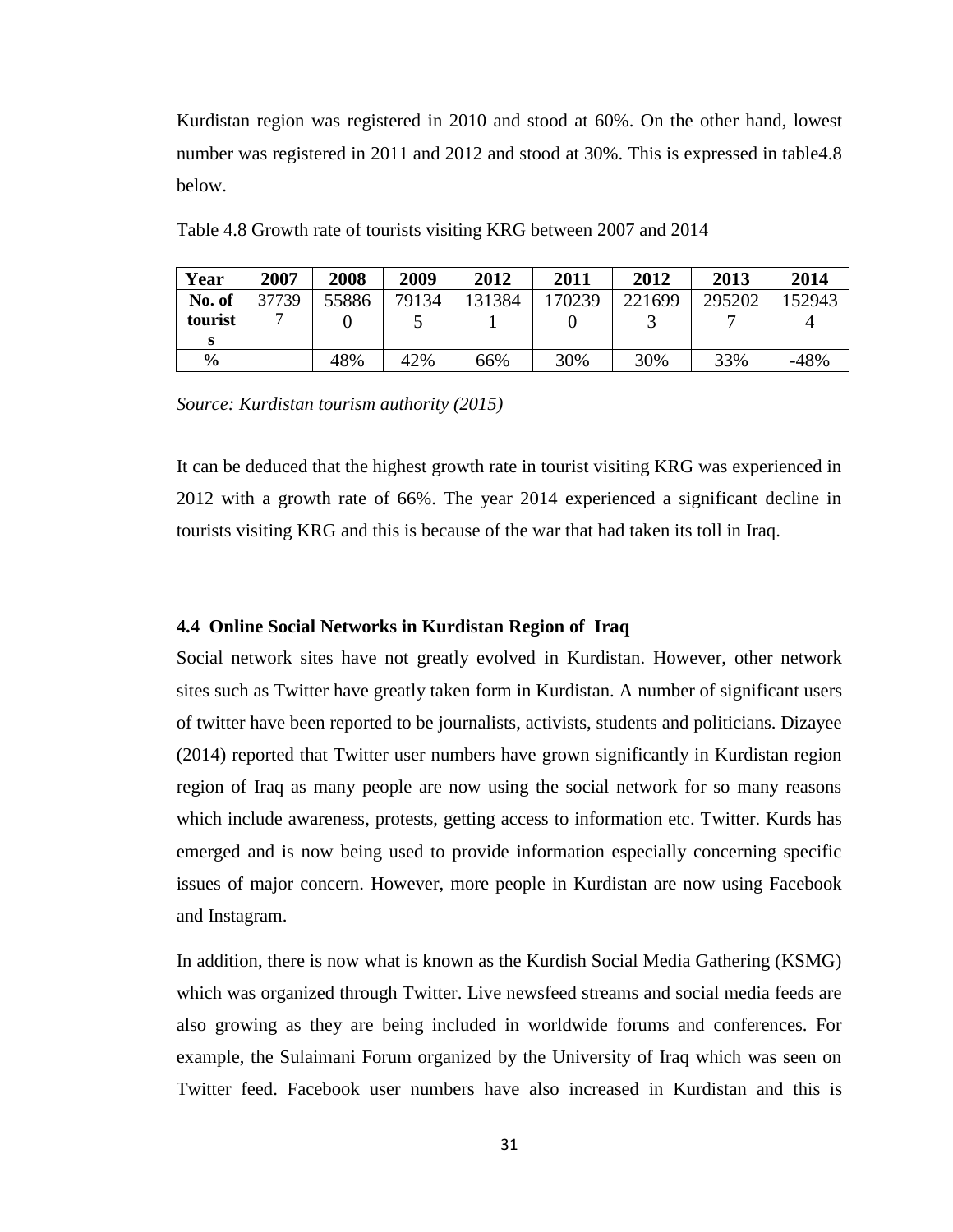Kurdistan region was registered in 2010 and stood at 60%. On the other hand, lowest number was registered in 2011 and 2012 and stood at 30%. This is expressed in table4.8 below.

Table 4.8 Growth rate of tourists visiting KRG between 2007 and 2014

| Year | 2007 | 2008 | 2009 | 2012 | 2011 | 2012 | 2013 | 2014 |
|---|---|---|---|---|---|---|---|---|
| No. of tourists | 377397 | 558860 | 791345 | 1313841 | 1702390 | 2216993 | 2952027 | 1529434 |
| % | | 48% | 42% | 66% | 30% | 30% | 33% | -48% |

*Source: Kurdistan tourism authority (2015)*

It can be deduced that the highest growth rate in tourist visiting KRG was experienced in 2012 with a growth rate of 66%. The year 2014 experienced a significant decline in tourists visiting KRG and this is because of the war that had taken its toll in Iraq.

### 4.4 Online Social Networks in Kurdistan Region of Iraq

Social network sites have not greatly evolved in Kurdistan. However, other network sites such as Twitter have greatly taken form in Kurdistan. A number of significant users of twitter have been reported to be journalists, activists, students and politicians. Dizayee (2014) reported that Twitter user numbers have grown significantly in Kurdistan region region of Iraq as many people are now using the social network for so many reasons which include awareness, protests, getting access to information etc. Twitter. Kurds has emerged and is now being used to provide information especially concerning specific issues of major concern. However, more people in Kurdistan are now using Facebook and Instagram.

In addition, there is now what is known as the Kurdish Social Media Gathering (KSMG) which was organized through Twitter. Live newsfeed streams and social media feeds are also growing as they are being included in worldwide forums and conferences. For example, the Sulaimani Forum organized by the University of Iraq which was seen on Twitter feed. Facebook user numbers have also increased in Kurdistan and this is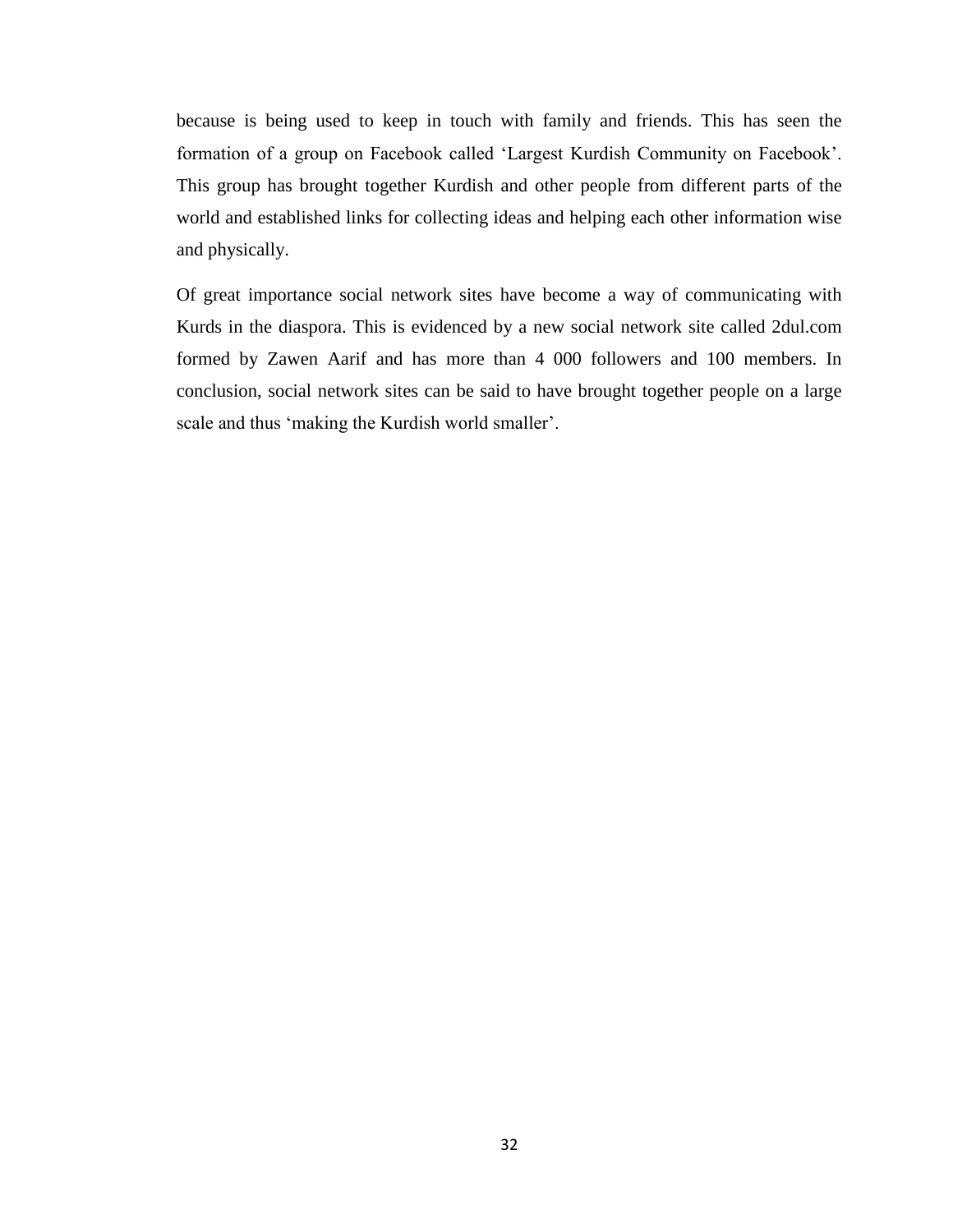because is being used to keep in touch with family and friends. This has seen the formation of a group on Facebook called 'Largest Kurdish Community on Facebook'. This group has brought together Kurdish and other people from different parts of the world and established links for collecting ideas and helping each other information wise and physically.

Of great importance social network sites have become a way of communicating with Kurds in the diaspora. This is evidenced by a new social network site called 2dul.com formed by Zawen Aarif and has more than 4 000 followers and 100 members. In conclusion, social network sites can be said to have brought together people on a large scale and thus 'making the Kurdish world smaller'.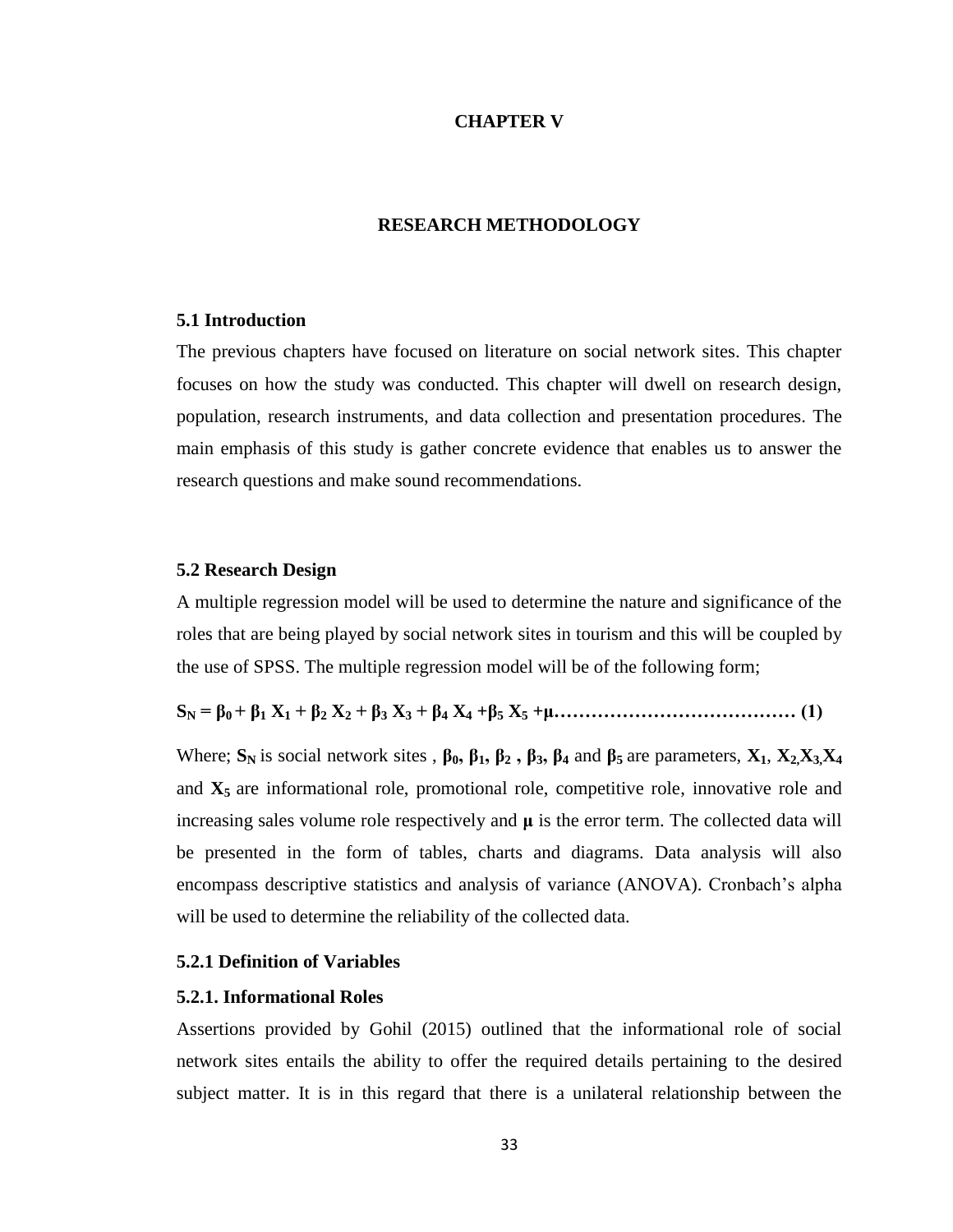# CHAPTER V

# RESEARCH METHODOLOGY

## 5.1 Introduction

The previous chapters have focused on literature on social network sites. This chapter focuses on how the study was conducted. This chapter will dwell on research design, population, research instruments, and data collection and presentation procedures. The main emphasis of this study is gather concrete evidence that enables us to answer the research questions and make sound recommendations.

## 5.2 Research Design

A multiple regression model will be used to determine the nature and significance of the roles that are being played by social network sites in tourism and this will be coupled by the use of SPSS. The multiple regression model will be of the following form;

$$S_N = \beta_0 + \beta_1 X_1 + \beta_2 X_2 + \beta_3 X_3 + \beta_4 X_4 + \beta_5 X_5 + \mu \quad \text{.....................................} \ (1)$$

Where; $S_N$ is social network sites , $\beta_0$, $\beta_1$, $\beta_2$ , $\beta_3$, $\beta_4$ and $\beta_5$ are parameters, $X_1$, $X_2$, $X_3$, $X_4$ and $X_5$ are informational role, promotional role, competitive role, innovative role and increasing sales volume role respectively and $\mu$ is the error term. The collected data will be presented in the form of tables, charts and diagrams. Data analysis will also encompass descriptive statistics and analysis of variance (ANOVA). Cronbach's alpha will be used to determine the reliability of the collected data.

### 5.2.1 Definition of Variables

### 5.2.1. Informational Roles

Assertions provided by Gohil (2015) outlined that the informational role of social network sites entails the ability to offer the required details pertaining to the desired subject matter. It is in this regard that there is a unilateral relationship between the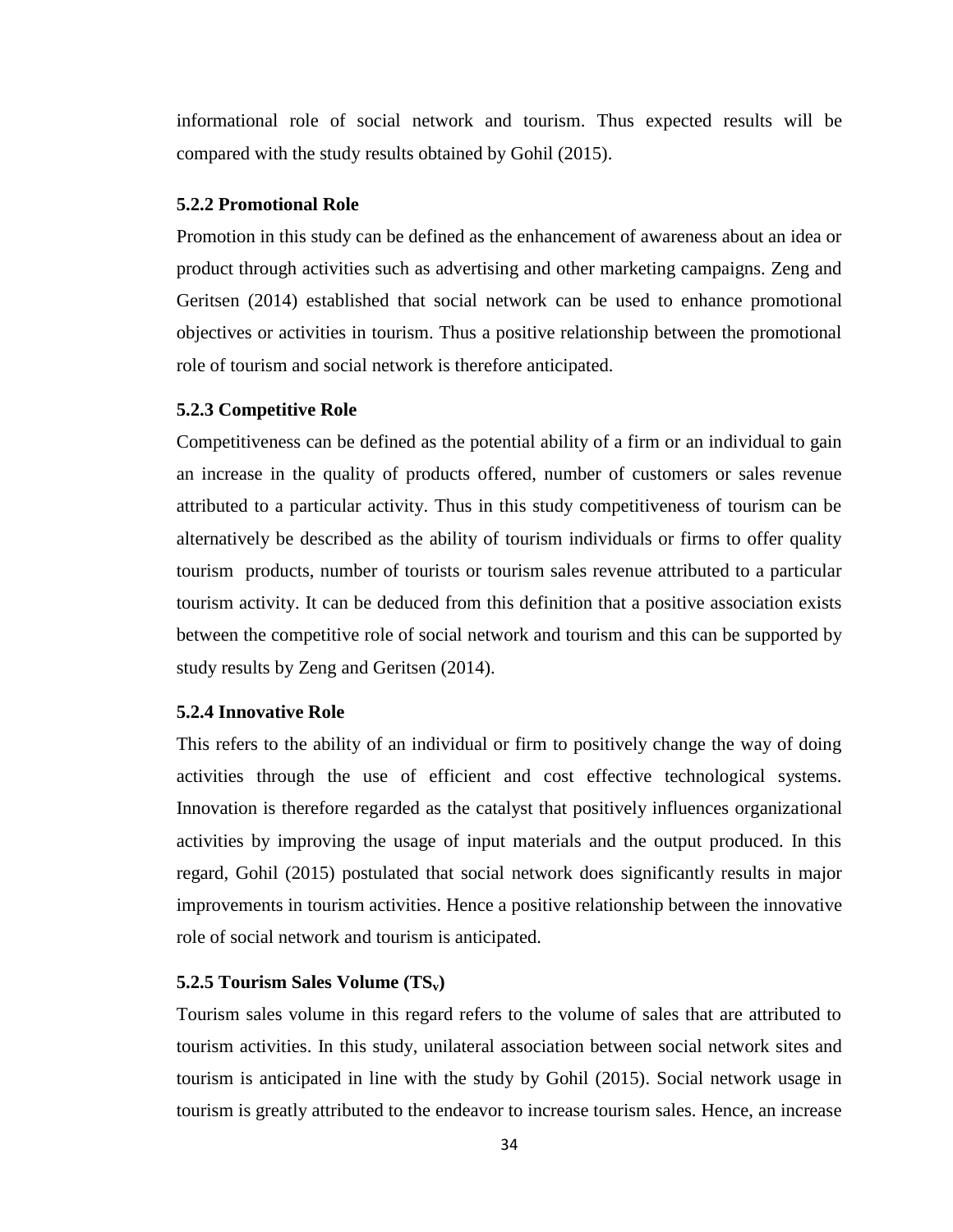informational role of social network and tourism. Thus expected results will be compared with the study results obtained by Gohil (2015).

### 5.2.2 Promotional Role

Promotion in this study can be defined as the enhancement of awareness about an idea or product through activities such as advertising and other marketing campaigns. Zeng and Geritsen (2014) established that social network can be used to enhance promotional objectives or activities in tourism. Thus a positive relationship between the promotional role of tourism and social network is therefore anticipated.

### 5.2.3 Competitive Role

Competitiveness can be defined as the potential ability of a firm or an individual to gain an increase in the quality of products offered, number of customers or sales revenue attributed to a particular activity. Thus in this study competitiveness of tourism can be alternatively be described as the ability of tourism individuals or firms to offer quality tourism products, number of tourists or tourism sales revenue attributed to a particular tourism activity. It can be deduced from this definition that a positive association exists between the competitive role of social network and tourism and this can be supported by study results by Zeng and Geritsen (2014).

### 5.2.4 Innovative Role

This refers to the ability of an individual or firm to positively change the way of doing activities through the use of efficient and cost effective technological systems. Innovation is therefore regarded as the catalyst that positively influences organizational activities by improving the usage of input materials and the output produced. In this regard, Gohil (2015) postulated that social network does significantly results in major improvements in tourism activities. Hence a positive relationship between the innovative role of social network and tourism is anticipated.

### 5.2.5 Tourism Sales Volume ($TS_v$)

Tourism sales volume in this regard refers to the volume of sales that are attributed to tourism activities. In this study, unilateral association between social network sites and tourism is anticipated in line with the study by Gohil (2015). Social network usage in tourism is greatly attributed to the endeavor to increase tourism sales. Hence, an increase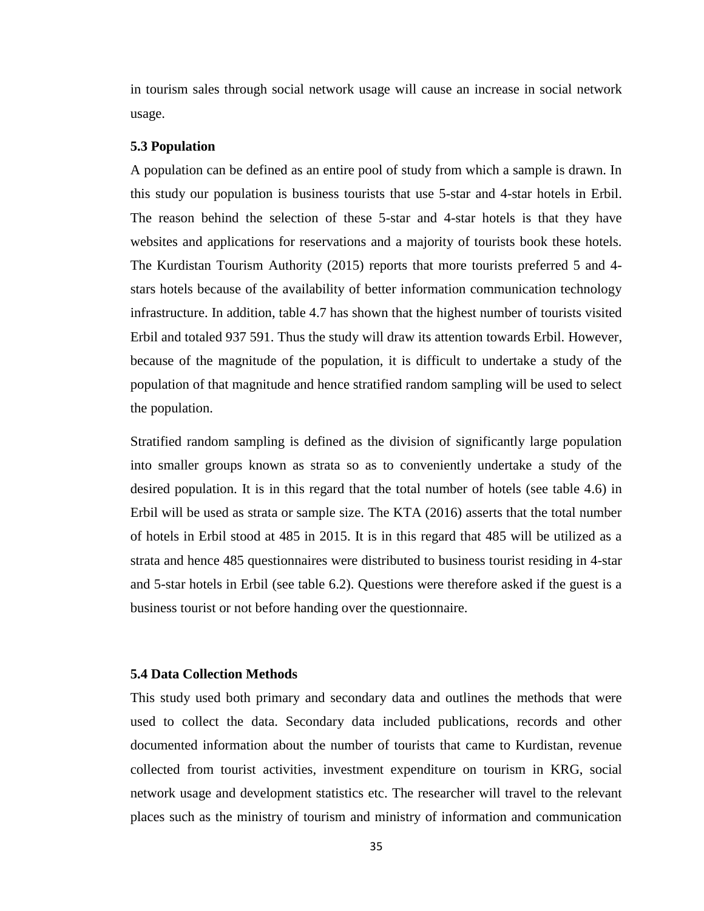in tourism sales through social network usage will cause an increase in social network usage.

### 5.3 Population

A population can be defined as an entire pool of study from which a sample is drawn. In this study our population is business tourists that use 5-star and 4-star hotels in Erbil. The reason behind the selection of these 5-star and 4-star hotels is that they have websites and applications for reservations and a majority of tourists book these hotels. The Kurdistan Tourism Authority (2015) reports that more tourists preferred 5 and 4-stars hotels because of the availability of better information communication technology infrastructure. In addition, table 4.7 has shown that the highest number of tourists visited Erbil and totaled 937 591. Thus the study will draw its attention towards Erbil. However, because of the magnitude of the population, it is difficult to undertake a study of the population of that magnitude and hence stratified random sampling will be used to select the population.

Stratified random sampling is defined as the division of significantly large population into smaller groups known as strata so as to conveniently undertake a study of the desired population. It is in this regard that the total number of hotels (see table 4.6) in Erbil will be used as strata or sample size. The KTA (2016) asserts that the total number of hotels in Erbil stood at 485 in 2015. It is in this regard that 485 will be utilized as a strata and hence 485 questionnaires were distributed to business tourist residing in 4-star and 5-star hotels in Erbil (see table 6.2). Questions were therefore asked if the guest is a business tourist or not before handing over the questionnaire.

### 5.4 Data Collection Methods

This study used both primary and secondary data and outlines the methods that were used to collect the data. Secondary data included publications, records and other documented information about the number of tourists that came to Kurdistan, revenue collected from tourist activities, investment expenditure on tourism in KRG, social network usage and development statistics etc. The researcher will travel to the relevant places such as the ministry of tourism and ministry of information and communication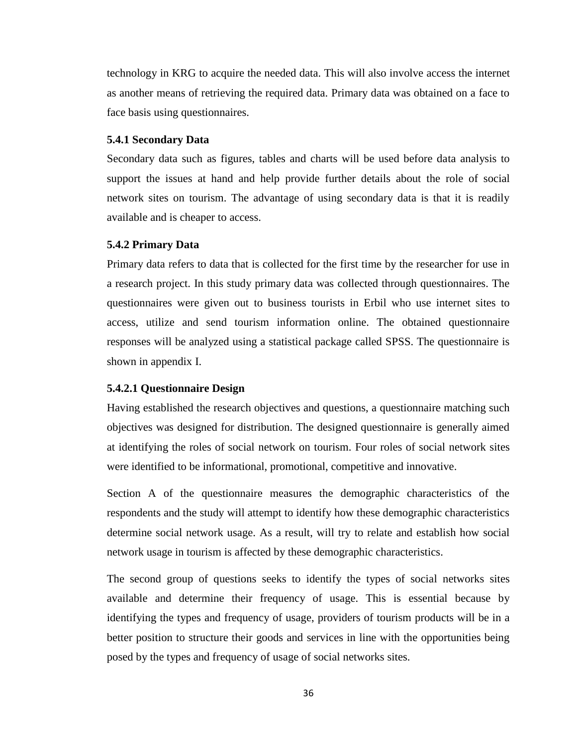technology in KRG to acquire the needed data. This will also involve access the internet as another means of retrieving the required data. Primary data was obtained on a face to face basis using questionnaires.

#### 5.4.1 Secondary Data

Secondary data such as figures, tables and charts will be used before data analysis to support the issues at hand and help provide further details about the role of social network sites on tourism. The advantage of using secondary data is that it is readily available and is cheaper to access.

#### 5.4.2 Primary Data

Primary data refers to data that is collected for the first time by the researcher for use in a research project. In this study primary data was collected through questionnaires. The questionnaires were given out to business tourists in Erbil who use internet sites to access, utilize and send tourism information online. The obtained questionnaire responses will be analyzed using a statistical package called SPSS. The questionnaire is shown in appendix I.

##### 5.4.2.1 Questionnaire Design

Having established the research objectives and questions, a questionnaire matching such objectives was designed for distribution. The designed questionnaire is generally aimed at identifying the roles of social network on tourism. Four roles of social network sites were identified to be informational, promotional, competitive and innovative.

Section A of the questionnaire measures the demographic characteristics of the respondents and the study will attempt to identify how these demographic characteristics determine social network usage. As a result, will try to relate and establish how social network usage in tourism is affected by these demographic characteristics.

The second group of questions seeks to identify the types of social networks sites available and determine their frequency of usage. This is essential because by identifying the types and frequency of usage, providers of tourism products will be in a better position to structure their goods and services in line with the opportunities being posed by the types and frequency of usage of social networks sites.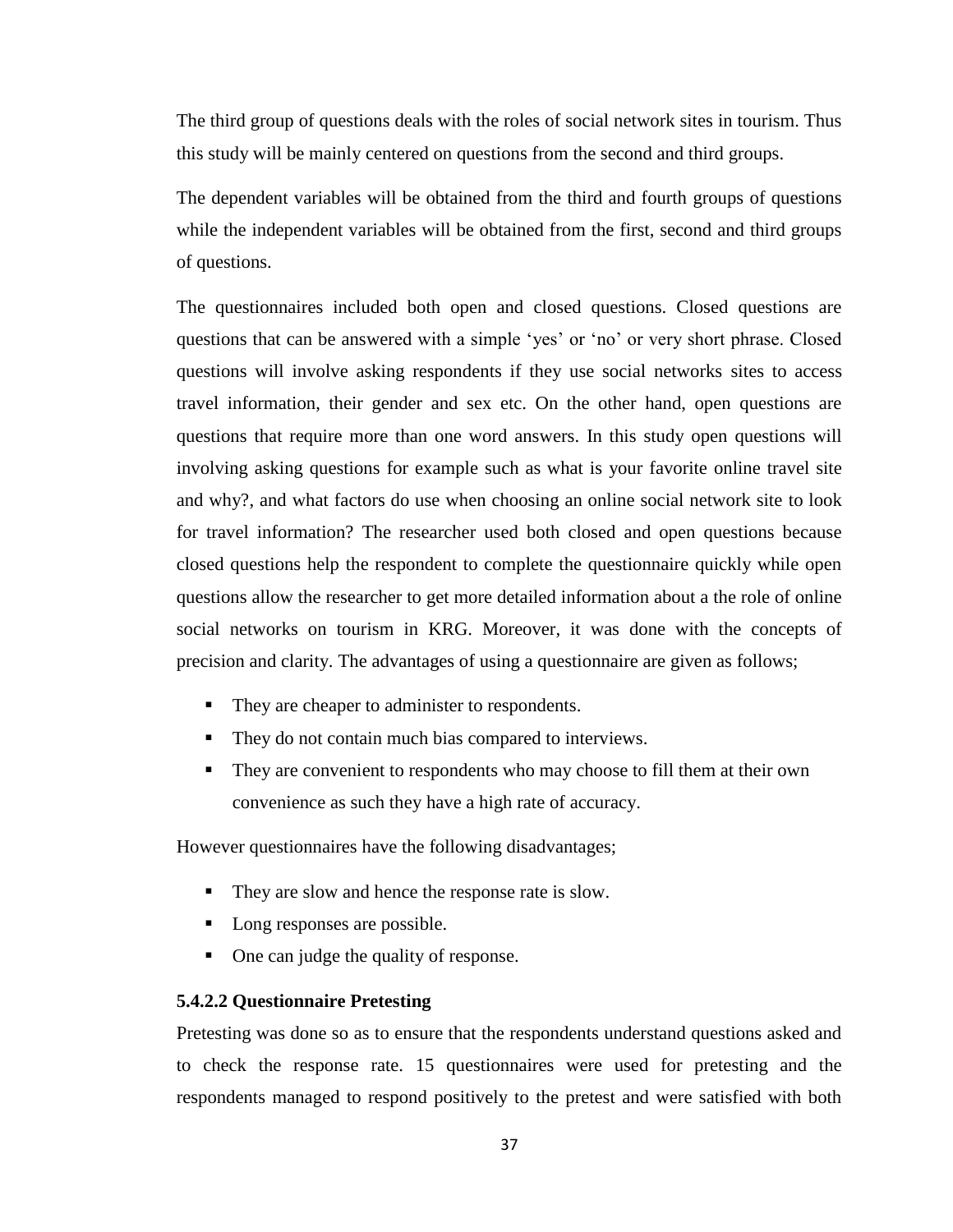The third group of questions deals with the roles of social network sites in tourism. Thus this study will be mainly centered on questions from the second and third groups.

The dependent variables will be obtained from the third and fourth groups of questions while the independent variables will be obtained from the first, second and third groups of questions.

The questionnaires included both open and closed questions. Closed questions are questions that can be answered with a simple 'yes' or 'no' or very short phrase. Closed questions will involve asking respondents if they use social networks sites to access travel information, their gender and sex etc. On the other hand, open questions are questions that require more than one word answers. In this study open questions will involving asking questions for example such as what is your favorite online travel site and why?, and what factors do use when choosing an online social network site to look for travel information? The researcher used both closed and open questions because closed questions help the respondent to complete the questionnaire quickly while open questions allow the researcher to get more detailed information about a the role of online social networks on tourism in KRG. Moreover, it was done with the concepts of precision and clarity. The advantages of using a questionnaire are given as follows;

- They are cheaper to administer to respondents.
- They do not contain much bias compared to interviews.
- They are convenient to respondents who may choose to fill them at their own convenience as such they have a high rate of accuracy.

However questionnaires have the following disadvantages;

- They are slow and hence the response rate is slow.
- Long responses are possible.
- One can judge the quality of response.

#### 5.4.2.2 Questionnaire Pretesting

Pretesting was done so as to ensure that the respondents understand questions asked and to check the response rate. 15 questionnaires were used for pretesting and the respondents managed to respond positively to the pretest and were satisfied with both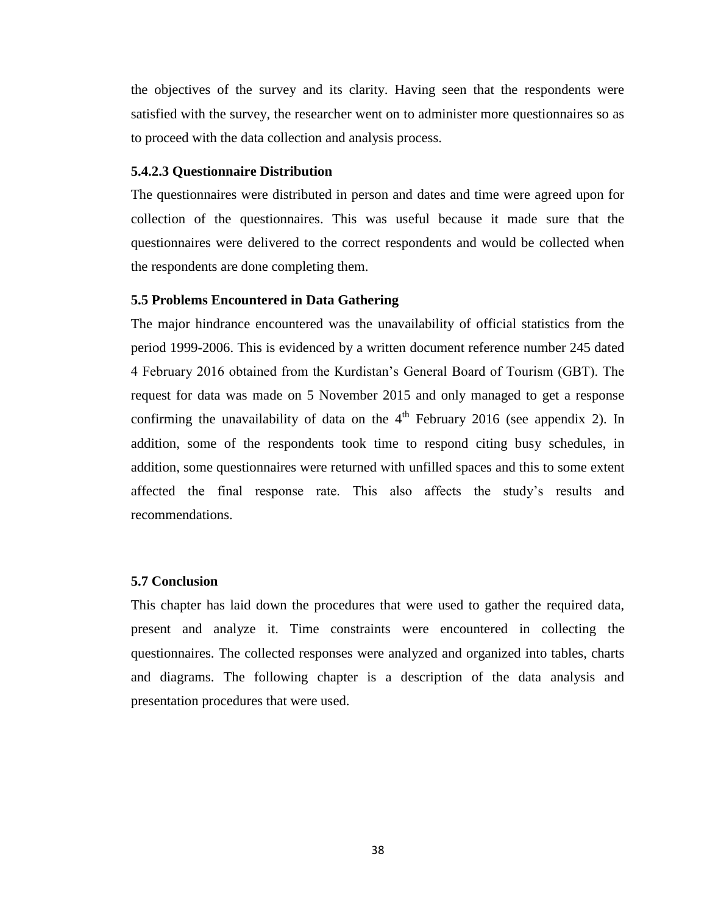the objectives of the survey and its clarity. Having seen that the respondents were satisfied with the survey, the researcher went on to administer more questionnaires so as to proceed with the data collection and analysis process.

#### 5.4.2.3 Questionnaire Distribution

The questionnaires were distributed in person and dates and time were agreed upon for collection of the questionnaires. This was useful because it made sure that the questionnaires were delivered to the correct respondents and would be collected when the respondents are done completing them.

### 5.5 Problems Encountered in Data Gathering

The major hindrance encountered was the unavailability of official statistics from the period 1999-2006. This is evidenced by a written document reference number 245 dated 4 February 2016 obtained from the Kurdistan's General Board of Tourism (GBT). The request for data was made on 5 November 2015 and only managed to get a response confirming the unavailability of data on the 4th February 2016 (see appendix 2). In addition, some of the respondents took time to respond citing busy schedules, in addition, some questionnaires were returned with unfilled spaces and this to some extent affected the final response rate. This also affects the study's results and recommendations.

### 5.7 Conclusion

This chapter has laid down the procedures that were used to gather the required data, present and analyze it. Time constraints were encountered in collecting the questionnaires. The collected responses were analyzed and organized into tables, charts and diagrams. The following chapter is a description of the data analysis and presentation procedures that were used.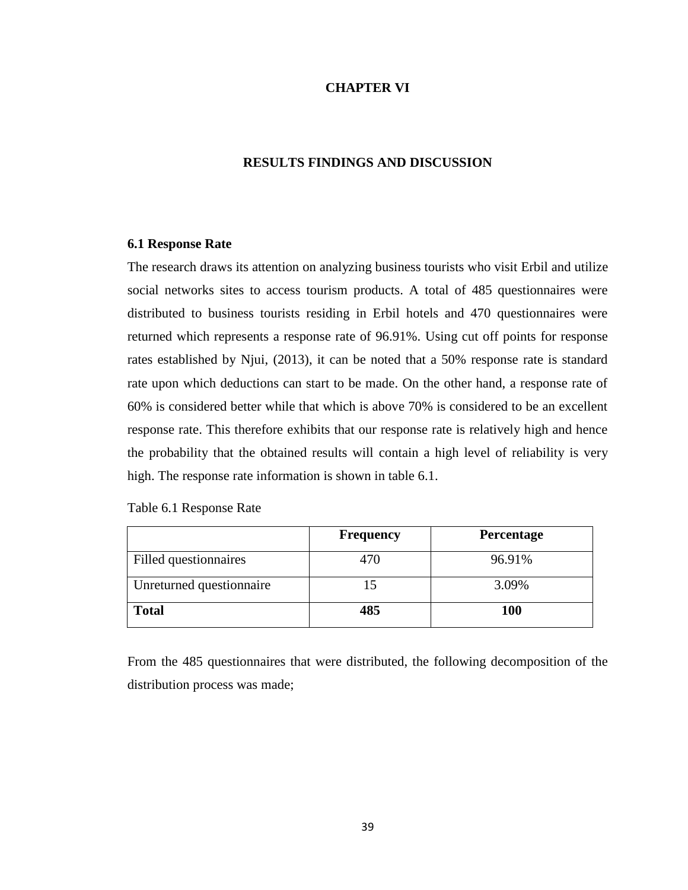# CHAPTER VI

## RESULTS FINDINGS AND DISCUSSION

### 6.1 Response Rate

The research draws its attention on analyzing business tourists who visit Erbil and utilize social networks sites to access tourism products. A total of 485 questionnaires were distributed to business tourists residing in Erbil hotels and 470 questionnaires were returned which represents a response rate of 96.91%. Using cut off points for response rates established by Njui, (2013), it can be noted that a 50% response rate is standard rate upon which deductions can start to be made. On the other hand, a response rate of 60% is considered better while that which is above 70% is considered to be an excellent response rate. This therefore exhibits that our response rate is relatively high and hence the probability that the obtained results will contain a high level of reliability is very high. The response rate information is shown in table 6.1.

Table 6.1 Response Rate

| | Frequency | Percentage |
|---|---|---|
| Filled questionnaires | 470 | 96.91% |
| Unreturned questionnaire | 15 | 3.09% |
| **Total** | **485** | **100** |

From the 485 questionnaires that were distributed, the following decomposition of the distribution process was made;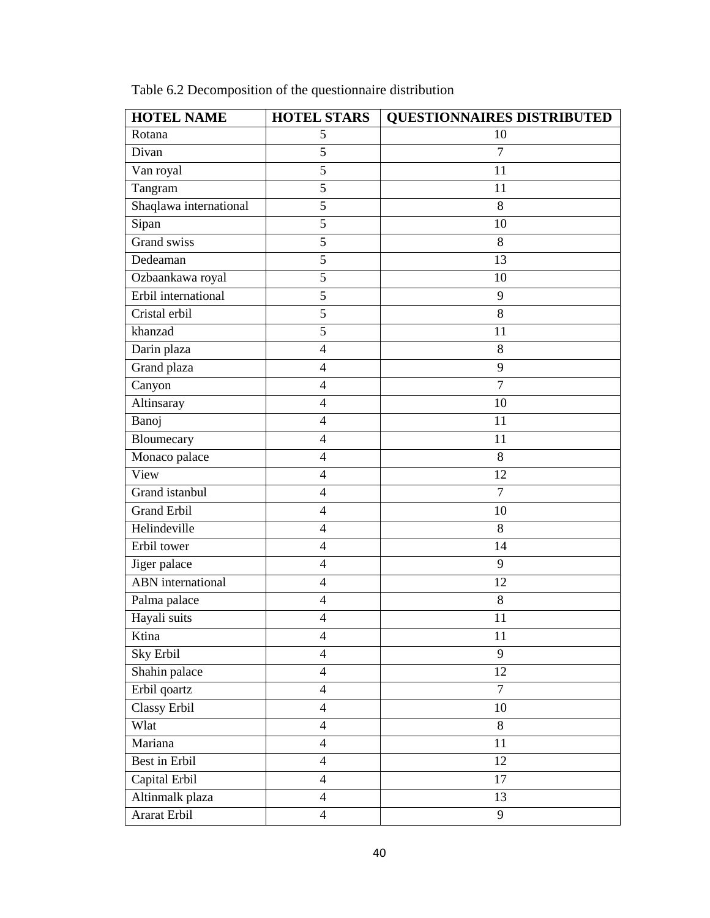Table 6.2 Decomposition of the questionnaire distribution

| HOTEL NAME | HOTEL STARS | QUESTIONNAIRES DISTRIBUTED |
|---|---|---|
| Rotana | 5 | 10 |
| Divan | 5 | 7 |
| Van royal | 5 | 11 |
| Tangram | 5 | 11 |
| Shaqlawa international | 5 | 8 |
| Sipan | 5 | 10 |
| Grand swiss | 5 | 8 |
| Dedeaman | 5 | 13 |
| Ozbaankawa royal | 5 | 10 |
| Erbil international | 5 | 9 |
| Cristal erbil | 5 | 8 |
| khanzad | 5 | 11 |
| Darin plaza | 4 | 8 |
| Grand plaza | 4 | 9 |
| Canyon | 4 | 7 |
| Altinsaray | 4 | 10 |
| Banoj | 4 | 11 |
| Bloumecary | 4 | 11 |
| Monaco palace | 4 | 8 |
| View | 4 | 12 |
| Grand istanbul | 4 | 7 |
| Grand Erbil | 4 | 10 |
| Helindeville | 4 | 8 |
| Erbil tower | 4 | 14 |
| Jiger palace | 4 | 9 |
| ABN international | 4 | 12 |
| Palma palace | 4 | 8 |
| Hayali suits | 4 | 11 |
| Ktina | 4 | 11 |
| Sky Erbil | 4 | 9 |
| Shahin palace | 4 | 12 |
| Erbil qoartz | 4 | 7 |
| Classy Erbil | 4 | 10 |
| Wlat | 4 | 8 |
| Mariana | 4 | 11 |
| Best in Erbil | 4 | 12 |
| Capital Erbil | 4 | 17 |
| Altinmalk plaza | 4 | 13 |
| Ararat Erbil | 4 | 9 |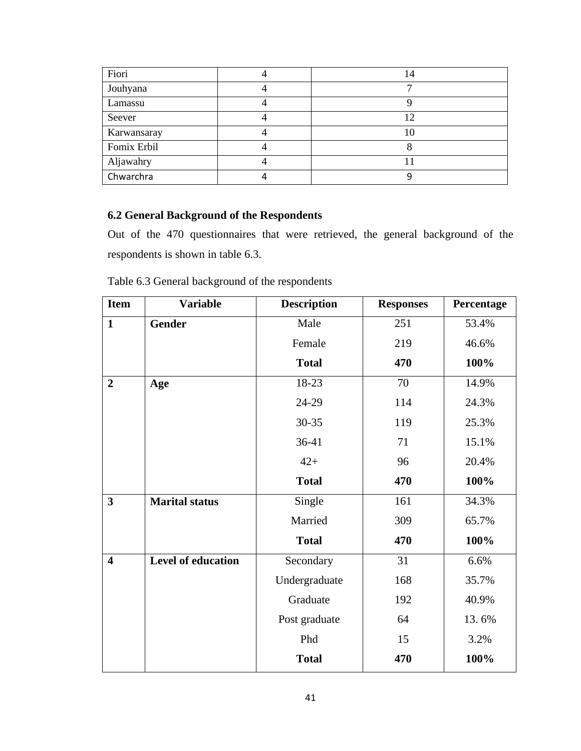| Fiori | 4 | 14 |
|---|---|---|
| Jouhyana | 4 | 7 |
| Lamassu | 4 | 9 |
| Seever | 4 | 12 |
| Karwansaray | 4 | 10 |
| Fomix Erbil | 4 | 8 |
| Aljawahry | 4 | 11 |
| Chwarchra | 4 | 9 |

### 6.2 General Background of the Respondents

Out of the 470 questionnaires that were retrieved, the general background of the respondents is shown in table 6.3.

Table 6.3 General background of the respondents

| Item | Variable | Description | Responses | Percentage |
|---|---|---|---|---|
| **1** | **Gender** | Male | 251 | 53.4% |
| | | Female | 219 | 46.6% |
| | | **Total** | **470** | **100%** |
| **2** | **Age** | 18-23 | 70 | 14.9% |
| | | 24-29 | 114 | 24.3% |
| | | 30-35 | 119 | 25.3% |
| | | 36-41 | 71 | 15.1% |
| | | 42+ | 96 | 20.4% |
| | | **Total** | **470** | **100%** |
| **3** | **Marital status** | Single | 161 | 34.3% |
| | | Married | 309 | 65.7% |
| | | **Total** | **470** | **100%** |
| **4** | **Level of education** | Secondary | 31 | 6.6% |
| | | Undergraduate | 168 | 35.7% |
| | | Graduate | 192 | 40.9% |
| | | Post graduate | 64 | 13. 6% |
| | | Phd | 15 | 3.2% |
| | | **Total** | **470** | **100%** |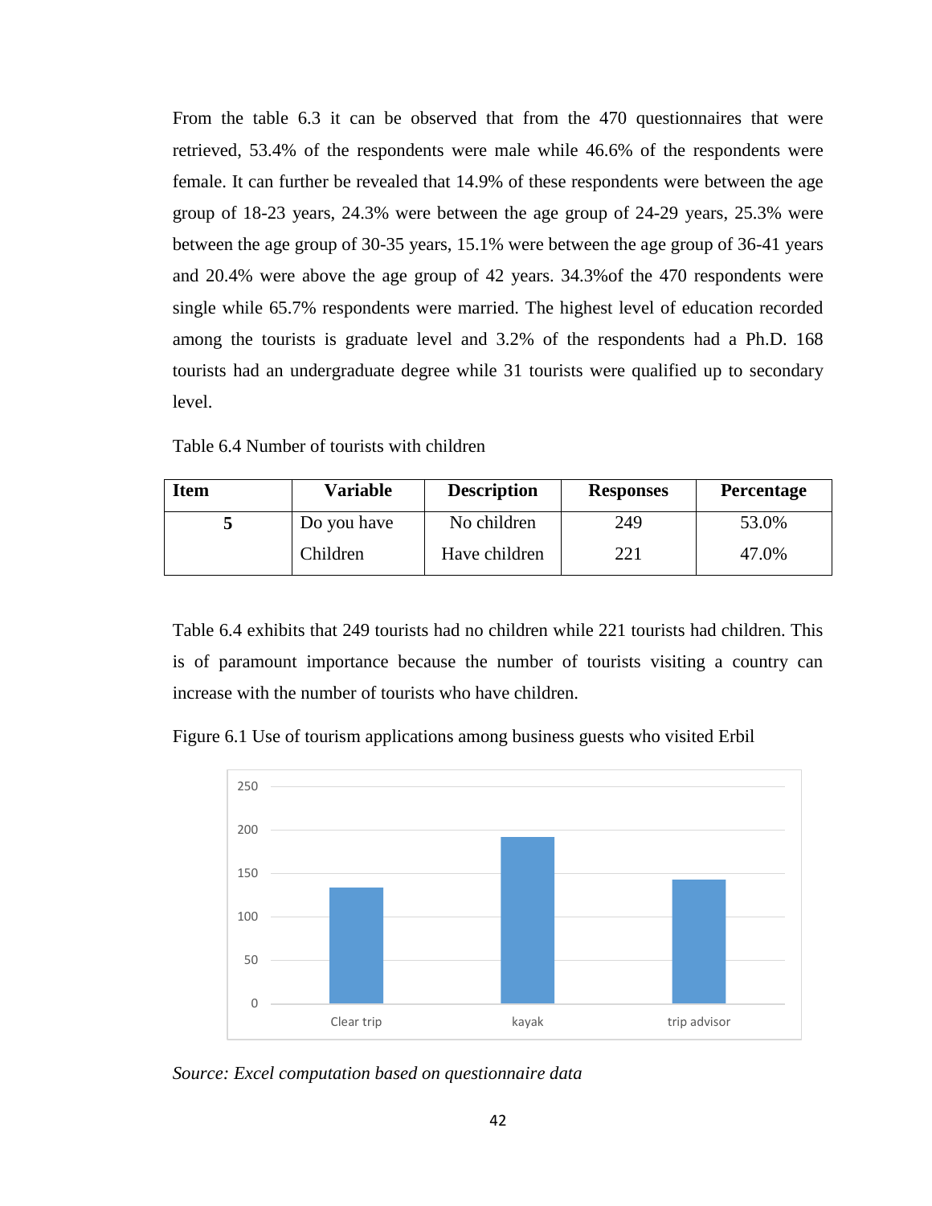From the table 6.3 it can be observed that from the 470 questionnaires that were retrieved, 53.4% of the respondents were male while 46.6% of the respondents were female. It can further be revealed that 14.9% of these respondents were between the age group of 18-23 years, 24.3% were between the age group of 24-29 years, 25.3% were between the age group of 30-35 years, 15.1% were between the age group of 36-41 years and 20.4% were above the age group of 42 years. 34.3%of the 470 respondents were single while 65.7% respondents were married. The highest level of education recorded among the tourists is graduate level and 3.2% of the respondents had a Ph.D. 168 tourists had an undergraduate degree while 31 tourists were qualified up to secondary level.

Table 6.4 Number of tourists with children

| Item | Variable | Description | Responses | Percentage |
|---|---|---|---|---|
| 5 | Do you have Children | No children | 249 | 53.0% |
| | | Have children | 221 | 47.0% |

Table 6.4 exhibits that 249 tourists had no children while 221 tourists had children. This is of paramount importance because the number of tourists visiting a country can increase with the number of tourists who have children.

Figure 6.1 Use of tourism applications among business guests who visited Erbil

*Source: Excel computation based on questionnaire data*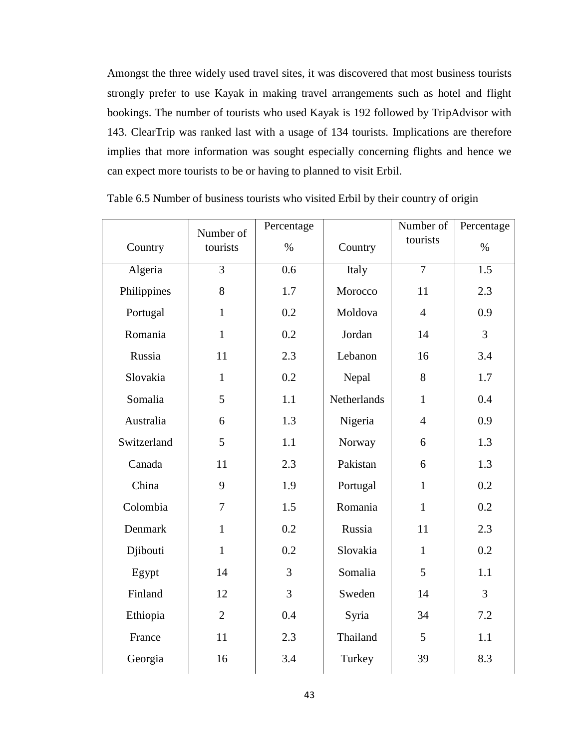Amongst the three widely used travel sites, it was discovered that most business tourists strongly prefer to use Kayak in making travel arrangements such as hotel and flight bookings. The number of tourists who used Kayak is 192 followed by TripAdvisor with 143. ClearTrip was ranked last with a usage of 134 tourists. Implications are therefore implies that more information was sought especially concerning flights and hence we can expect more tourists to be or having to planned to visit Erbil.

Table 6.5 Number of business tourists who visited Erbil by their country of origin

| Country | Number of tourists | Percentage % | Country | Number of tourists | Percentage % |
|---|---|---|---|---|---|
| Algeria | 3 | 0.6 | Italy | 7 | 1.5 |
| Philippines | 8 | 1.7 | Morocco | 11 | 2.3 |
| Portugal | 1 | 0.2 | Moldova | 4 | 0.9 |
| Romania | 1 | 0.2 | Jordan | 14 | 3 |
| Russia | 11 | 2.3 | Lebanon | 16 | 3.4 |
| Slovakia | 1 | 0.2 | Nepal | 8 | 1.7 |
| Somalia | 5 | 1.1 | Netherlands | 1 | 0.4 |
| Australia | 6 | 1.3 | Nigeria | 4 | 0.9 |
| Switzerland | 5 | 1.1 | Norway | 6 | 1.3 |
| Canada | 11 | 2.3 | Pakistan | 6 | 1.3 |
| China | 9 | 1.9 | Portugal | 1 | 0.2 |
| Colombia | 7 | 1.5 | Romania | 1 | 0.2 |
| Denmark | 1 | 0.2 | Russia | 11 | 2.3 |
| Djibouti | 1 | 0.2 | Slovakia | 1 | 0.2 |
| Egypt | 14 | 3 | Somalia | 5 | 1.1 |
| Finland | 12 | 3 | Sweden | 14 | 3 |
| Ethiopia | 2 | 0.4 | Syria | 34 | 7.2 |
| France | 11 | 2.3 | Thailand | 5 | 1.1 |
| Georgia | 16 | 3.4 | Turkey | 39 | 8.3 |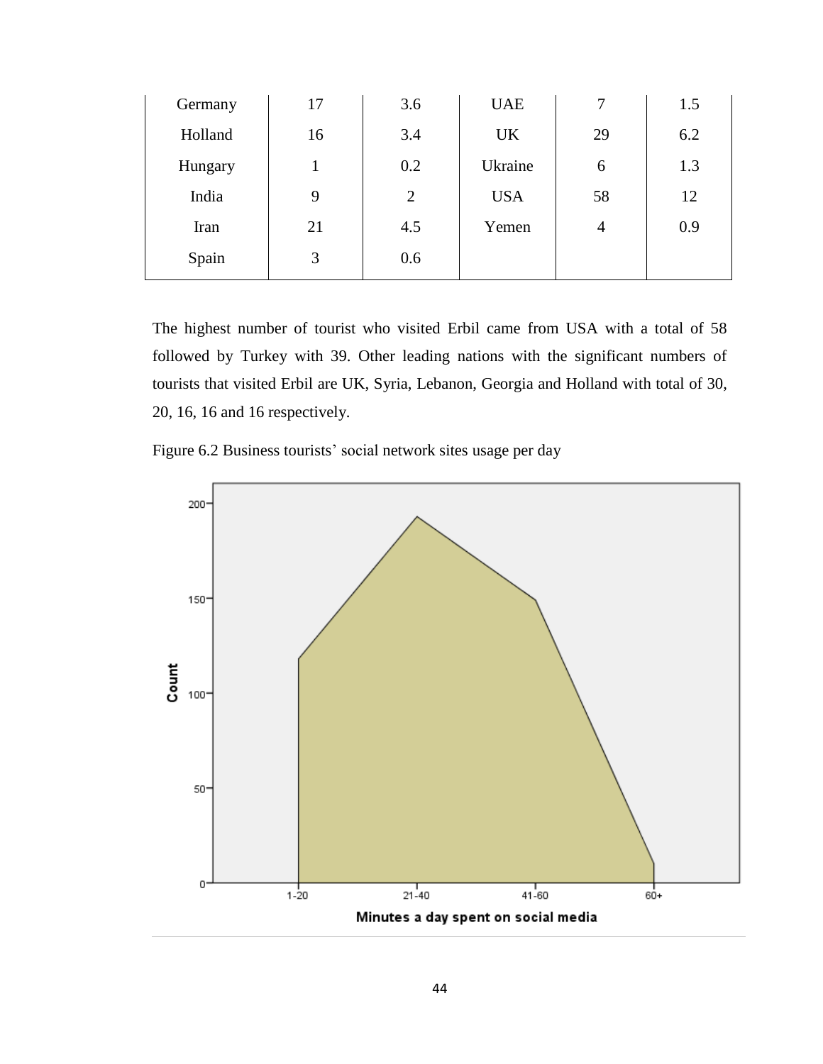| Germany | 17 | 3.6 | UAE | 7 | 1.5 |
|---|---|---|---|---|---|
| Holland | 16 | 3.4 | UK | 29 | 6.2 |
| Hungary | 1 | 0.2 | Ukraine | 6 | 1.3 |
| India | 9 | 2 | USA | 58 | 12 |
| Iran | 21 | 4.5 | Yemen | 4 | 0.9 |
| Spain | 3 | 0.6 | | | |

The highest number of tourist who visited Erbil came from USA with a total of 58 followed by Turkey with 39. Other leading nations with the significant numbers of tourists that visited Erbil are UK, Syria, Lebanon, Georgia and Holland with total of 30, 20, 16, 16 and 16 respectively.

Figure 6.2 Business tourists' social network sites usage per day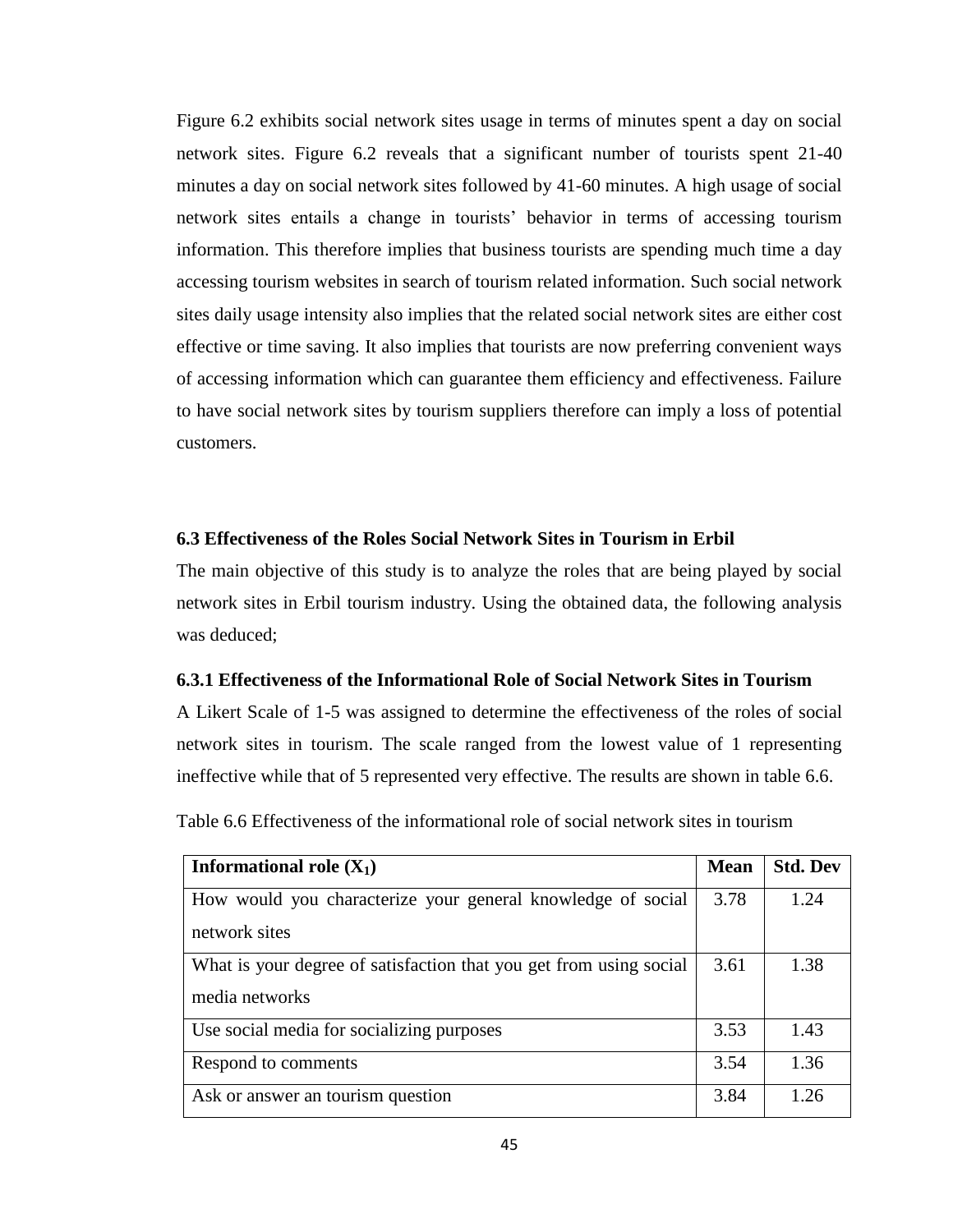Figure 6.2 exhibits social network sites usage in terms of minutes spent a day on social network sites. Figure 6.2 reveals that a significant number of tourists spent 21-40 minutes a day on social network sites followed by 41-60 minutes. A high usage of social network sites entails a change in tourists' behavior in terms of accessing tourism information. This therefore implies that business tourists are spending much time a day accessing tourism websites in search of tourism related information. Such social network sites daily usage intensity also implies that the related social network sites are either cost effective or time saving. It also implies that tourists are now preferring convenient ways of accessing information which can guarantee them efficiency and effectiveness. Failure to have social network sites by tourism suppliers therefore can imply a loss of potential customers.

### 6.3 Effectiveness of the Roles Social Network Sites in Tourism in Erbil

The main objective of this study is to analyze the roles that are being played by social network sites in Erbil tourism industry. Using the obtained data, the following analysis was deduced;

#### 6.3.1 Effectiveness of the Informational Role of Social Network Sites in Tourism

A Likert Scale of 1-5 was assigned to determine the effectiveness of the roles of social network sites in tourism. The scale ranged from the lowest value of 1 representing ineffective while that of 5 represented very effective. The results are shown in table 6.6.

Table 6.6 Effectiveness of the informational role of social network sites in tourism

| **Informational role ($X_1$)** | **Mean** | **Std. Dev** |
|---|---|---|
| How would you characterize your general knowledge of social network sites | 3.78 | 1.24 |
| What is your degree of satisfaction that you get from using social media networks | 3.61 | 1.38 |
| Use social media for socializing purposes | 3.53 | 1.43 |
| Respond to comments | 3.54 | 1.36 |
| Ask or answer an tourism question | 3.84 | 1.26 |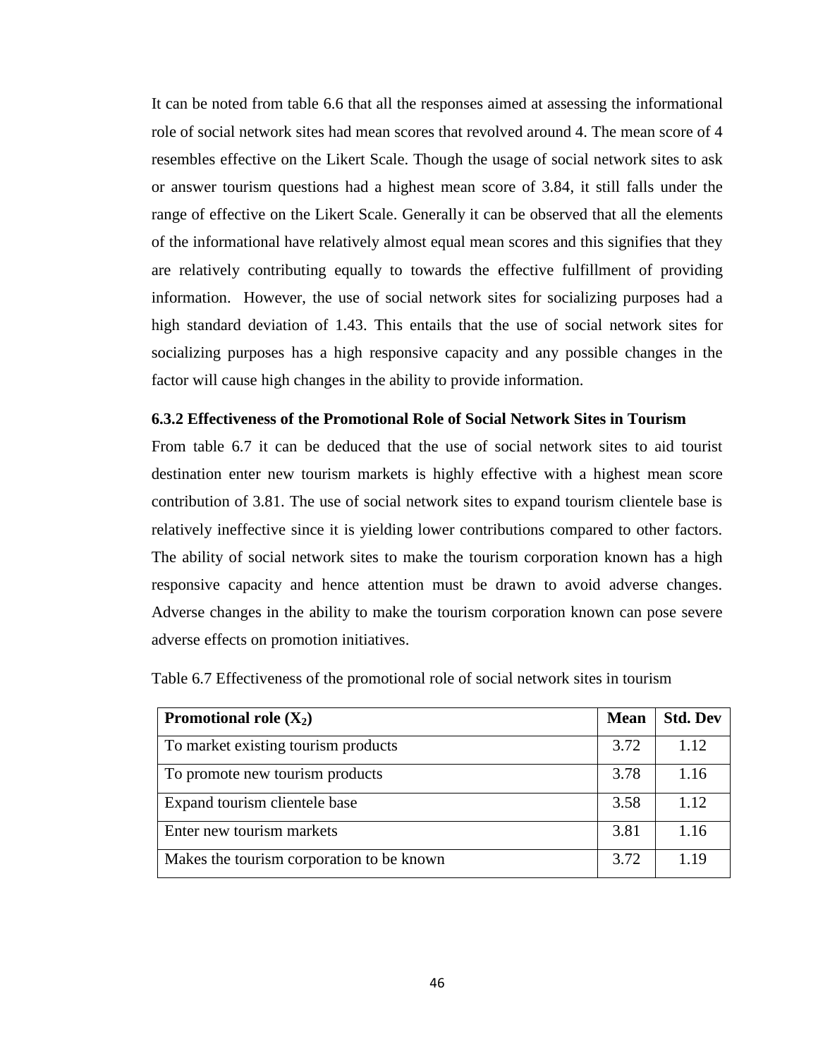It can be noted from table 6.6 that all the responses aimed at assessing the informational role of social network sites had mean scores that revolved around 4. The mean score of 4 resembles effective on the Likert Scale. Though the usage of social network sites to ask or answer tourism questions had a highest mean score of 3.84, it still falls under the range of effective on the Likert Scale. Generally it can be observed that all the elements of the informational have relatively almost equal mean scores and this signifies that they are relatively contributing equally to towards the effective fulfillment of providing information. However, the use of social network sites for socializing purposes had a high standard deviation of 1.43. This entails that the use of social network sites for socializing purposes has a high responsive capacity and any possible changes in the factor will cause high changes in the ability to provide information.

### 6.3.2 Effectiveness of the Promotional Role of Social Network Sites in Tourism

From table 6.7 it can be deduced that the use of social network sites to aid tourist destination enter new tourism markets is highly effective with a highest mean score contribution of 3.81. The use of social network sites to expand tourism clientele base is relatively ineffective since it is yielding lower contributions compared to other factors. The ability of social network sites to make the tourism corporation known has a high responsive capacity and hence attention must be drawn to avoid adverse changes. Adverse changes in the ability to make the tourism corporation known can pose severe adverse effects on promotion initiatives.

Table 6.7 Effectiveness of the promotional role of social network sites in tourism

| **Promotional role ($X_2$)** | **Mean** | **Std. Dev** |
|---|---|---|
| To market existing tourism products | 3.72 | 1.12 |
| To promote new tourism products | 3.78 | 1.16 |
| Expand tourism clientele base | 3.58 | 1.12 |
| Enter new tourism markets | 3.81 | 1.16 |
| Makes the tourism corporation to be known | 3.72 | 1.19 |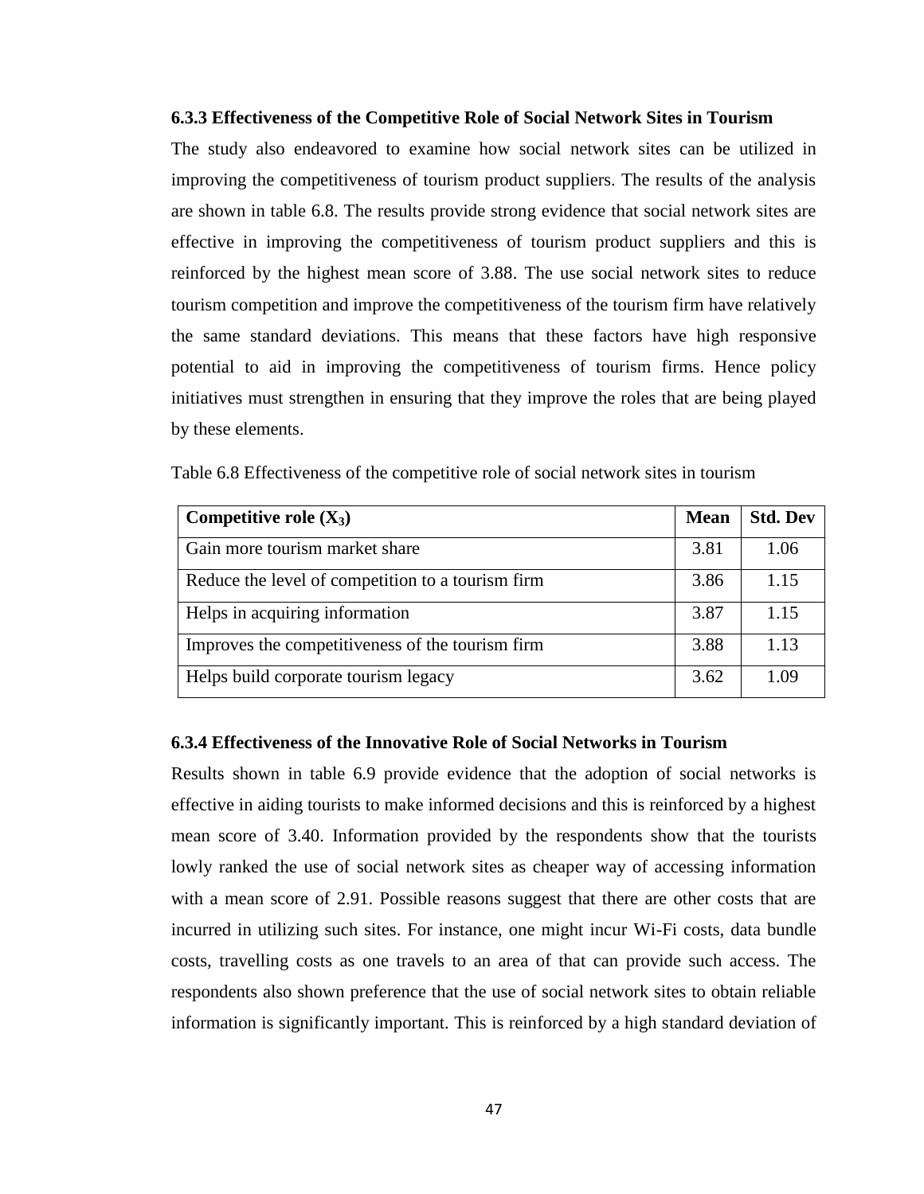### 6.3.3 Effectiveness of the Competitive Role of Social Network Sites in Tourism

The study also endeavored to examine how social network sites can be utilized in improving the competitiveness of tourism product suppliers. The results of the analysis are shown in table 6.8. The results provide strong evidence that social network sites are effective in improving the competitiveness of tourism product suppliers and this is reinforced by the highest mean score of 3.88. The use social network sites to reduce tourism competition and improve the competitiveness of the tourism firm have relatively the same standard deviations. This means that these factors have high responsive potential to aid in improving the competitiveness of tourism firms. Hence policy initiatives must strengthen in ensuring that they improve the roles that are being played by these elements.

Table 6.8 Effectiveness of the competitive role of social network sites in tourism

| **Competitive role ($X_3$)** | **Mean** | **Std. Dev** |
|---|---|---|
| Gain more tourism market share | 3.81 | 1.06 |
| Reduce the level of competition to a tourism firm | 3.86 | 1.15 |
| Helps in acquiring information | 3.87 | 1.15 |
| Improves the competitiveness of the tourism firm | 3.88 | 1.13 |
| Helps build corporate tourism legacy | 3.62 | 1.09 |

### 6.3.4 Effectiveness of the Innovative Role of Social Networks in Tourism

Results shown in table 6.9 provide evidence that the adoption of social networks is effective in aiding tourists to make informed decisions and this is reinforced by a highest mean score of 3.40. Information provided by the respondents show that the tourists lowly ranked the use of social network sites as cheaper way of accessing information with a mean score of 2.91. Possible reasons suggest that there are other costs that are incurred in utilizing such sites. For instance, one might incur Wi-Fi costs, data bundle costs, travelling costs as one travels to an area of that can provide such access. The respondents also shown preference that the use of social network sites to obtain reliable information is significantly important. This is reinforced by a high standard deviation of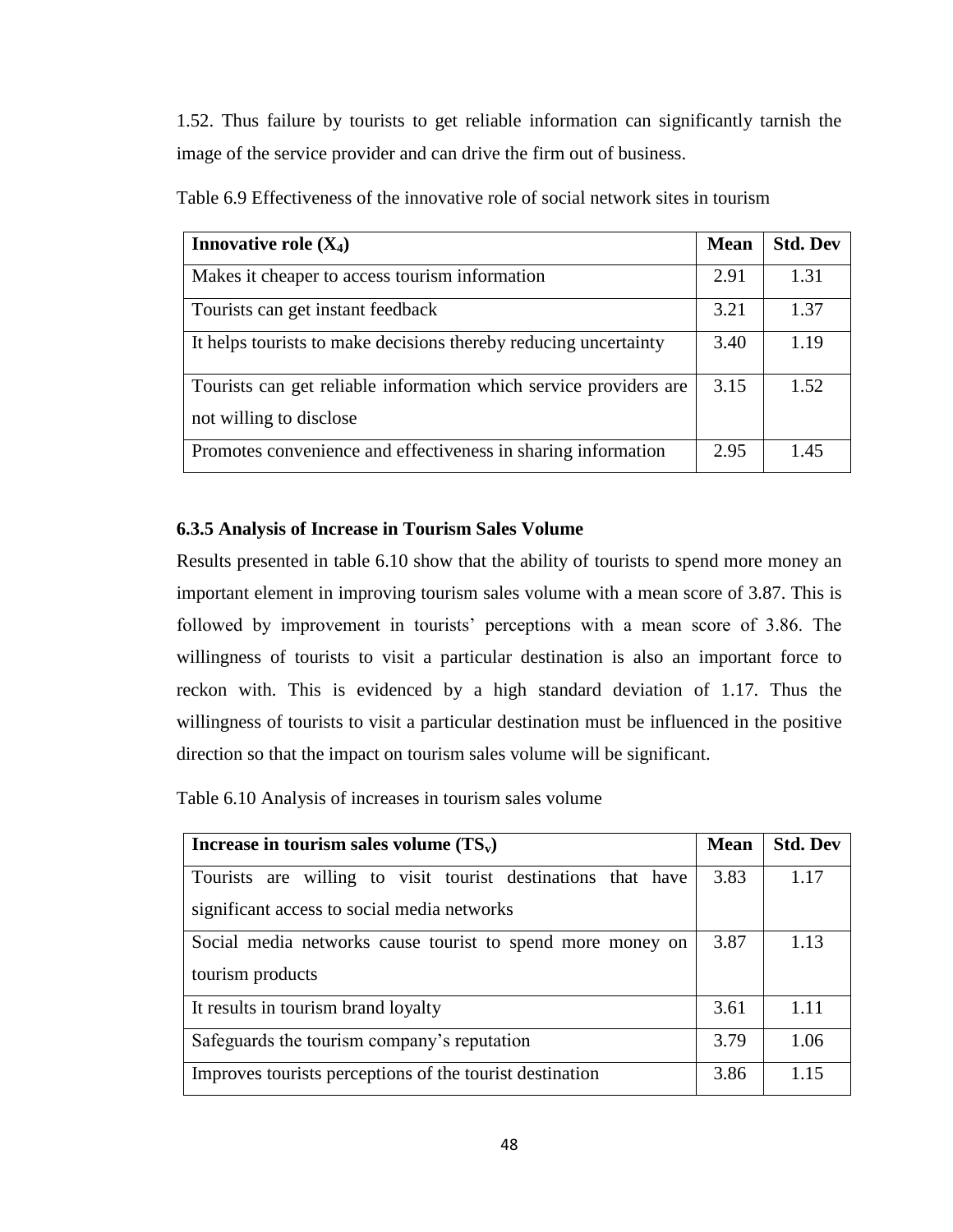1.52. Thus failure by tourists to get reliable information can significantly tarnish the image of the service provider and can drive the firm out of business.

Table 6.9 Effectiveness of the innovative role of social network sites in tourism

| **Innovative role ($X_4$)** | **Mean** | **Std. Dev** |
|---|---|---|
| Makes it cheaper to access tourism information | 2.91 | 1.31 |
| Tourists can get instant feedback | 3.21 | 1.37 |
| It helps tourists to make decisions thereby reducing uncertainty | 3.40 | 1.19 |
| Tourists can get reliable information which service providers are not willing to disclose | 3.15 | 1.52 |
| Promotes convenience and effectiveness in sharing information | 2.95 | 1.45 |

### 6.3.5 Analysis of Increase in Tourism Sales Volume

Results presented in table 6.10 show that the ability of tourists to spend more money an important element in improving tourism sales volume with a mean score of 3.87. This is followed by improvement in tourists' perceptions with a mean score of 3.86. The willingness of tourists to visit a particular destination is also an important force to reckon with. This is evidenced by a high standard deviation of 1.17. Thus the willingness of tourists to visit a particular destination must be influenced in the positive direction so that the impact on tourism sales volume will be significant.

Table 6.10 Analysis of increases in tourism sales volume

| **Increase in tourism sales volume ($TS_v$)** | **Mean** | **Std. Dev** |
|---|---|---|
| Tourists are willing to visit tourist destinations that have significant access to social media networks | 3.83 | 1.17 |
| Social media networks cause tourist to spend more money on tourism products | 3.87 | 1.13 |
| It results in tourism brand loyalty | 3.61 | 1.11 |
| Safeguards the tourism company's reputation | 3.79 | 1.06 |
| Improves tourists perceptions of the tourist destination | 3.86 | 1.15 |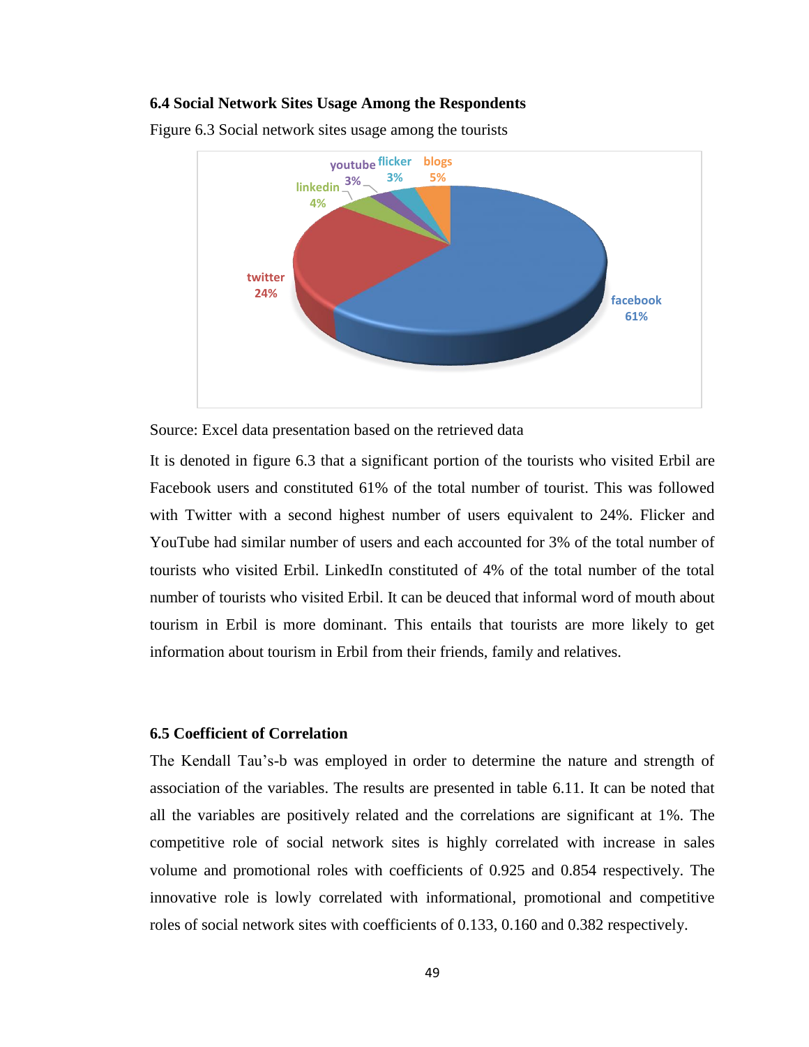### 6.4 Social Network Sites Usage Among the Respondents

Figure 6.3 Social network sites usage among the tourists

Source: Excel data presentation based on the retrieved data

It is denoted in figure 6.3 that a significant portion of the tourists who visited Erbil are Facebook users and constituted 61% of the total number of tourist. This was followed with Twitter with a second highest number of users equivalent to 24%. Flicker and YouTube had similar number of users and each accounted for 3% of the total number of tourists who visited Erbil. LinkedIn constituted of 4% of the total number of the total number of tourists who visited Erbil. It can be deuced that informal word of mouth about tourism in Erbil is more dominant. This entails that tourists are more likely to get information about tourism in Erbil from their friends, family and relatives.

### 6.5 Coefficient of Correlation

The Kendall Tau's-b was employed in order to determine the nature and strength of association of the variables. The results are presented in table 6.11. It can be noted that all the variables are positively related and the correlations are significant at 1%. The competitive role of social network sites is highly correlated with increase in sales volume and promotional roles with coefficients of 0.925 and 0.854 respectively. The innovative role is lowly correlated with informational, promotional and competitive roles of social network sites with coefficients of 0.133, 0.160 and 0.382 respectively.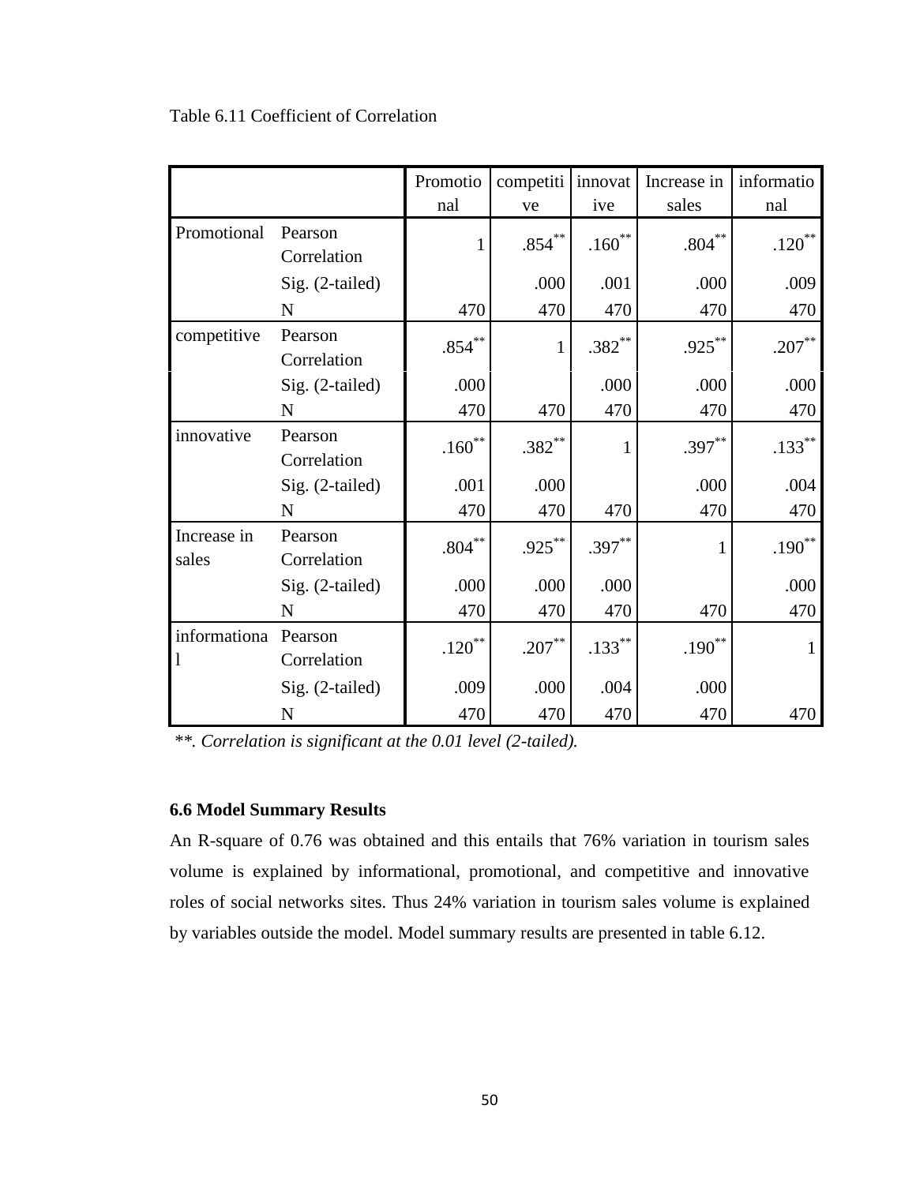Table 6.11 Coefficient of Correlation

| | | Promotional | competitive | innovative | Increase in sales | informational |
|---|---|---|---|---|---|---|
| Promotional | Pearson Correlation | 1 | .854** | .160** | .804** | .120** |
| | Sig. (2-tailed) | | .000 | .001 | .000 | .009 |
| | N | 470 | 470 | 470 | 470 | 470 |
| competitive | Pearson Correlation | .854** | 1 | .382** | .925** | .207** |
| | Sig. (2-tailed) | .000 | | .000 | .000 | .000 |
| | N | 470 | 470 | 470 | 470 | 470 |
| innovative | Pearson Correlation | .160** | .382** | 1 | .397** | .133** |
| | Sig. (2-tailed) | .001 | .000 | | .000 | .004 |
| | N | 470 | 470 | 470 | 470 | 470 |
| Increase in sales | Pearson Correlation | .804** | .925** | .397** | 1 | .190** |
| | Sig. (2-tailed) | .000 | .000 | .000 | | .000 |
| | N | 470 | 470 | 470 | 470 | 470 |
| informational | Pearson Correlation | .120** | .207** | .133** | .190** | 1 |
| | Sig. (2-tailed) | .009 | .000 | .004 | .000 | |
| | N | 470 | 470 | 470 | 470 | 470 |

*\*\*. Correlation is significant at the 0.01 level (2-tailed).*

**6.6 Model Summary Results**

An R-square of 0.76 was obtained and this entails that 76% variation in tourism sales volume is explained by informational, promotional, and competitive and innovative roles of social networks sites. Thus 24% variation in tourism sales volume is explained by variables outside the model. Model summary results are presented in table 6.12.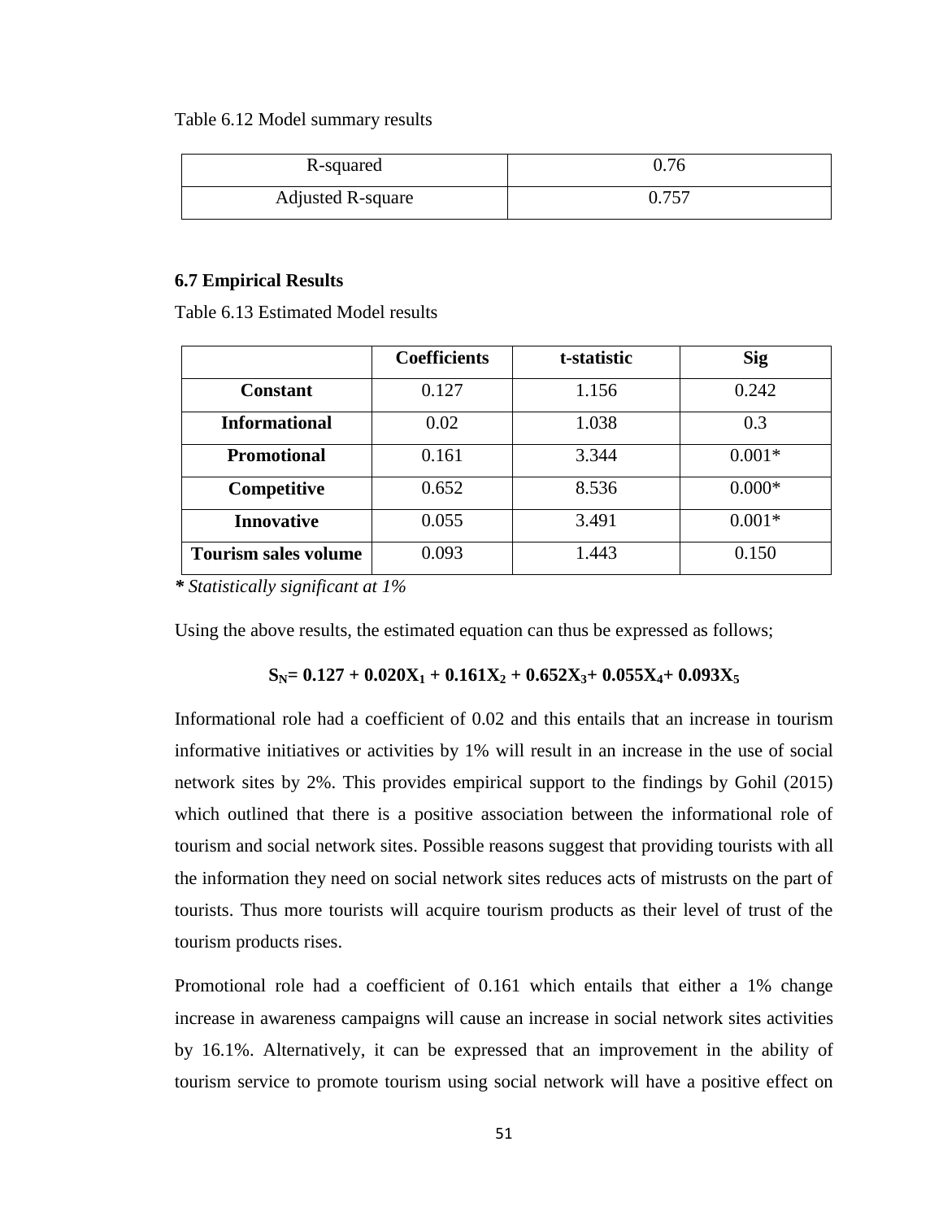Table 6.12 Model summary results

| R-squared | 0.76 |
|---|---|
| Adjusted R-square | 0.757 |

### 6.7 Empirical Results

Table 6.13 Estimated Model results

| | Coefficients | t-statistic | Sig |
|---|---|---|---|
| **Constant** | 0.127 | 1.156 | 0.242 |
| **Informational** | 0.02 | 1.038 | 0.3 |
| **Promotional** | 0.161 | 3.344 | 0.001* |
| **Competitive** | 0.652 | 8.536 | 0.000* |
| **Innovative** | 0.055 | 3.491 | 0.001* |
| **Tourism sales volume** | 0.093 | 1.443 | 0.150 |

***** *Statistically significant at 1%*

Using the above results, the estimated equation can thus be expressed as follows;

$$S_N = 0.127 + 0.020X_1 + 0.161X_2 + 0.652X_3 + 0.055X_4 + 0.093X_5$$

Informational role had a coefficient of 0.02 and this entails that an increase in tourism informative initiatives or activities by 1% will result in an increase in the use of social network sites by 2%. This provides empirical support to the findings by Gohil (2015) which outlined that there is a positive association between the informational role of tourism and social network sites. Possible reasons suggest that providing tourists with all the information they need on social network sites reduces acts of mistrusts on the part of tourists. Thus more tourists will acquire tourism products as their level of trust of the tourism products rises.

Promotional role had a coefficient of 0.161 which entails that either a 1% change increase in awareness campaigns will cause an increase in social network sites activities by 16.1%. Alternatively, it can be expressed that an improvement in the ability of tourism service to promote tourism using social network will have a positive effect on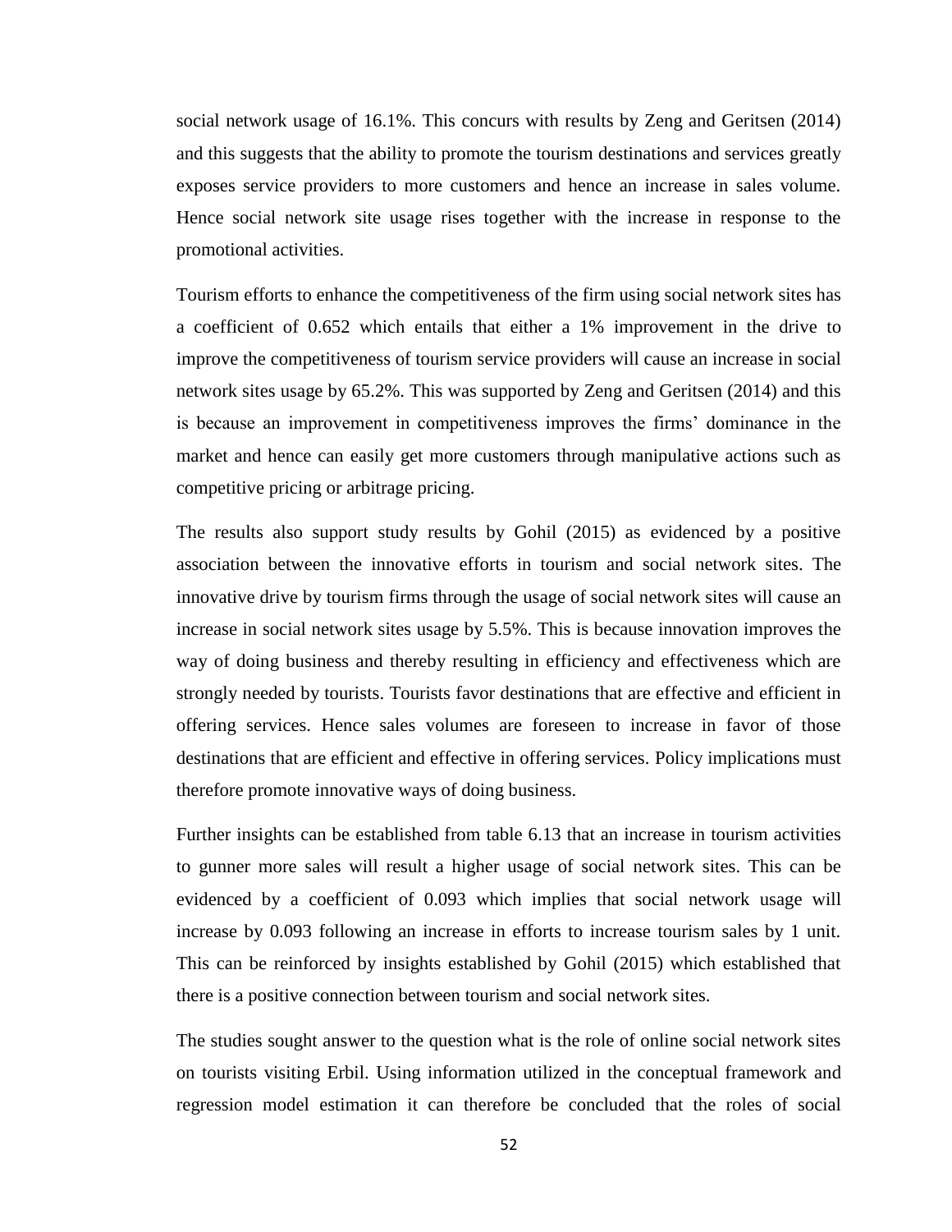social network usage of 16.1%. This concurs with results by Zeng and Geritsen (2014) and this suggests that the ability to promote the tourism destinations and services greatly exposes service providers to more customers and hence an increase in sales volume. Hence social network site usage rises together with the increase in response to the promotional activities.

Tourism efforts to enhance the competitiveness of the firm using social network sites has a coefficient of 0.652 which entails that either a 1% improvement in the drive to improve the competitiveness of tourism service providers will cause an increase in social network sites usage by 65.2%. This was supported by Zeng and Geritsen (2014) and this is because an improvement in competitiveness improves the firms' dominance in the market and hence can easily get more customers through manipulative actions such as competitive pricing or arbitrage pricing.

The results also support study results by Gohil (2015) as evidenced by a positive association between the innovative efforts in tourism and social network sites. The innovative drive by tourism firms through the usage of social network sites will cause an increase in social network sites usage by 5.5%. This is because innovation improves the way of doing business and thereby resulting in efficiency and effectiveness which are strongly needed by tourists. Tourists favor destinations that are effective and efficient in offering services. Hence sales volumes are foreseen to increase in favor of those destinations that are efficient and effective in offering services. Policy implications must therefore promote innovative ways of doing business.

Further insights can be established from table 6.13 that an increase in tourism activities to gunner more sales will result a higher usage of social network sites. This can be evidenced by a coefficient of 0.093 which implies that social network usage will increase by 0.093 following an increase in efforts to increase tourism sales by 1 unit. This can be reinforced by insights established by Gohil (2015) which established that there is a positive connection between tourism and social network sites.

The studies sought answer to the question what is the role of online social network sites on tourists visiting Erbil. Using information utilized in the conceptual framework and regression model estimation it can therefore be concluded that the roles of social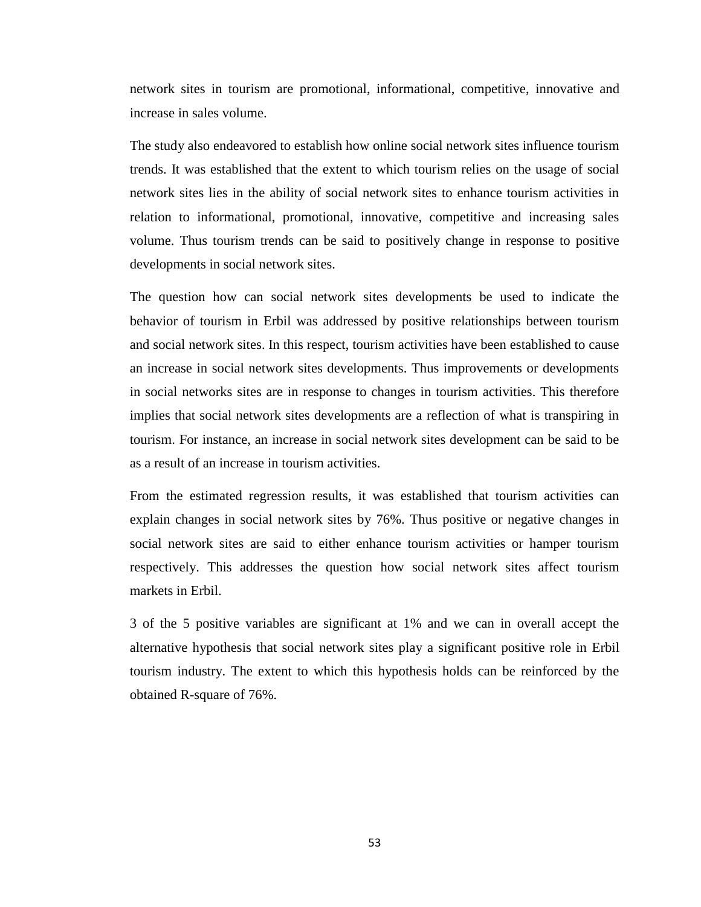network sites in tourism are promotional, informational, competitive, innovative and increase in sales volume.

The study also endeavored to establish how online social network sites influence tourism trends. It was established that the extent to which tourism relies on the usage of social network sites lies in the ability of social network sites to enhance tourism activities in relation to informational, promotional, innovative, competitive and increasing sales volume. Thus tourism trends can be said to positively change in response to positive developments in social network sites.

The question how can social network sites developments be used to indicate the behavior of tourism in Erbil was addressed by positive relationships between tourism and social network sites. In this respect, tourism activities have been established to cause an increase in social network sites developments. Thus improvements or developments in social networks sites are in response to changes in tourism activities. This therefore implies that social network sites developments are a reflection of what is transpiring in tourism. For instance, an increase in social network sites development can be said to be as a result of an increase in tourism activities.

From the estimated regression results, it was established that tourism activities can explain changes in social network sites by 76%. Thus positive or negative changes in social network sites are said to either enhance tourism activities or hamper tourism respectively. This addresses the question how social network sites affect tourism markets in Erbil.

3 of the 5 positive variables are significant at 1% and we can in overall accept the alternative hypothesis that social network sites play a significant positive role in Erbil tourism industry. The extent to which this hypothesis holds can be reinforced by the obtained R-square of 76%.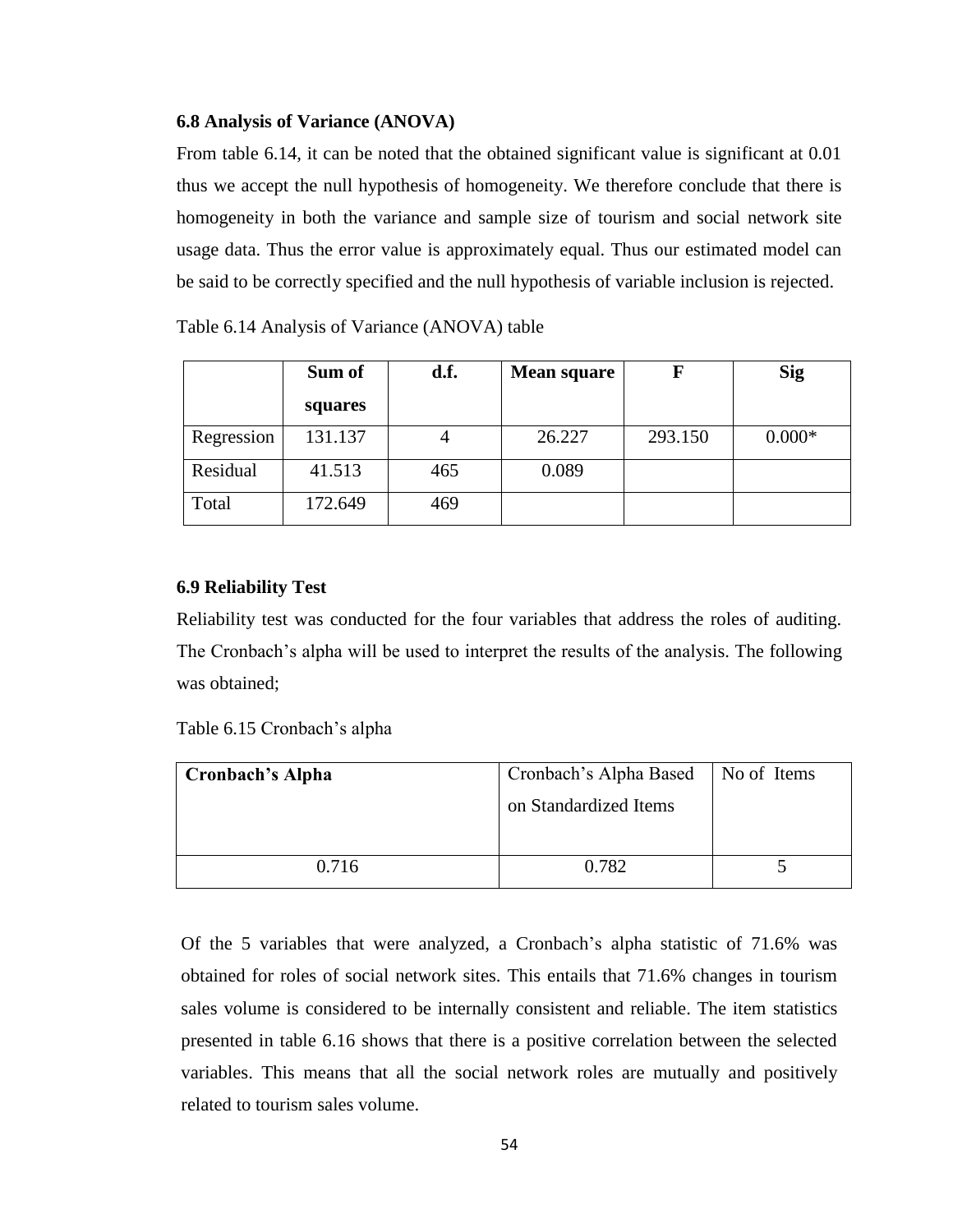### 6.8 Analysis of Variance (ANOVA)

From table 6.14, it can be noted that the obtained significant value is significant at 0.01 thus we accept the null hypothesis of homogeneity. We therefore conclude that there is homogeneity in both the variance and sample size of tourism and social network site usage data. Thus the error value is approximately equal. Thus our estimated model can be said to be correctly specified and the null hypothesis of variable inclusion is rejected.

Table 6.14 Analysis of Variance (ANOVA) table

| | **Sum of squares** | **d.f.** | **Mean square** | **F** | **Sig** |
|---|---|---|---|---|---|
| Regression | 131.137 | 4 | 26.227 | 293.150 | 0.000* |
| Residual | 41.513 | 465 | 0.089 | | |
| Total | 172.649 | 469 | | | |

### 6.9 Reliability Test

Reliability test was conducted for the four variables that address the roles of auditing. The Cronbach's alpha will be used to interpret the results of the analysis. The following was obtained;

Table 6.15 Cronbach's alpha

| **Cronbach's Alpha** | Cronbach's Alpha Based on Standardized Items | No of Items |
|---|---|---|
| 0.716 | 0.782 | 5 |

Of the 5 variables that were analyzed, a Cronbach's alpha statistic of 71.6% was obtained for roles of social network sites. This entails that 71.6% changes in tourism sales volume is considered to be internally consistent and reliable. The item statistics presented in table 6.16 shows that there is a positive correlation between the selected variables. This means that all the social network roles are mutually and positively related to tourism sales volume.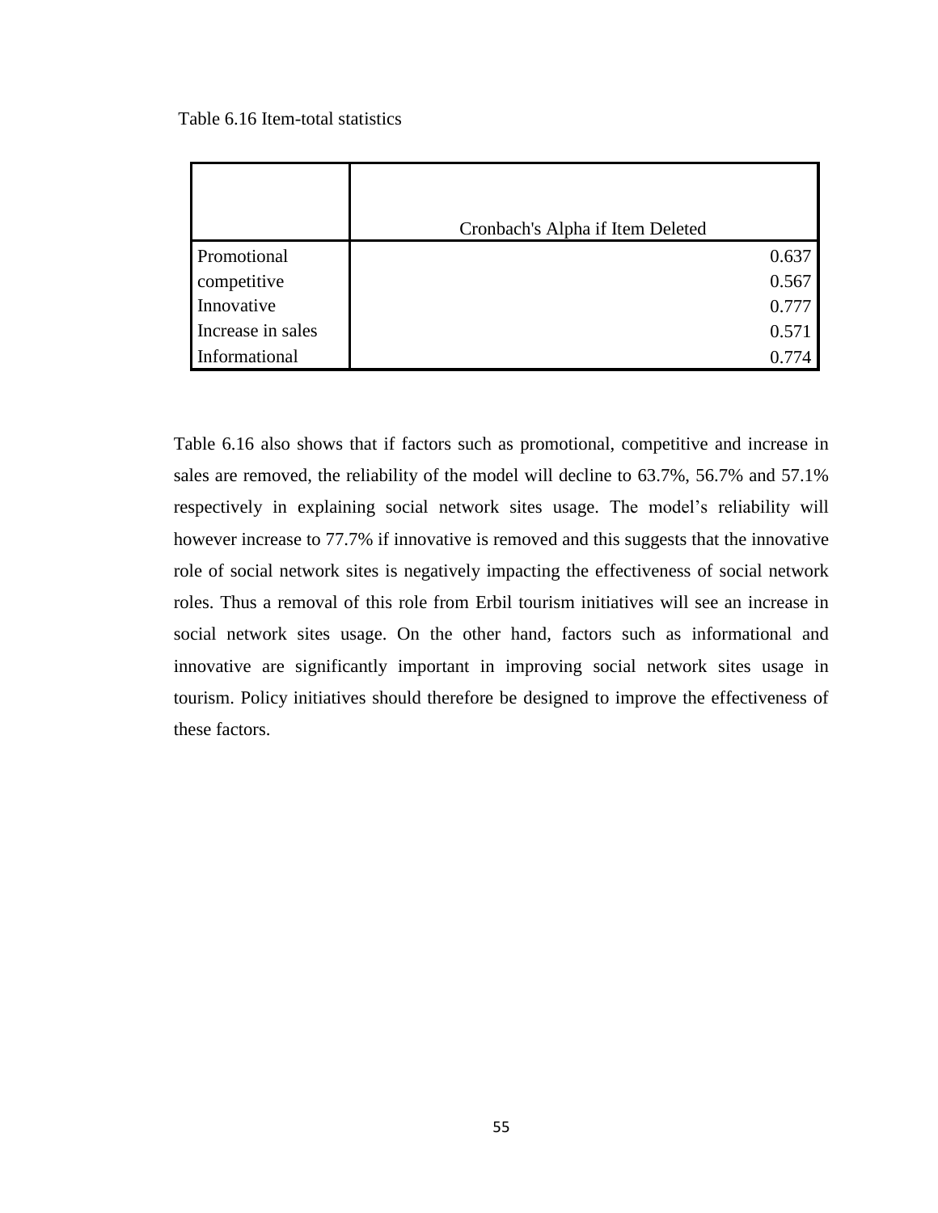Table 6.16 Item-total statistics

| | Cronbach's Alpha if Item Deleted |
|---|---|
| Promotional | 0.637 |
| competitive | 0.567 |
| Innovative | 0.777 |
| Increase in sales | 0.571 |
| Informational | 0.774 |

Table 6.16 also shows that if factors such as promotional, competitive and increase in sales are removed, the reliability of the model will decline to 63.7%, 56.7% and 57.1% respectively in explaining social network sites usage. The model's reliability will however increase to 77.7% if innovative is removed and this suggests that the innovative role of social network sites is negatively impacting the effectiveness of social network roles. Thus a removal of this role from Erbil tourism initiatives will see an increase in social network sites usage. On the other hand, factors such as informational and innovative are significantly important in improving social network sites usage in tourism. Policy initiatives should therefore be designed to improve the effectiveness of these factors.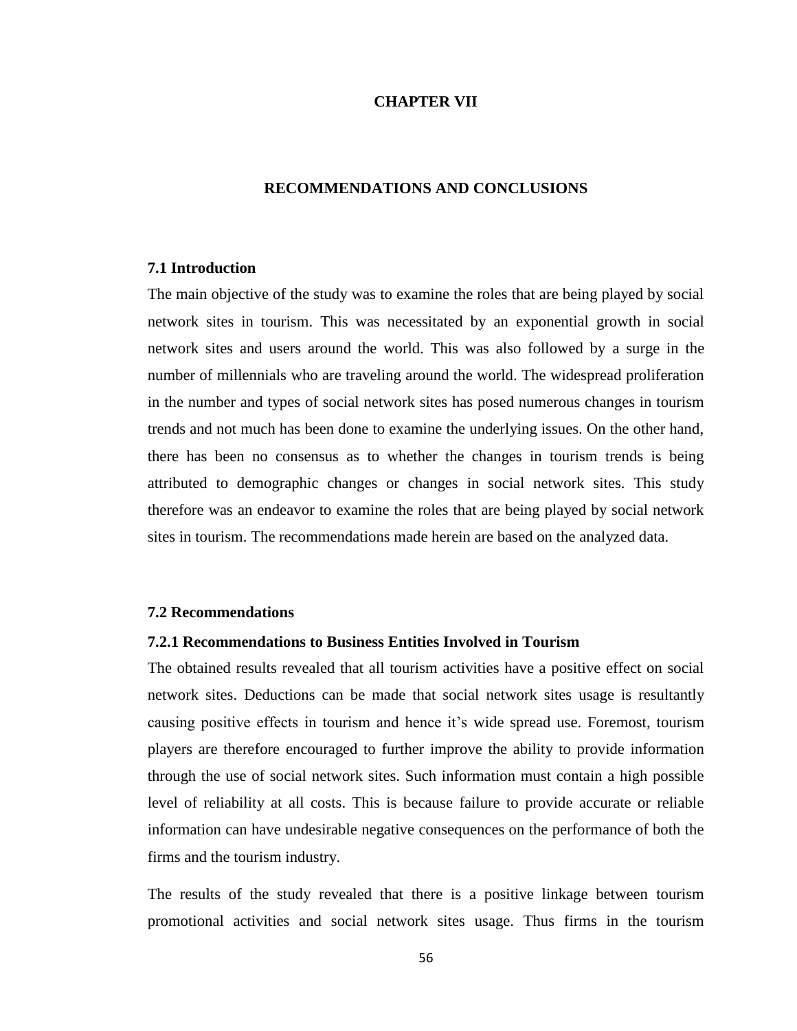# CHAPTER VII

# RECOMMENDATIONS AND CONCLUSIONS

## 7.1 Introduction

The main objective of the study was to examine the roles that are being played by social network sites in tourism. This was necessitated by an exponential growth in social network sites and users around the world. This was also followed by a surge in the number of millennials who are traveling around the world. The widespread proliferation in the number and types of social network sites has posed numerous changes in tourism trends and not much has been done to examine the underlying issues. On the other hand, there has been no consensus as to whether the changes in tourism trends is being attributed to demographic changes or changes in social network sites. This study therefore was an endeavor to examine the roles that are being played by social network sites in tourism. The recommendations made herein are based on the analyzed data.

## 7.2 Recommendations

### 7.2.1 Recommendations to Business Entities Involved in Tourism

The obtained results revealed that all tourism activities have a positive effect on social network sites. Deductions can be made that social network sites usage is resultantly causing positive effects in tourism and hence it's wide spread use. Foremost, tourism players are therefore encouraged to further improve the ability to provide information through the use of social network sites. Such information must contain a high possible level of reliability at all costs. This is because failure to provide accurate or reliable information can have undesirable negative consequences on the performance of both the firms and the tourism industry.

The results of the study revealed that there is a positive linkage between tourism promotional activities and social network sites usage. Thus firms in the tourism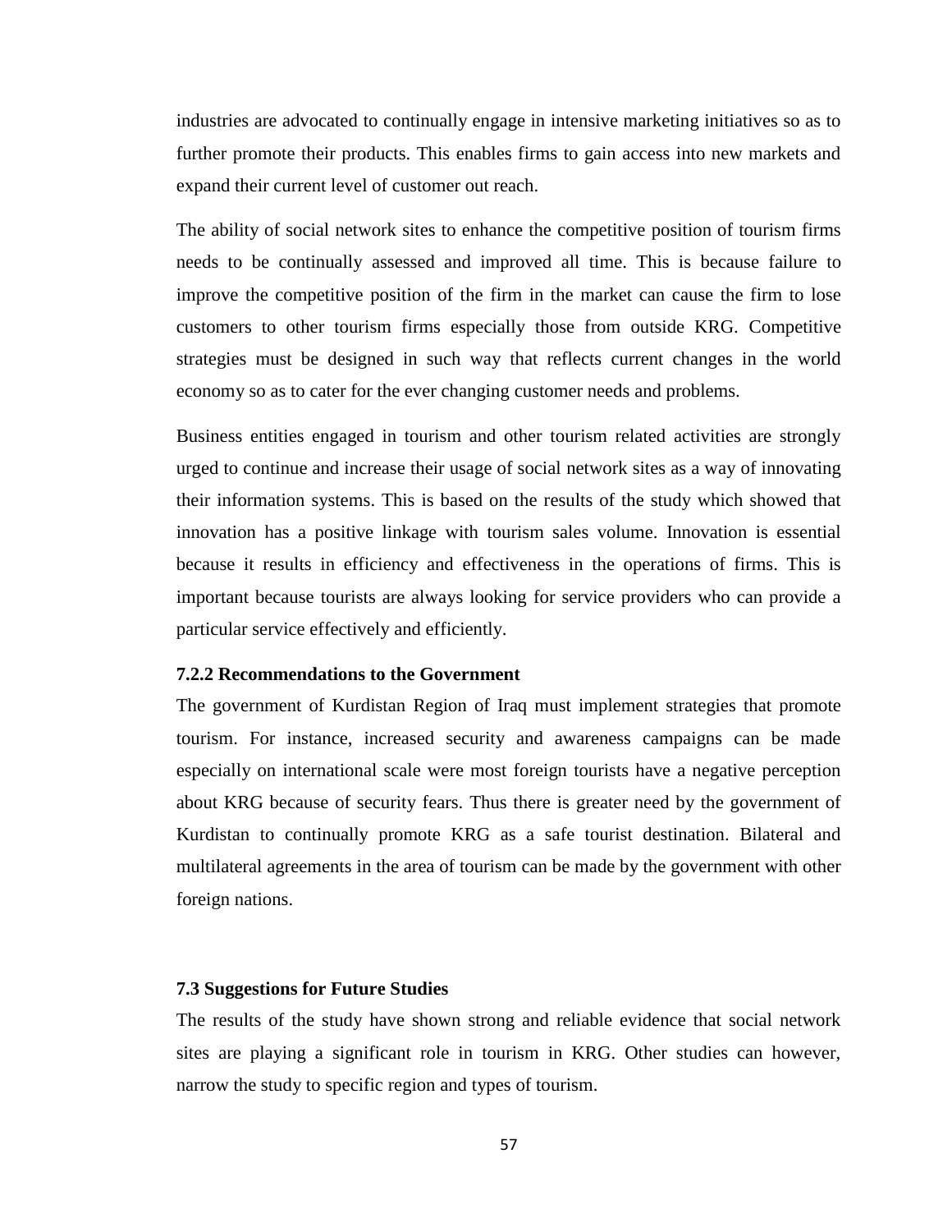industries are advocated to continually engage in intensive marketing initiatives so as to further promote their products. This enables firms to gain access into new markets and expand their current level of customer out reach.

The ability of social network sites to enhance the competitive position of tourism firms needs to be continually assessed and improved all time. This is because failure to improve the competitive position of the firm in the market can cause the firm to lose customers to other tourism firms especially those from outside KRG. Competitive strategies must be designed in such way that reflects current changes in the world economy so as to cater for the ever changing customer needs and problems.

Business entities engaged in tourism and other tourism related activities are strongly urged to continue and increase their usage of social network sites as a way of innovating their information systems. This is based on the results of the study which showed that innovation has a positive linkage with tourism sales volume. Innovation is essential because it results in efficiency and effectiveness in the operations of firms. This is important because tourists are always looking for service providers who can provide a particular service effectively and efficiently.

### 7.2.2 Recommendations to the Government

The government of Kurdistan Region of Iraq must implement strategies that promote tourism. For instance, increased security and awareness campaigns can be made especially on international scale were most foreign tourists have a negative perception about KRG because of security fears. Thus there is greater need by the government of Kurdistan to continually promote KRG as a safe tourist destination. Bilateral and multilateral agreements in the area of tourism can be made by the government with other foreign nations.

## 7.3 Suggestions for Future Studies

The results of the study have shown strong and reliable evidence that social network sites are playing a significant role in tourism in KRG. Other studies can however, narrow the study to specific region and types of tourism.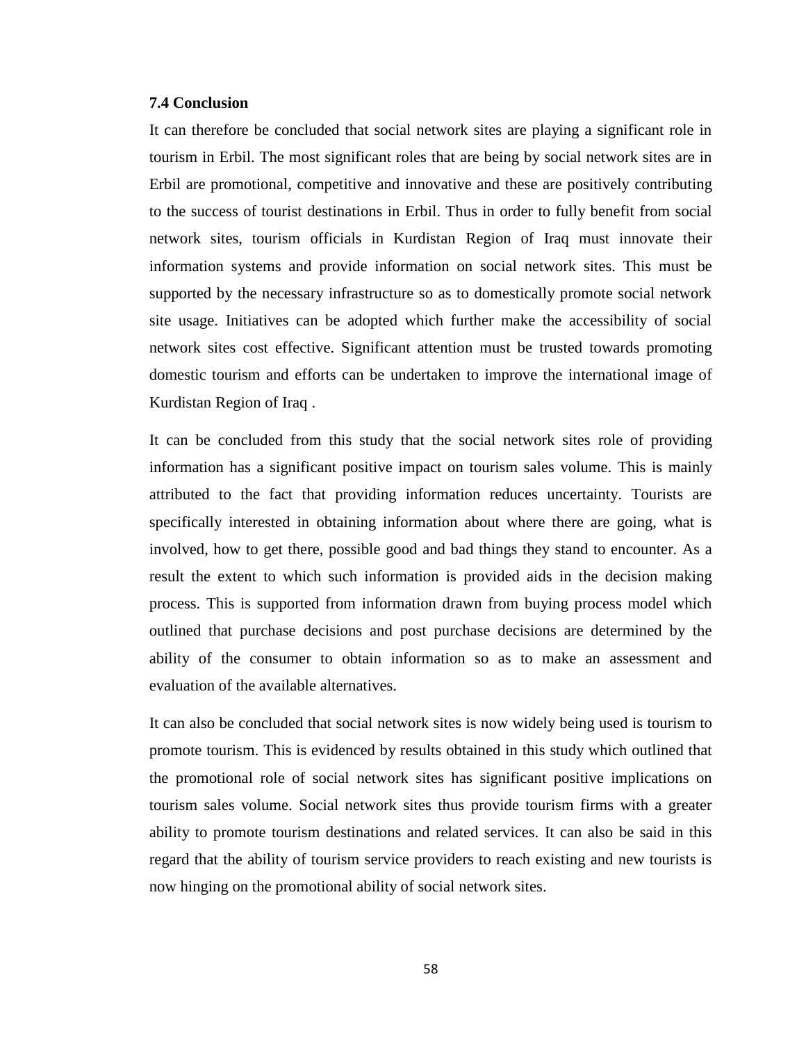### 7.4 Conclusion

It can therefore be concluded that social network sites are playing a significant role in tourism in Erbil. The most significant roles that are being by social network sites are in Erbil are promotional, competitive and innovative and these are positively contributing to the success of tourist destinations in Erbil. Thus in order to fully benefit from social network sites, tourism officials in Kurdistan Region of Iraq must innovate their information systems and provide information on social network sites. This must be supported by the necessary infrastructure so as to domestically promote social network site usage. Initiatives can be adopted which further make the accessibility of social network sites cost effective. Significant attention must be trusted towards promoting domestic tourism and efforts can be undertaken to improve the international image of Kurdistan Region of Iraq .

It can be concluded from this study that the social network sites role of providing information has a significant positive impact on tourism sales volume. This is mainly attributed to the fact that providing information reduces uncertainty. Tourists are specifically interested in obtaining information about where there are going, what is involved, how to get there, possible good and bad things they stand to encounter. As a result the extent to which such information is provided aids in the decision making process. This is supported from information drawn from buying process model which outlined that purchase decisions and post purchase decisions are determined by the ability of the consumer to obtain information so as to make an assessment and evaluation of the available alternatives.

It can also be concluded that social network sites is now widely being used is tourism to promote tourism. This is evidenced by results obtained in this study which outlined that the promotional role of social network sites has significant positive implications on tourism sales volume. Social network sites thus provide tourism firms with a greater ability to promote tourism destinations and related services. It can also be said in this regard that the ability of tourism service providers to reach existing and new tourists is now hinging on the promotional ability of social network sites.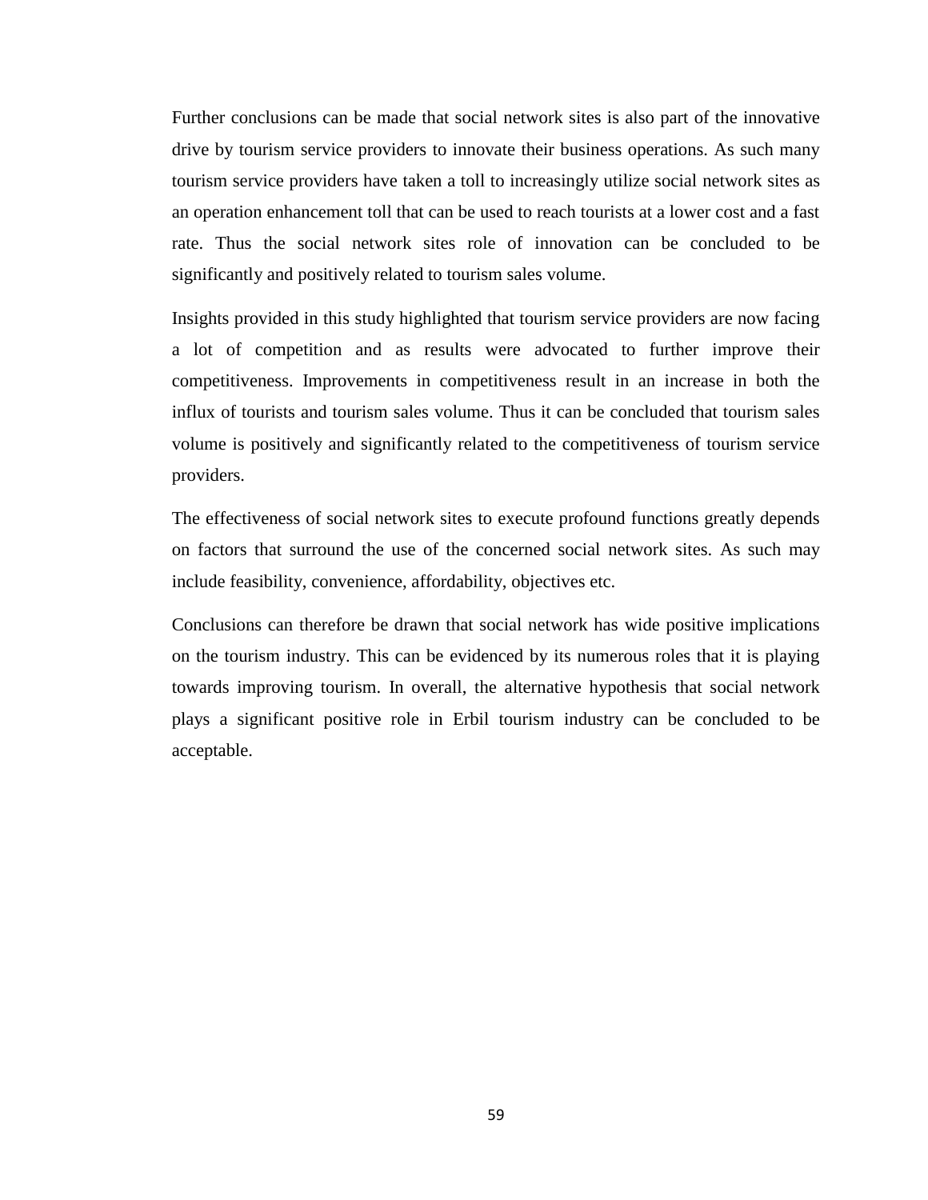Further conclusions can be made that social network sites is also part of the innovative drive by tourism service providers to innovate their business operations. As such many tourism service providers have taken a toll to increasingly utilize social network sites as an operation enhancement toll that can be used to reach tourists at a lower cost and a fast rate. Thus the social network sites role of innovation can be concluded to be significantly and positively related to tourism sales volume.

Insights provided in this study highlighted that tourism service providers are now facing a lot of competition and as results were advocated to further improve their competitiveness. Improvements in competitiveness result in an increase in both the influx of tourists and tourism sales volume. Thus it can be concluded that tourism sales volume is positively and significantly related to the competitiveness of tourism service providers.

The effectiveness of social network sites to execute profound functions greatly depends on factors that surround the use of the concerned social network sites. As such may include feasibility, convenience, affordability, objectives etc.

Conclusions can therefore be drawn that social network has wide positive implications on the tourism industry. This can be evidenced by its numerous roles that it is playing towards improving tourism. In overall, the alternative hypothesis that social network plays a significant positive role in Erbil tourism industry can be concluded to be acceptable.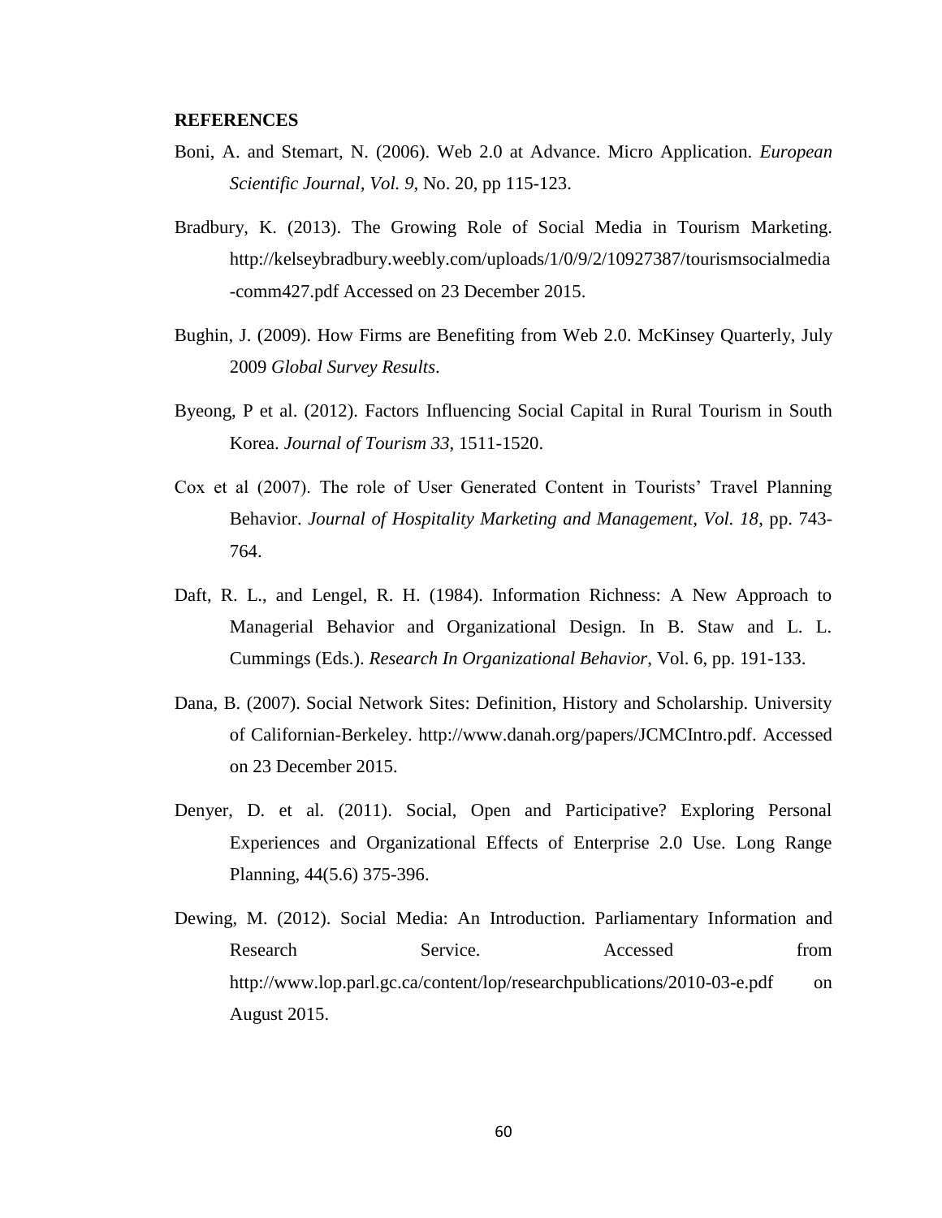**REFERENCES**

Boni, A. and Stemart, N. (2006). Web 2.0 at Advance. Micro Application. *European Scientific Journal, Vol. 9,* No. 20, pp 115-123.

Bradbury, K. (2013). The Growing Role of Social Media in Tourism Marketing. http://kelseybradbury.weebly.com/uploads/1/0/9/2/10927387/tourismsocialmedia-comm427.pdf Accessed on 23 December 2015.

Bughin, J. (2009). How Firms are Benefiting from Web 2.0. McKinsey Quarterly, July 2009 *Global Survey Results*.

Byeong, P et al. (2012). Factors Influencing Social Capital in Rural Tourism in South Korea. *Journal of Tourism 33*, 1511-1520.

Cox et al (2007). The role of User Generated Content in Tourists' Travel Planning Behavior. *Journal of Hospitality Marketing and Management, Vol. 18*, pp. 743-764.

Daft, R. L., and Lengel, R. H. (1984). Information Richness: A New Approach to Managerial Behavior and Organizational Design. In B. Staw and L. L. Cummings (Eds.). *Research In Organizational Behavior*, Vol. 6, pp. 191-133.

Dana, B. (2007). Social Network Sites: Definition, History and Scholarship. University of Californian-Berkeley. http://www.danah.org/papers/JCMCIntro.pdf. Accessed on 23 December 2015.

Denyer, D. et al. (2011). Social, Open and Participative? Exploring Personal Experiences and Organizational Effects of Enterprise 2.0 Use. Long Range Planning, 44(5.6) 375-396.

Dewing, M. (2012). Social Media: An Introduction. Parliamentary Information and Research Service. Accessed from http://www.lop.parl.gc.ca/content/lop/researchpublications/2010-03-e.pdf on August 2015.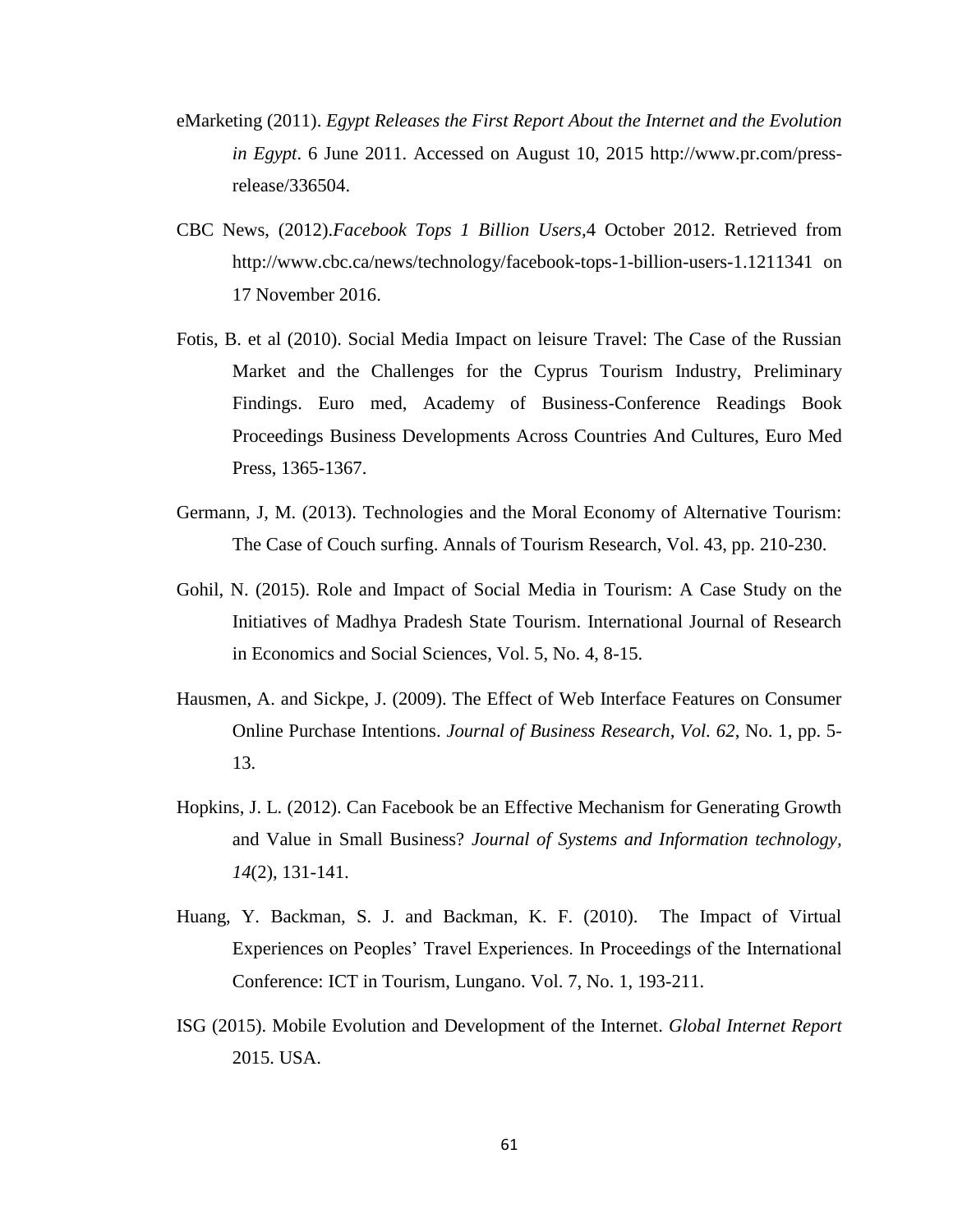eMarketing (2011). *Egypt Releases the First Report About the Internet and the Evolution in Egypt*. 6 June 2011. Accessed on August 10, 2015 http://www.pr.com/press-release/336504.

CBC News, (2012).*Facebook Tops 1 Billion Users*,4 October 2012. Retrieved from http://www.cbc.ca/news/technology/facebook-tops-1-billion-users-1.1211341 on 17 November 2016.

Fotis, B. et al (2010). Social Media Impact on leisure Travel: The Case of the Russian Market and the Challenges for the Cyprus Tourism Industry, Preliminary Findings. Euro med, Academy of Business-Conference Readings Book Proceedings Business Developments Across Countries And Cultures, Euro Med Press, 1365-1367.

Germann, J, M. (2013). Technologies and the Moral Economy of Alternative Tourism: The Case of Couch surfing. Annals of Tourism Research, Vol. 43, pp. 210-230.

Gohil, N. (2015). Role and Impact of Social Media in Tourism: A Case Study on the Initiatives of Madhya Pradesh State Tourism. International Journal of Research in Economics and Social Sciences, Vol. 5, No. 4, 8-15.

Hausmen, A. and Sickpe, J. (2009). The Effect of Web Interface Features on Consumer Online Purchase Intentions. *Journal of Business Research, Vol. 62*, No. 1, pp. 5-13.

Hopkins, J. L. (2012). Can Facebook be an Effective Mechanism for Generating Growth and Value in Small Business? *Journal of Systems and Information technology, 14*(2), 131-141.

Huang, Y. Backman, S. J. and Backman, K. F. (2010). The Impact of Virtual Experiences on Peoples' Travel Experiences. In Proceedings of the International Conference: ICT in Tourism, Lungano. Vol. 7, No. 1, 193-211.

ISG (2015). Mobile Evolution and Development of the Internet. *Global Internet Report* 2015. USA.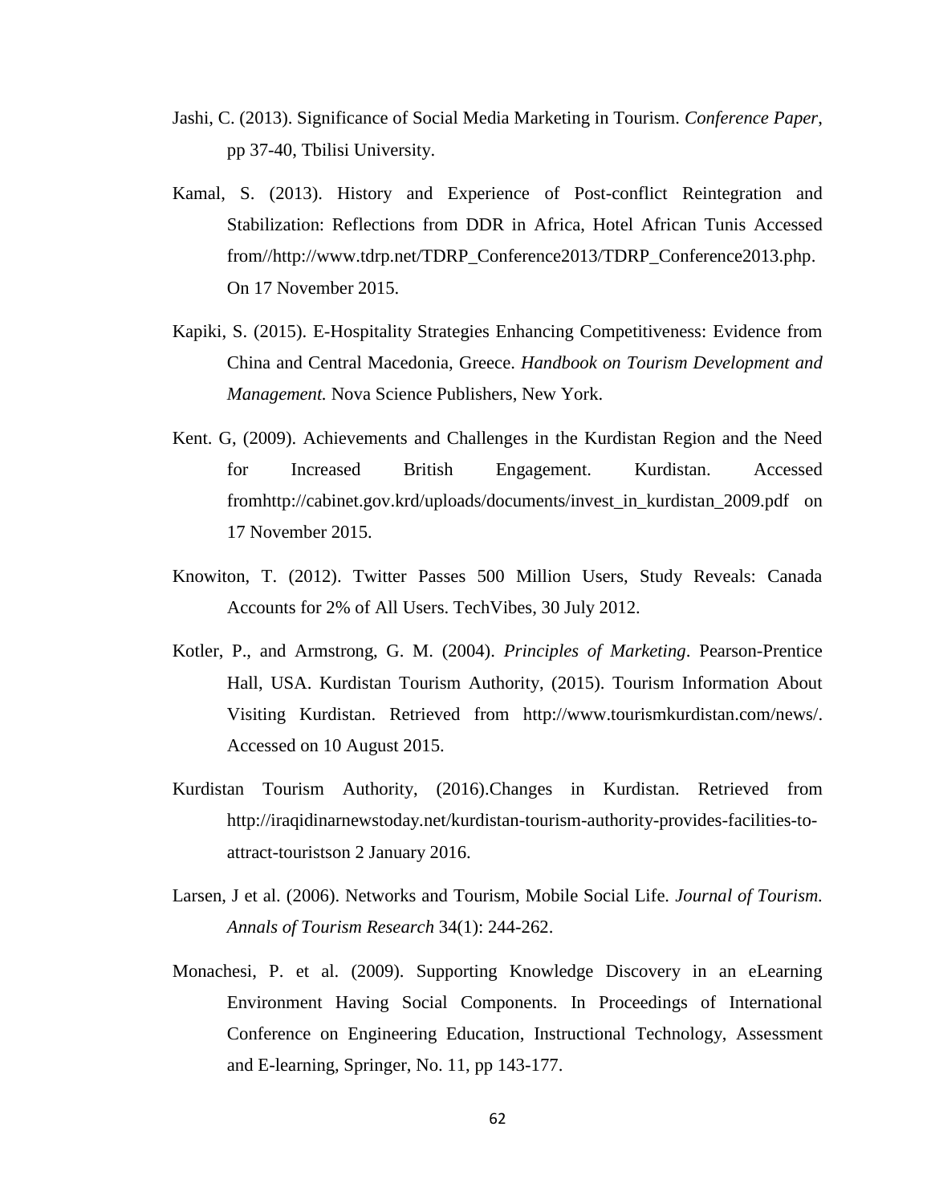Jashi, C. (2013). Significance of Social Media Marketing in Tourism. *Conference Paper*, pp 37-40, Tbilisi University.

Kamal, S. (2013). History and Experience of Post-conflict Reintegration and Stabilization: Reflections from DDR in Africa, Hotel African Tunis Accessed from//http://www.tdrp.net/TDRP_Conference2013/TDRP_Conference2013.php. On 17 November 2015.

Kapiki, S. (2015). E-Hospitality Strategies Enhancing Competitiveness: Evidence from China and Central Macedonia, Greece. *Handbook on Tourism Development and Management.* Nova Science Publishers, New York.

Kent. G, (2009). Achievements and Challenges in the Kurdistan Region and the Need for Increased British Engagement. Kurdistan. Accessed fromhttp://cabinet.gov.krd/uploads/documents/invest_in_kurdistan_2009.pdf on 17 November 2015.

Knowiton, T. (2012). Twitter Passes 500 Million Users, Study Reveals: Canada Accounts for 2% of All Users. TechVibes, 30 July 2012.

Kotler, P., and Armstrong, G. M. (2004). *Principles of Marketing*. Pearson-Prentice Hall, USA. Kurdistan Tourism Authority, (2015). Tourism Information About Visiting Kurdistan. Retrieved from http://www.tourismkurdistan.com/news/. Accessed on 10 August 2015.

Kurdistan Tourism Authority, (2016).Changes in Kurdistan. Retrieved from http://iraqidinarnewstoday.net/kurdistan-tourism-authority-provides-facilities-to-attract-touristson 2 January 2016.

Larsen, J et al. (2006). Networks and Tourism, Mobile Social Life. *Journal of Tourism. Annals of Tourism Research* 34(1): 244-262.

Monachesi, P. et al. (2009). Supporting Knowledge Discovery in an eLearning Environment Having Social Components. In Proceedings of International Conference on Engineering Education, Instructional Technology, Assessment and E-learning, Springer, No. 11, pp 143-177.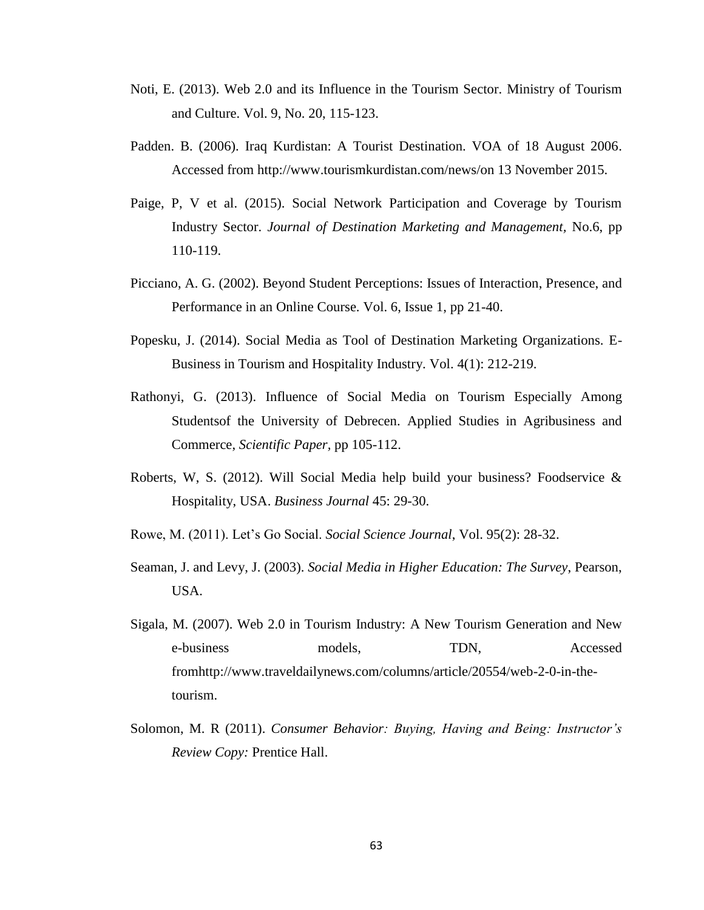Noti, E. (2013). Web 2.0 and its Influence in the Tourism Sector. Ministry of Tourism and Culture. Vol. 9, No. 20, 115-123.

Padden. B. (2006). Iraq Kurdistan: A Tourist Destination. VOA of 18 August 2006. Accessed from http://www.tourismkurdistan.com/news/on 13 November 2015.

Paige, P, V et al. (2015). Social Network Participation and Coverage by Tourism Industry Sector. *Journal of Destination Marketing and Management,* No.6, pp 110-119.

Picciano, A. G. (2002). Beyond Student Perceptions: Issues of Interaction, Presence, and Performance in an Online Course. Vol. 6, Issue 1, pp 21-40.

Popesku, J. (2014). Social Media as Tool of Destination Marketing Organizations. E-Business in Tourism and Hospitality Industry. Vol. 4(1): 212-219.

Rathonyi, G. (2013). Influence of Social Media on Tourism Especially Among Studentsof the University of Debrecen. Applied Studies in Agribusiness and Commerce, *Scientific Paper,* pp 105-112.

Roberts, W, S. (2012). Will Social Media help build your business? Foodservice & Hospitality, USA. *Business Journal* 45: 29-30.

Rowe, M. (2011). Let's Go Social. *Social Science Journal*, Vol. 95(2): 28-32.

Seaman, J. and Levy, J. (2003). *Social Media in Higher Education: The Survey*, Pearson, USA.

Sigala, M. (2007). Web 2.0 in Tourism Industry: A New Tourism Generation and New e-business models, TDN, Accessed fromhttp://www.traveldailynews.com/columns/article/20554/web-2-0-in-the-tourism.

Solomon, M. R (2011). *Consumer Behavior: Buying, Having and Being: Instructor's Review Copy:* Prentice Hall.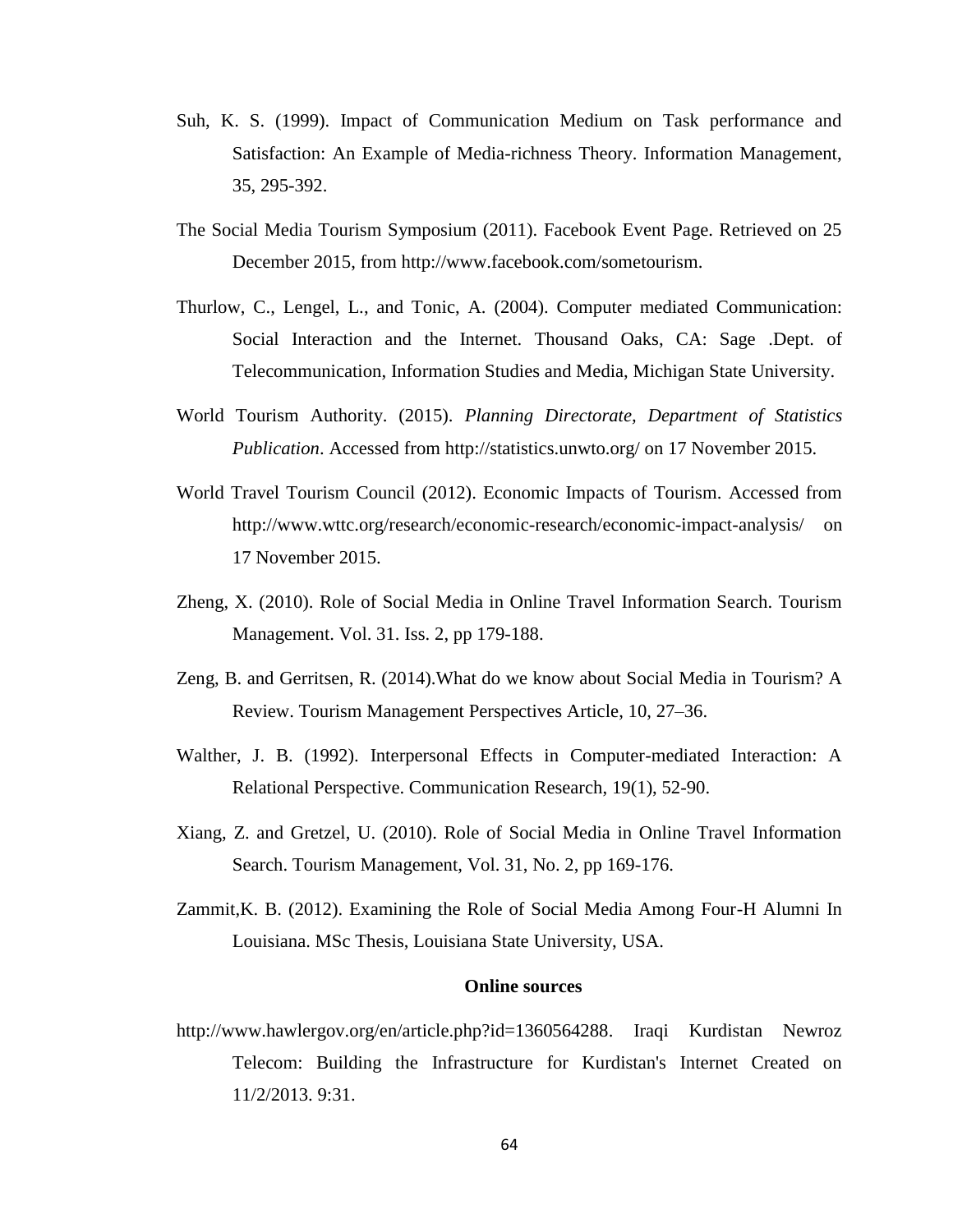Suh, K. S. (1999). Impact of Communication Medium on Task performance and Satisfaction: An Example of Media-richness Theory. Information Management, 35, 295-392.

The Social Media Tourism Symposium (2011). Facebook Event Page. Retrieved on 25 December 2015, from http://www.facebook.com/sometourism.

Thurlow, C., Lengel, L., and Tonic, A. (2004). Computer mediated Communication: Social Interaction and the Internet. Thousand Oaks, CA: Sage .Dept. of Telecommunication, Information Studies and Media, Michigan State University.

World Tourism Authority. (2015). *Planning Directorate, Department of Statistics Publication*. Accessed from http://statistics.unwto.org/ on 17 November 2015.

World Travel Tourism Council (2012). Economic Impacts of Tourism. Accessed from http://www.wttc.org/research/economic-research/economic-impact-analysis/ on 17 November 2015.

Zheng, X. (2010). Role of Social Media in Online Travel Information Search. Tourism Management. Vol. 31. Iss. 2, pp 179-188.

Zeng, B. and Gerritsen, R. (2014).What do we know about Social Media in Tourism? A Review. Tourism Management Perspectives Article, 10, 27–36.

Walther, J. B. (1992). Interpersonal Effects in Computer-mediated Interaction: A Relational Perspective. Communication Research, 19(1), 52-90.

Xiang, Z. and Gretzel, U. (2010). Role of Social Media in Online Travel Information Search. Tourism Management, Vol. 31, No. 2, pp 169-176.

Zammit,K. B. (2012). Examining the Role of Social Media Among Four-H Alumni In Louisiana. MSc Thesis, Louisiana State University, USA.

**Online sources**

http://www.hawlergov.org/en/article.php?id=1360564288. Iraqi Kurdistan Newroz Telecom: Building the Infrastructure for Kurdistan's Internet Created on 11/2/2013. 9:31.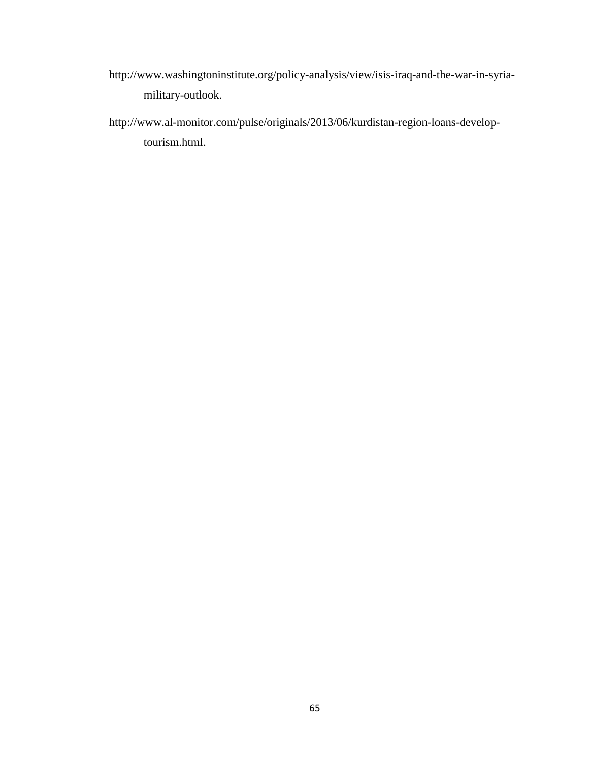http://www.washingtoninstitute.org/policy-analysis/view/isis-iraq-and-the-war-in-syria-military-outlook.

http://www.al-monitor.com/pulse/originals/2013/06/kurdistan-region-loans-develop-tourism.html.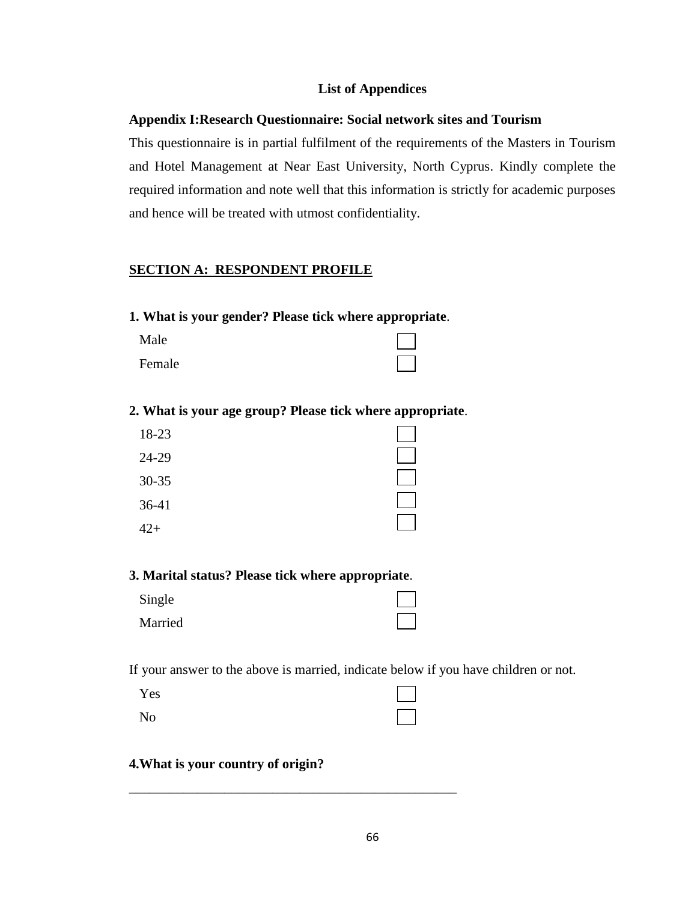## List of Appendices

### Appendix I:Research Questionnaire: Social network sites and Tourism

This questionnaire is in partial fulfilment of the requirements of the Masters in Tourism and Hotel Management at Near East University, North Cyprus. Kindly complete the required information and note well that this information is strictly for academic purposes and hence will be treated with utmost confidentiality.

**SECTION A: RESPONDENT PROFILE**

**1. What is your gender? Please tick where appropriate**.

- Male ☐
- Female ☐

**2. What is your age group? Please tick where appropriate**.

- 18-23 ☐
- 24-29 ☐
- 30-35 ☐
- 36-41 ☐
- 42+ ☐

**3. Marital status? Please tick where appropriate**.

- Single ☐
- Married ☐

If your answer to the above is married, indicate below if you have children or not.

- Yes ☐
- No ☐

**4.What is your country of origin?**

\_\_\_\_\_\_\_\_\_\_\_\_\_\_\_\_\_\_\_\_\_\_\_\_\_\_\_\_\_\_\_\_\_\_\_\_\_\_\_\_\_\_\_\_\_\_\_\_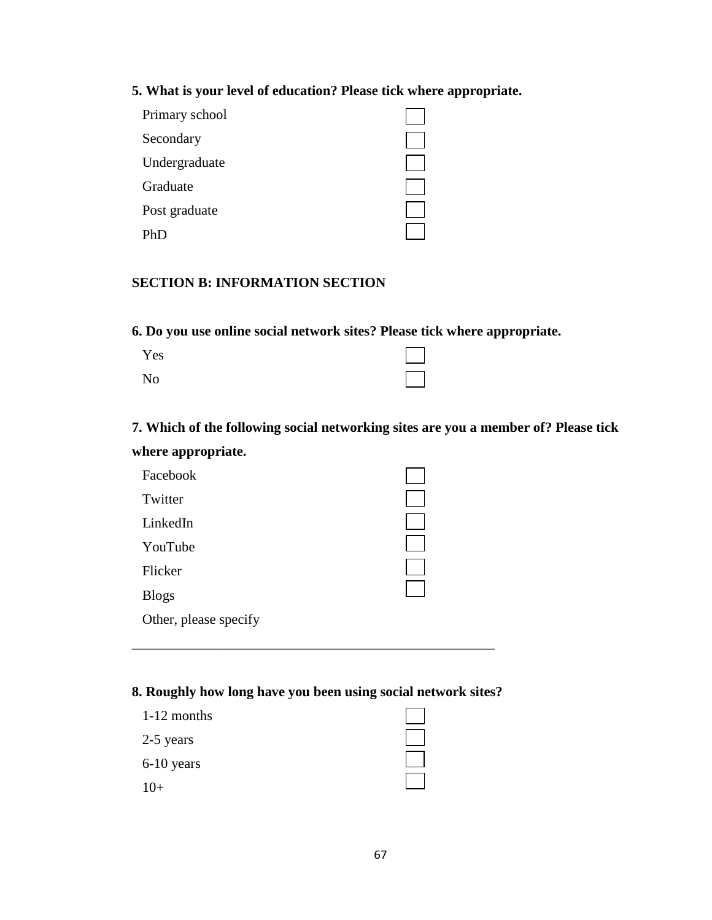**5. What is your level of education? Please tick where appropriate.**

- Primary school ☐
- Secondary ☐
- Undergraduate ☐
- Graduate ☐
- Post graduate ☐
- PhD ☐

## SECTION B: INFORMATION SECTION

**6. Do you use online social network sites? Please tick where appropriate.**

- Yes ☐
- No ☐

**7. Which of the following social networking sites are you a member of? Please tick where appropriate.**

- Facebook ☐
- Twitter ☐
- LinkedIn ☐
- YouTube ☐
- Flicker ☐
- Blogs ☐
- Other, please specify

_____________________________________________________

**8. Roughly how long have you been using social network sites?**

- 1-12 months ☐
- 2-5 years ☐
- 6-10 years ☐
- 10+ ☐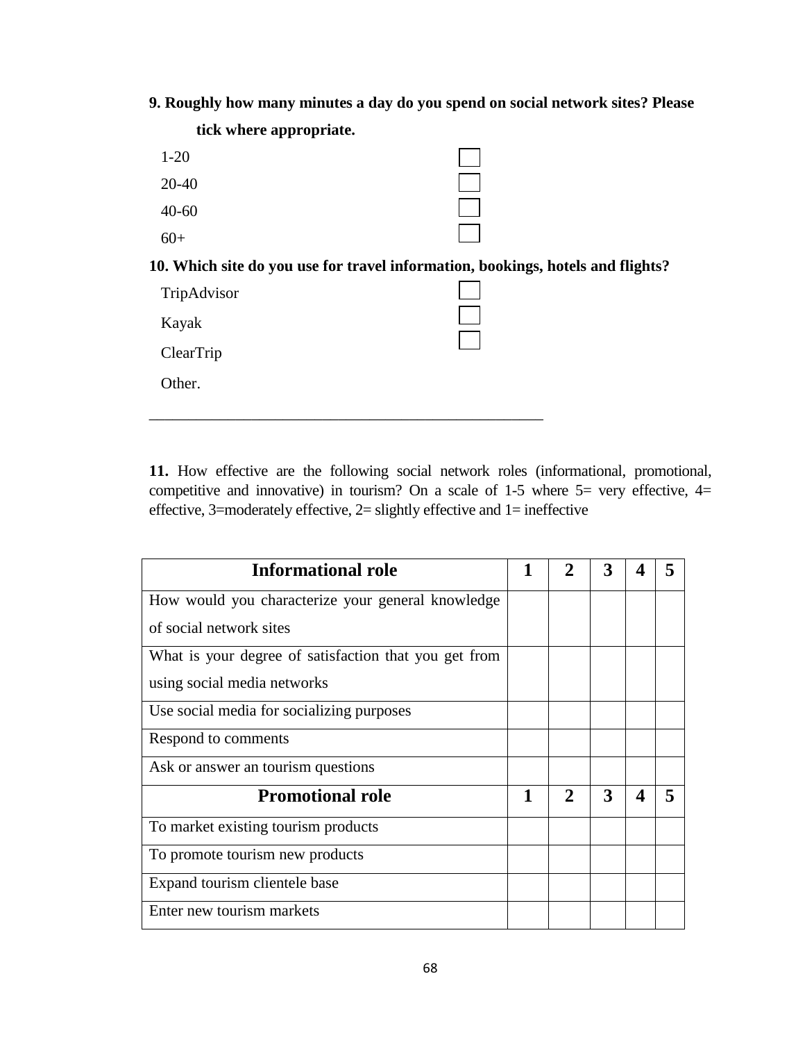**9. Roughly how many minutes a day do you spend on social network sites? Please tick where appropriate.**

1-20 ☐

20-40 ☐

40-60 ☐

60+ ☐

**10. Which site do you use for travel information, bookings, hotels and flights?**

TripAdvisor ☐

Kayak ☐

ClearTrip ☐

Other.

_____________________________________________________

**11.** How effective are the following social network roles (informational, promotional, competitive and innovative) in tourism? On a scale of 1-5 where 5= very effective, 4= effective, 3=moderately effective, 2= slightly effective and 1= ineffective

| **Informational role** | **1** | **2** | **3** | **4** | **5** |
|---|---|---|---|---|---|
| How would you characterize your general knowledge of social network sites | | | | | |
| What is your degree of satisfaction that you get from using social media networks | | | | | |
| Use social media for socializing purposes | | | | | |
| Respond to comments | | | | | |
| Ask or answer an tourism questions | | | | | |
| **Promotional role** | **1** | **2** | **3** | **4** | **5** |
| To market existing tourism products | | | | | |
| To promote tourism new products | | | | | |
| Expand tourism clientele base | | | | | |
| Enter new tourism markets | | | | | |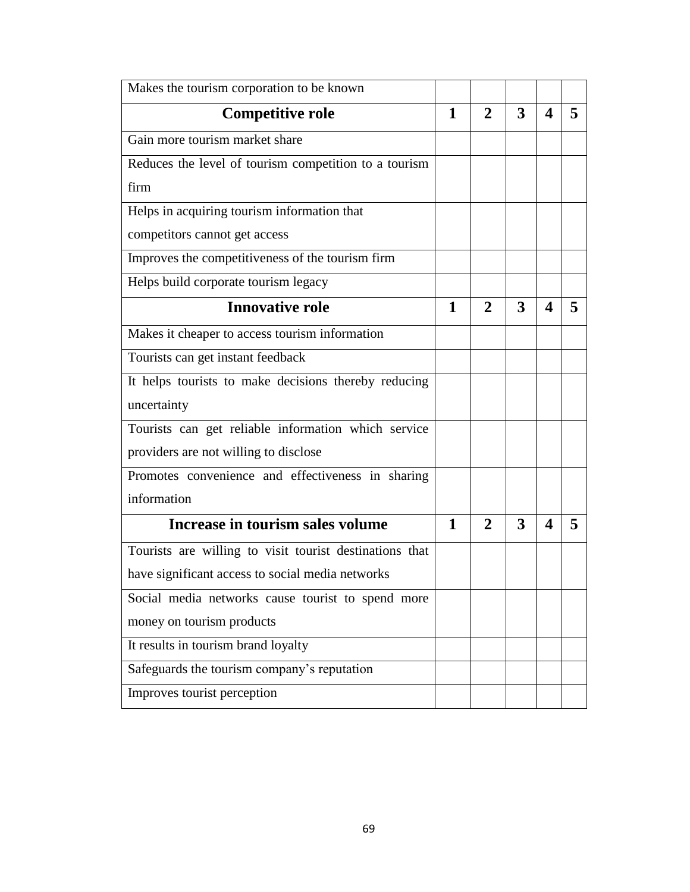| | | | | | |
|---|---|---|---|---|---|
| Makes the tourism corporation to be known | | | | | |
| **Competitive role** | **1** | **2** | **3** | **4** | **5** |
| Gain more tourism market share | | | | | |
| Reduces the level of tourism competition to a tourism firm | | | | | |
| Helps in acquiring tourism information that competitors cannot get access | | | | | |
| Improves the competitiveness of the tourism firm | | | | | |
| Helps build corporate tourism legacy | | | | | |
| **Innovative role** | **1** | **2** | **3** | **4** | **5** |
| Makes it cheaper to access tourism information | | | | | |
| Tourists can get instant feedback | | | | | |
| It helps tourists to make decisions thereby reducing uncertainty | | | | | |
| Tourists can get reliable information which service providers are not willing to disclose | | | | | |
| Promotes convenience and effectiveness in sharing information | | | | | |
| **Increase in tourism sales volume** | **1** | **2** | **3** | **4** | **5** |
| Tourists are willing to visit tourist destinations that have significant access to social media networks | | | | | |
| Social media networks cause tourist to spend more money on tourism products | | | | | |
| It results in tourism brand loyalty | | | | | |
| Safeguards the tourism company's reputation | | | | | |
| Improves tourist perception | | | | | |